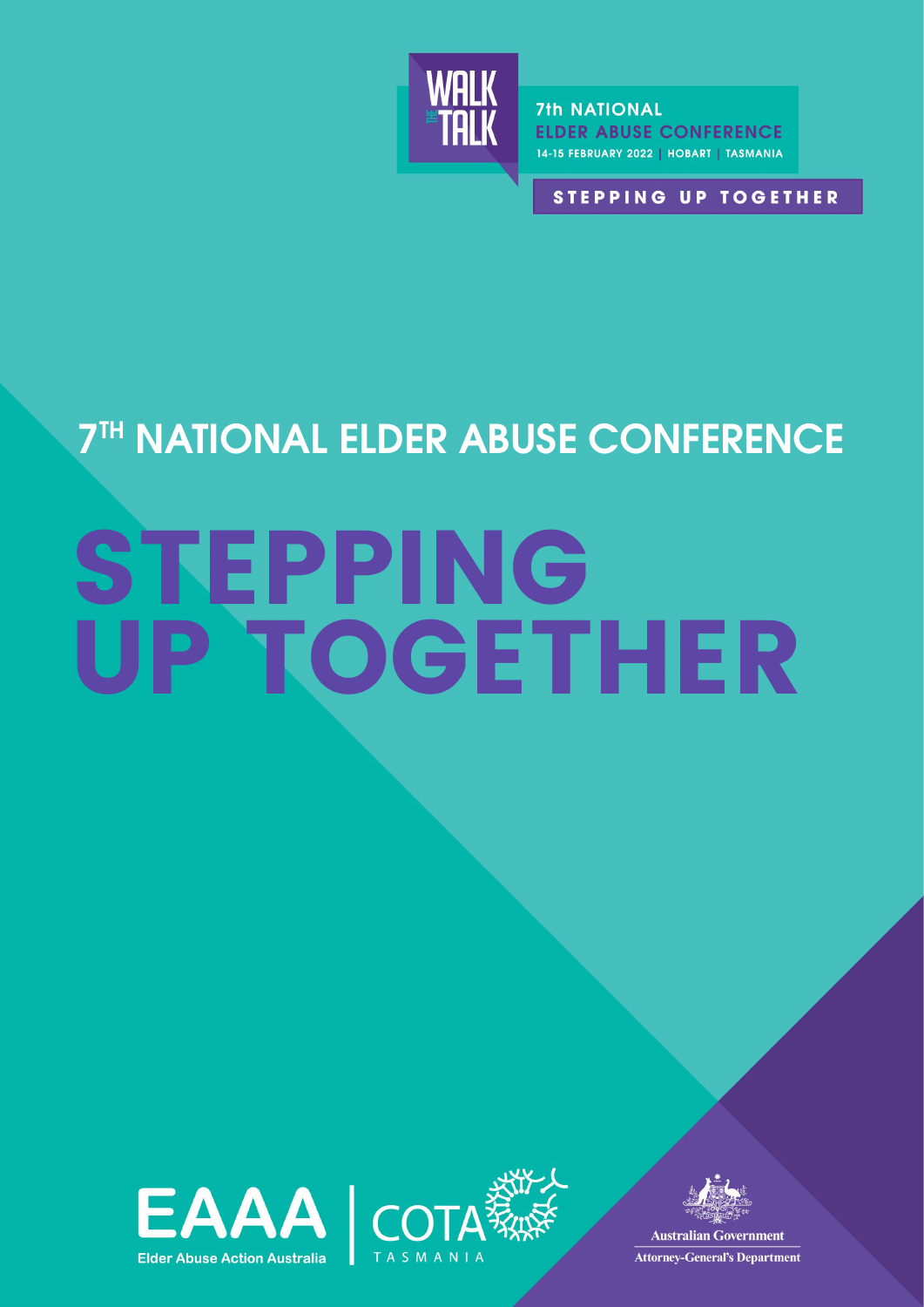WALK THE TALK

7th NATIONAL
ELDER ABUSE CONFERENCE
14-15 FEBRUARY 2022 | HOBART | TASMANIA

STEPPING UP TOGETHER

# 7TH NATIONAL ELDER ABUSE CONFERENCE

# STEPPING UP TOGETHER

EAAA
Elder Abuse Action Australia

COTA
TASMANIA

Australian Government
Attorney-General's Department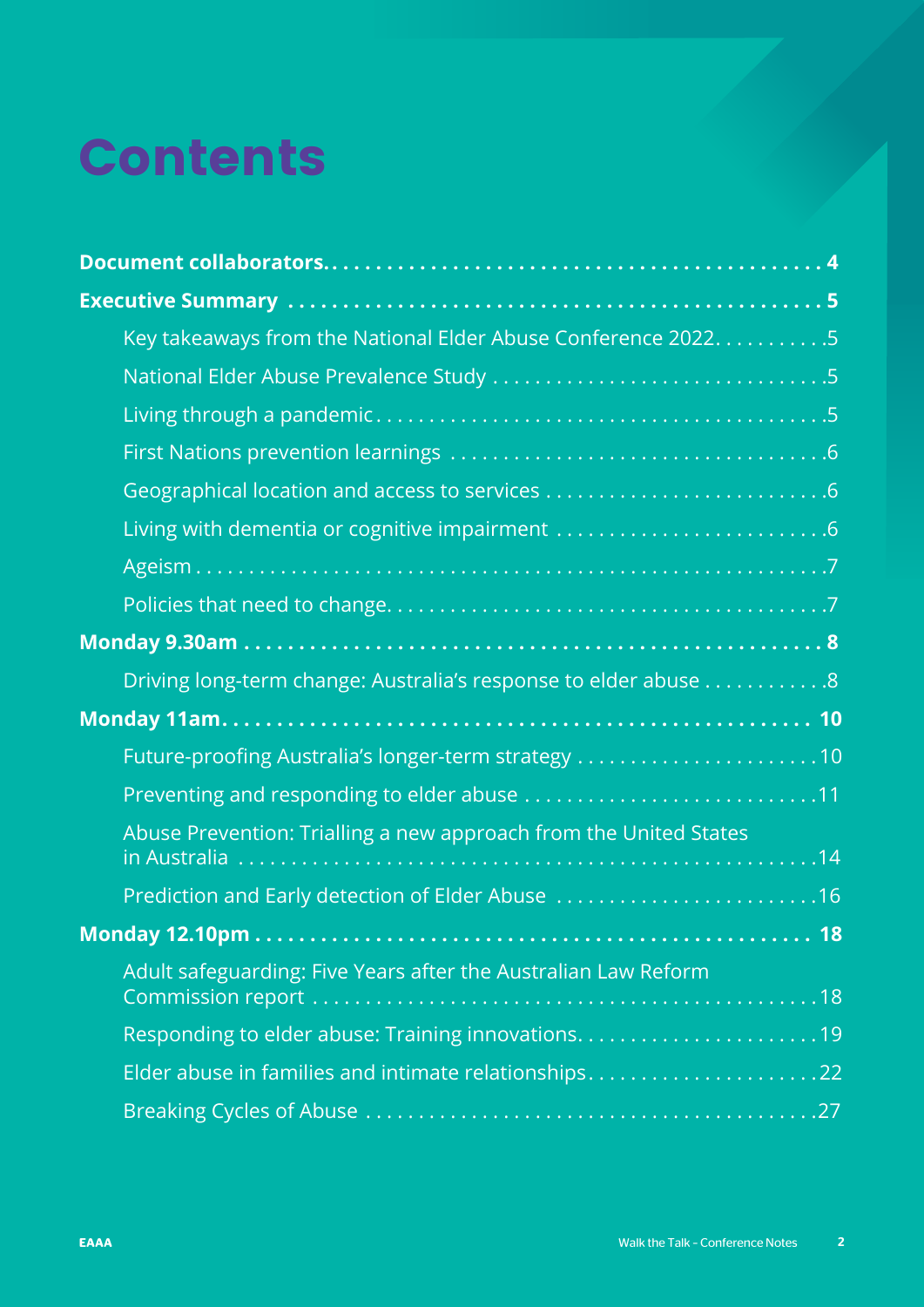# Contents

**Document collaborators** 4

**Executive Summary** 5

- Key takeaways from the National Elder Abuse Conference 2022 5
- National Elder Abuse Prevalence Study 5
- Living through a pandemic 5
- First Nations prevention learnings 6
- Geographical location and access to services 6
- Living with dementia or cognitive impairment 6
- Ageism 7
- Policies that need to change 7

**Monday 9.30am** 8

- Driving long-term change: Australia's response to elder abuse 8

**Monday 11am** 10

- Future-proofing Australia's longer-term strategy 10
- Preventing and responding to elder abuse 11
- Abuse Prevention: Trialling a new approach from the United States in Australia 14
- Prediction and Early detection of Elder Abuse 16

**Monday 12.10pm** 18

- Adult safeguarding: Five Years after the Australian Law Reform Commission report 18
- Responding to elder abuse: Training innovations 19
- Elder abuse in families and intimate relationships 22
- Breaking Cycles of Abuse 27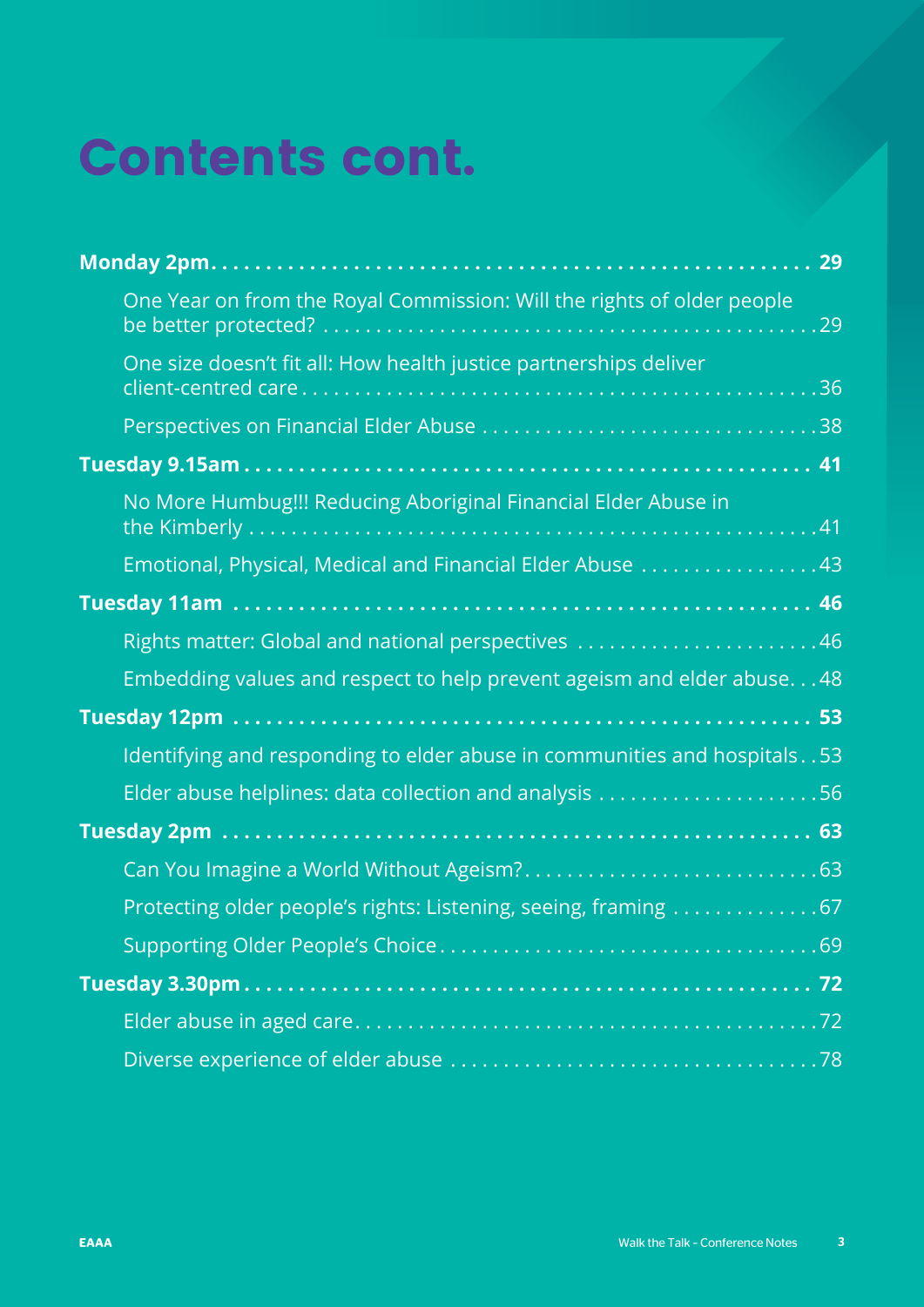# Contents cont.

**Monday 2pm . . . 29**

- One Year on from the Royal Commission: Will the rights of older people be better protected? . . . 29
- One size doesn't fit all: How health justice partnerships deliver client-centred care . . . 36
- Perspectives on Financial Elder Abuse . . . 38

**Tuesday 9.15am . . . 41**

- No More Humbug!!! Reducing Aboriginal Financial Elder Abuse in the Kimberly . . . 41
- Emotional, Physical, Medical and Financial Elder Abuse . . . 43

**Tuesday 11am . . . 46**

- Rights matter: Global and national perspectives . . . 46
- Embedding values and respect to help prevent ageism and elder abuse . . . 48

**Tuesday 12pm . . . 53**

- Identifying and responding to elder abuse in communities and hospitals . . . 53
- Elder abuse helplines: data collection and analysis . . . 56

**Tuesday 2pm . . . 63**

- Can You Imagine a World Without Ageism? . . . 63
- Protecting older people's rights: Listening, seeing, framing . . . 67
- Supporting Older People's Choice . . . 69

**Tuesday 3.30pm . . . 72**

- Elder abuse in aged care . . . 72
- Diverse experience of elder abuse . . . 78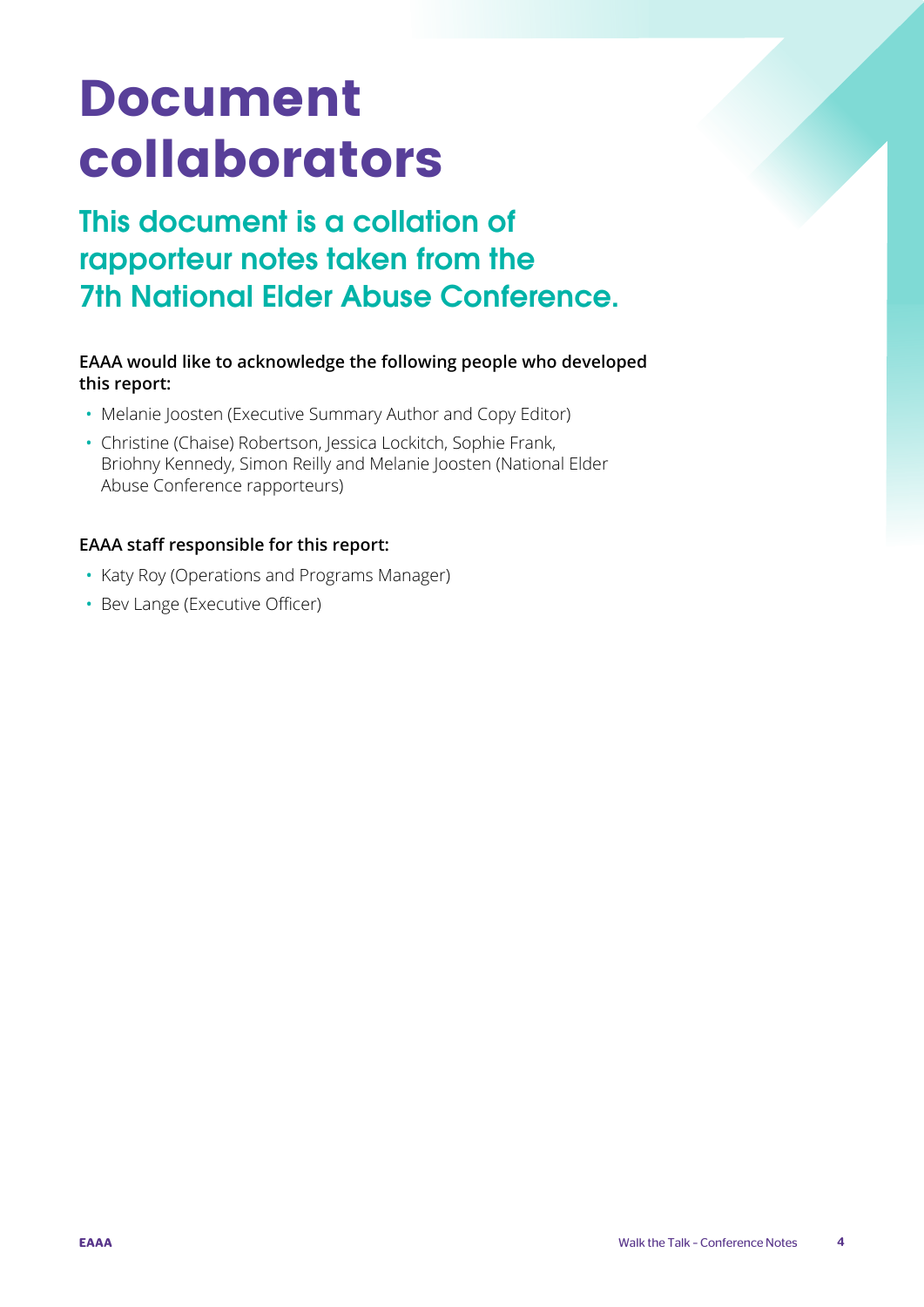# Document collaborators

## This document is a collation of rapporteur notes taken from the 7th National Elder Abuse Conference.

**EAAA would like to acknowledge the following people who developed this report:**

- Melanie Joosten (Executive Summary Author and Copy Editor)
- Christine (Chaise) Robertson, Jessica Lockitch, Sophie Frank, Briohny Kennedy, Simon Reilly and Melanie Joosten (National Elder Abuse Conference rapporteurs)

**EAAA staff responsible for this report:**

- Katy Roy (Operations and Programs Manager)
- Bev Lange (Executive Officer)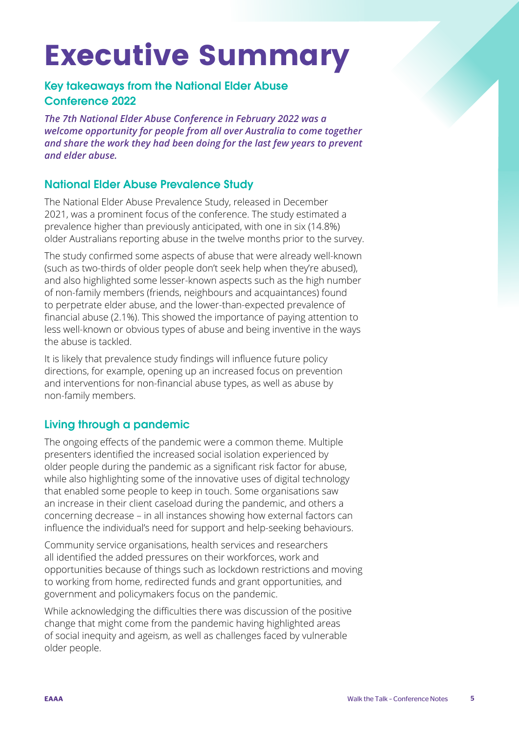# Executive Summary

## Key takeaways from the National Elder Abuse Conference 2022

***The 7th National Elder Abuse Conference in February 2022 was a welcome opportunity for people from all over Australia to come together and share the work they had been doing for the last few years to prevent and elder abuse.***

### National Elder Abuse Prevalence Study

The National Elder Abuse Prevalence Study, released in December 2021, was a prominent focus of the conference. The study estimated a prevalence higher than previously anticipated, with one in six (14.8%) older Australians reporting abuse in the twelve months prior to the survey.

The study confirmed some aspects of abuse that were already well-known (such as two-thirds of older people don't seek help when they're abused), and also highlighted some lesser-known aspects such as the high number of non-family members (friends, neighbours and acquaintances) found to perpetrate elder abuse, and the lower-than-expected prevalence of financial abuse (2.1%). This showed the importance of paying attention to less well-known or obvious types of abuse and being inventive in the ways the abuse is tackled.

It is likely that prevalence study findings will influence future policy directions, for example, opening up an increased focus on prevention and interventions for non-financial abuse types, as well as abuse by non-family members.

### Living through a pandemic

The ongoing effects of the pandemic were a common theme. Multiple presenters identified the increased social isolation experienced by older people during the pandemic as a significant risk factor for abuse, while also highlighting some of the innovative uses of digital technology that enabled some people to keep in touch. Some organisations saw an increase in their client caseload during the pandemic, and others a concerning decrease – in all instances showing how external factors can influence the individual's need for support and help-seeking behaviours.

Community service organisations, health services and researchers all identified the added pressures on their workforces, work and opportunities because of things such as lockdown restrictions and moving to working from home, redirected funds and grant opportunities, and government and policymakers focus on the pandemic.

While acknowledging the difficulties there was discussion of the positive change that might come from the pandemic having highlighted areas of social inequity and ageism, as well as challenges faced by vulnerable older people.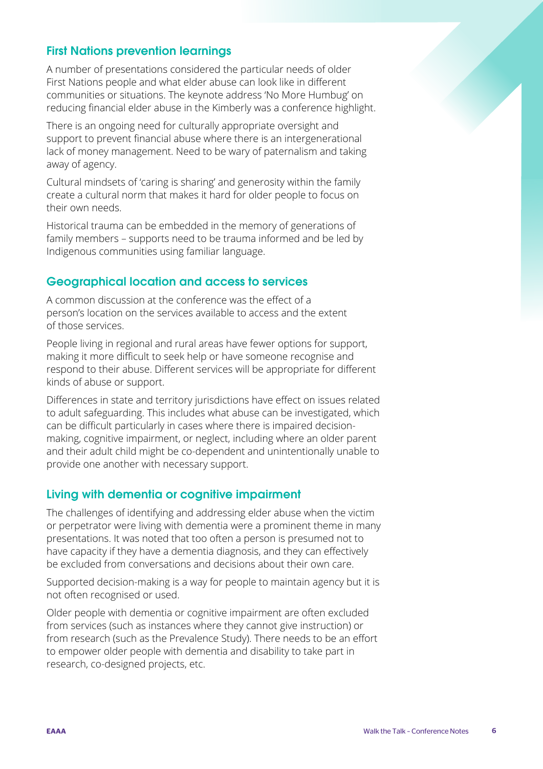## First Nations prevention learnings

A number of presentations considered the particular needs of older First Nations people and what elder abuse can look like in different communities or situations. The keynote address 'No More Humbug' on reducing financial elder abuse in the Kimberly was a conference highlight.

There is an ongoing need for culturally appropriate oversight and support to prevent financial abuse where there is an intergenerational lack of money management. Need to be wary of paternalism and taking away of agency.

Cultural mindsets of 'caring is sharing' and generosity within the family create a cultural norm that makes it hard for older people to focus on their own needs.

Historical trauma can be embedded in the memory of generations of family members – supports need to be trauma informed and be led by Indigenous communities using familiar language.

## Geographical location and access to services

A common discussion at the conference was the effect of a person's location on the services available to access and the extent of those services.

People living in regional and rural areas have fewer options for support, making it more difficult to seek help or have someone recognise and respond to their abuse. Different services will be appropriate for different kinds of abuse or support.

Differences in state and territory jurisdictions have effect on issues related to adult safeguarding. This includes what abuse can be investigated, which can be difficult particularly in cases where there is impaired decision-making, cognitive impairment, or neglect, including where an older parent and their adult child might be co-dependent and unintentionally unable to provide one another with necessary support.

## Living with dementia or cognitive impairment

The challenges of identifying and addressing elder abuse when the victim or perpetrator were living with dementia were a prominent theme in many presentations. It was noted that too often a person is presumed not to have capacity if they have a dementia diagnosis, and they can effectively be excluded from conversations and decisions about their own care.

Supported decision-making is a way for people to maintain agency but it is not often recognised or used.

Older people with dementia or cognitive impairment are often excluded from services (such as instances where they cannot give instruction) or from research (such as the Prevalence Study). There needs to be an effort to empower older people with dementia and disability to take part in research, co-designed projects, etc.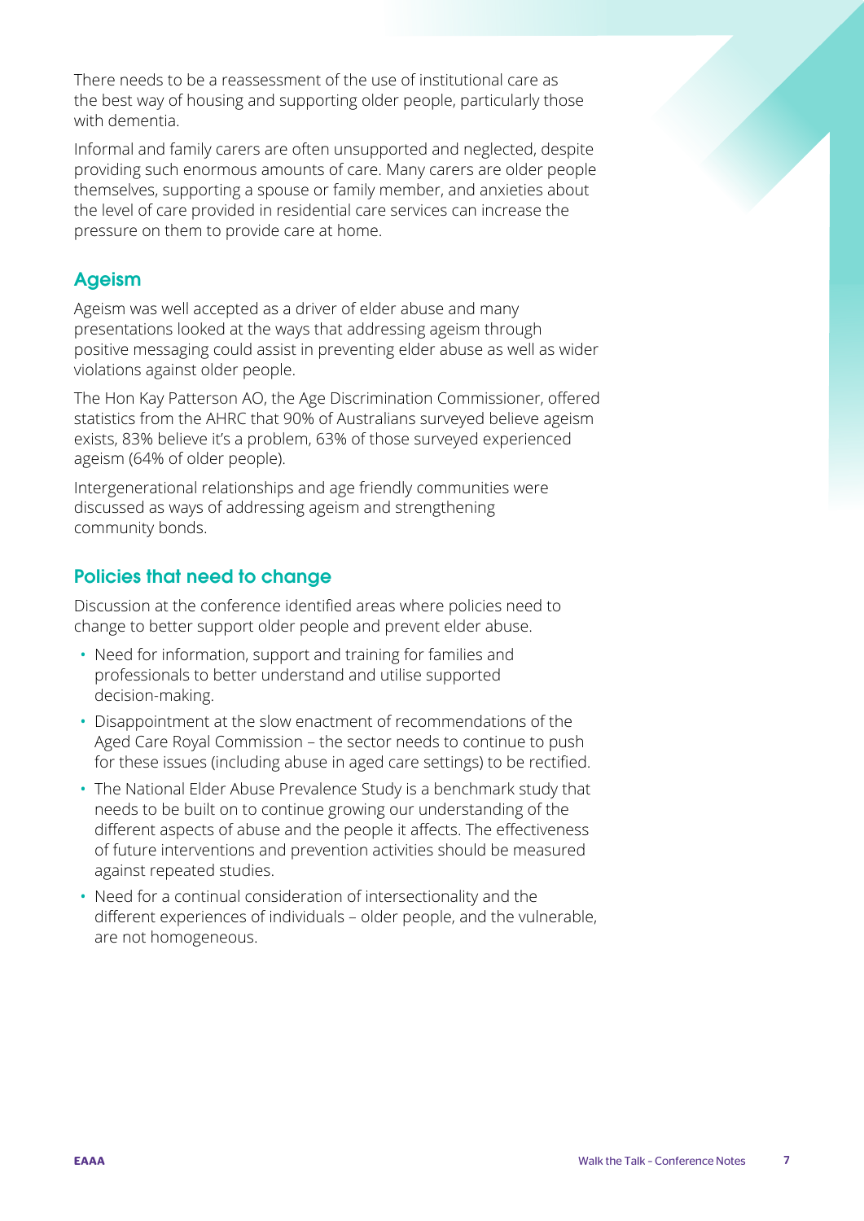There needs to be a reassessment of the use of institutional care as the best way of housing and supporting older people, particularly those with dementia.

Informal and family carers are often unsupported and neglected, despite providing such enormous amounts of care. Many carers are older people themselves, supporting a spouse or family member, and anxieties about the level of care provided in residential care services can increase the pressure on them to provide care at home.

## Ageism

Ageism was well accepted as a driver of elder abuse and many presentations looked at the ways that addressing ageism through positive messaging could assist in preventing elder abuse as well as wider violations against older people.

The Hon Kay Patterson AO, the Age Discrimination Commissioner, offered statistics from the AHRC that 90% of Australians surveyed believe ageism exists, 83% believe it's a problem, 63% of those surveyed experienced ageism (64% of older people).

Intergenerational relationships and age friendly communities were discussed as ways of addressing ageism and strengthening community bonds.

## Policies that need to change

Discussion at the conference identified areas where policies need to change to better support older people and prevent elder abuse.

- Need for information, support and training for families and professionals to better understand and utilise supported decision-making.
- Disappointment at the slow enactment of recommendations of the Aged Care Royal Commission – the sector needs to continue to push for these issues (including abuse in aged care settings) to be rectified.
- The National Elder Abuse Prevalence Study is a benchmark study that needs to be built on to continue growing our understanding of the different aspects of abuse and the people it affects. The effectiveness of future interventions and prevention activities should be measured against repeated studies.
- Need for a continual consideration of intersectionality and the different experiences of individuals – older people, and the vulnerable, are not homogeneous.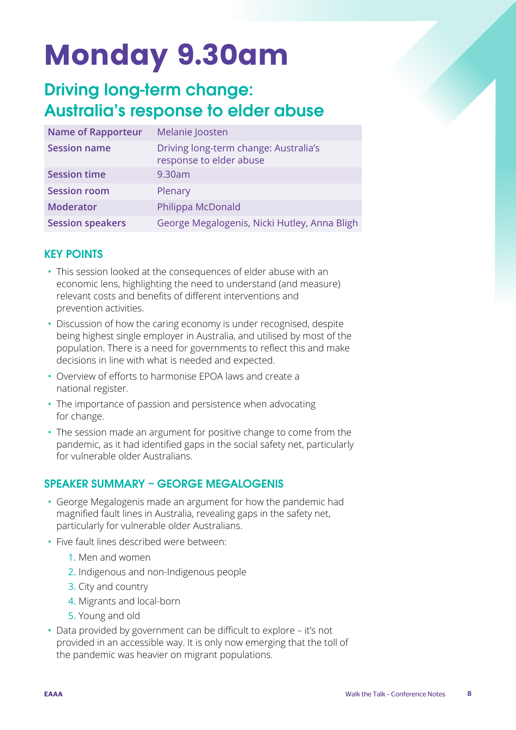# Monday 9.30am

## Driving long-term change: Australia's response to elder abuse

| Name of Rapporteur | Melanie Joosten |
| --- | --- |
| Session name | Driving long-term change: Australia's response to elder abuse |
| Session time | 9.30am |
| Session room | Plenary |
| Moderator | Philippa McDonald |
| Session speakers | George Megalogenis, Nicki Hutley, Anna Bligh |

### KEY POINTS

- This session looked at the consequences of elder abuse with an economic lens, highlighting the need to understand (and measure) relevant costs and benefits of different interventions and prevention activities.
- Discussion of how the caring economy is under recognised, despite being highest single employer in Australia, and utilised by most of the population. There is a need for governments to reflect this and make decisions in line with what is needed and expected.
- Overview of efforts to harmonise EPOA laws and create a national register.
- The importance of passion and persistence when advocating for change.
- The session made an argument for positive change to come from the pandemic, as it had identified gaps in the social safety net, particularly for vulnerable older Australians.

### SPEAKER SUMMARY – GEORGE MEGALOGENIS

- George Megalogenis made an argument for how the pandemic had magnified fault lines in Australia, revealing gaps in the safety net, particularly for vulnerable older Australians.
- Five fault lines described were between:
    1. Men and women
    2. Indigenous and non-Indigenous people
    3. City and country
    4. Migrants and local-born
    5. Young and old
- Data provided by government can be difficult to explore – it's not provided in an accessible way. It is only now emerging that the toll of the pandemic was heavier on migrant populations.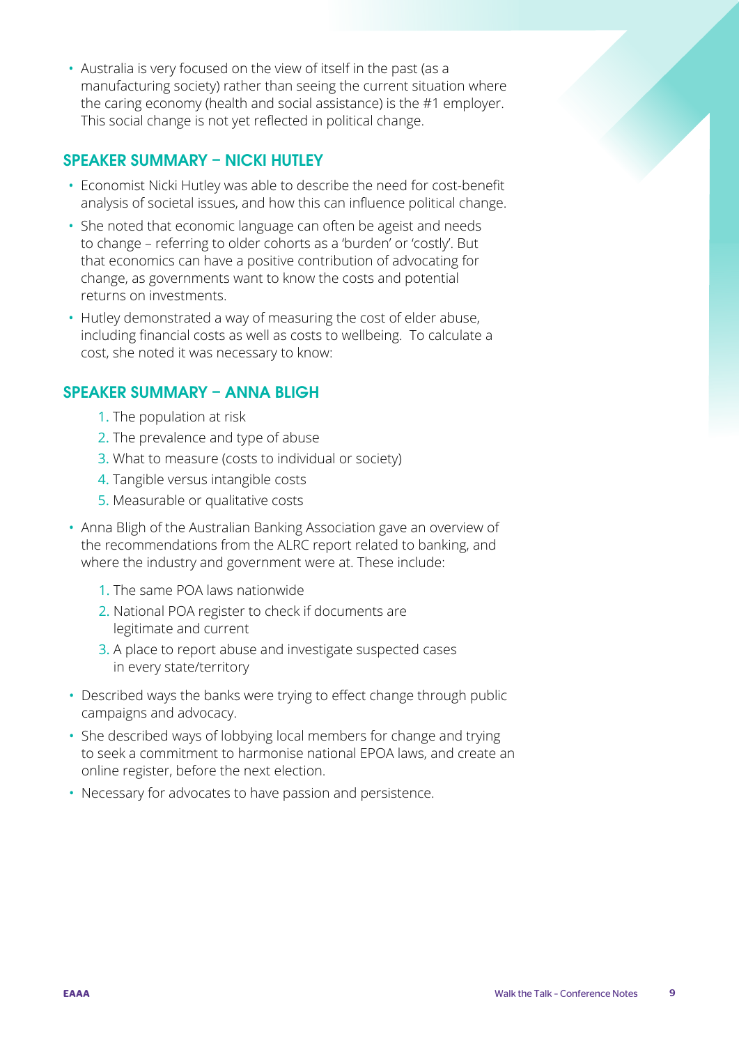- Australia is very focused on the view of itself in the past (as a manufacturing society) rather than seeing the current situation where the caring economy (health and social assistance) is the #1 employer. This social change is not yet reflected in political change.

## SPEAKER SUMMARY – NICKI HUTLEY

- Economist Nicki Hutley was able to describe the need for cost-benefit analysis of societal issues, and how this can influence political change.
- She noted that economic language can often be ageist and needs to change – referring to older cohorts as a 'burden' or 'costly'. But that economics can have a positive contribution of advocating for change, as governments want to know the costs and potential returns on investments.
- Hutley demonstrated a way of measuring the cost of elder abuse, including financial costs as well as costs to wellbeing. To calculate a cost, she noted it was necessary to know:

## SPEAKER SUMMARY – ANNA BLIGH

1. The population at risk
2. The prevalence and type of abuse
3. What to measure (costs to individual or society)
4. Tangible versus intangible costs
5. Measurable or qualitative costs

- Anna Bligh of the Australian Banking Association gave an overview of the recommendations from the ALRC report related to banking, and where the industry and government were at. These include:

1. The same POA laws nationwide
2. National POA register to check if documents are legitimate and current
3. A place to report abuse and investigate suspected cases in every state/territory

- Described ways the banks were trying to effect change through public campaigns and advocacy.
- She described ways of lobbying local members for change and trying to seek a commitment to harmonise national EPOA laws, and create an online register, before the next election.
- Necessary for advocates to have passion and persistence.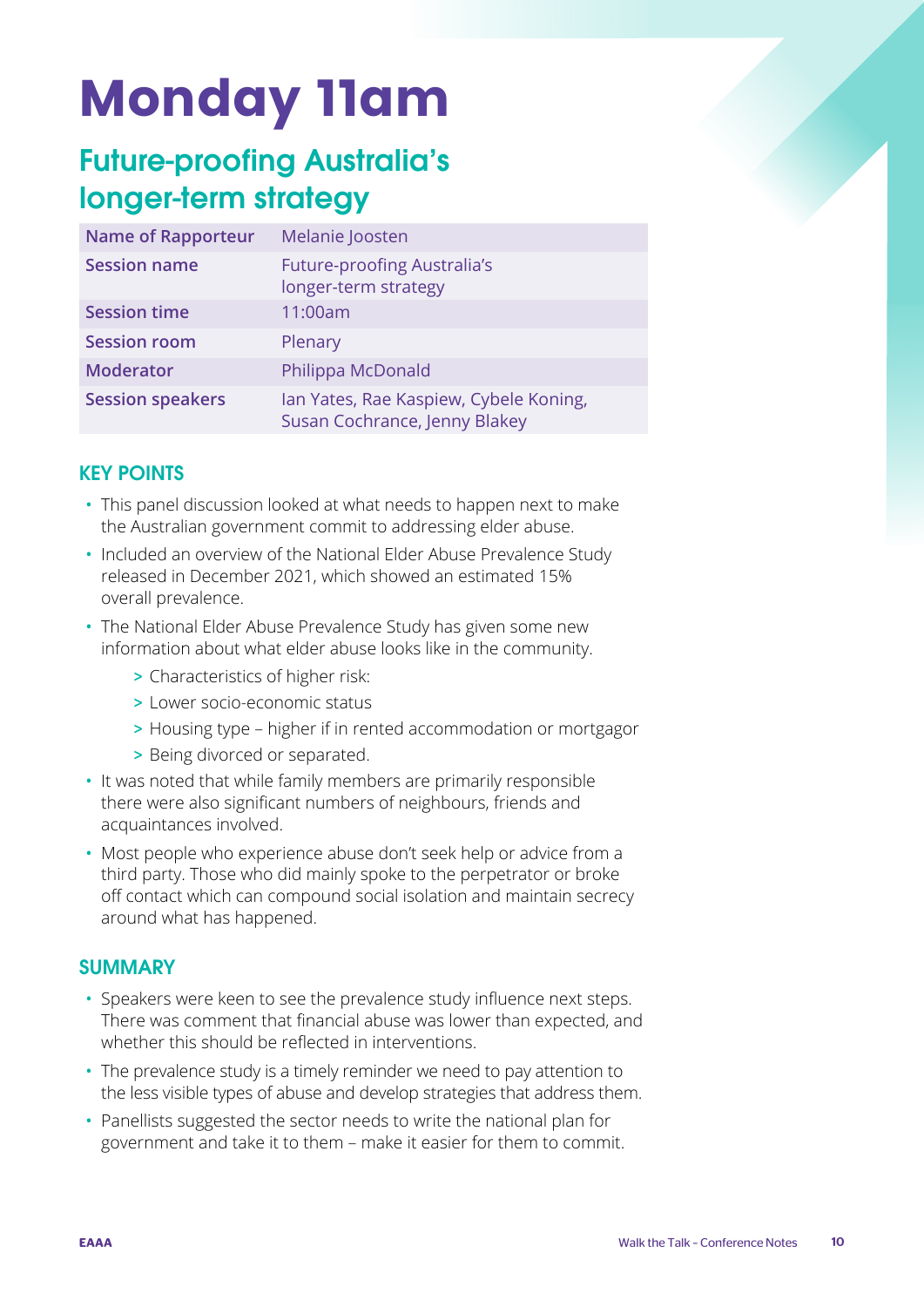# Monday 11am

## Future-proofing Australia's longer-term strategy

| Name of Rapporteur | Melanie Joosten |
|---|---|
| Session name | Future-proofing Australia's longer-term strategy |
| Session time | 11:00am |
| Session room | Plenary |
| Moderator | Philippa McDonald |
| Session speakers | Ian Yates, Rae Kaspiew, Cybele Koning, Susan Cochrance, Jenny Blakey |

### KEY POINTS

- This panel discussion looked at what needs to happen next to make the Australian government commit to addressing elder abuse.
- Included an overview of the National Elder Abuse Prevalence Study released in December 2021, which showed an estimated 15% overall prevalence.
- The National Elder Abuse Prevalence Study has given some new information about what elder abuse looks like in the community.
  - Characteristics of higher risk:
  - Lower socio-economic status
  - Housing type – higher if in rented accommodation or mortgagor
  - Being divorced or separated.
- It was noted that while family members are primarily responsible there were also significant numbers of neighbours, friends and acquaintances involved.
- Most people who experience abuse don't seek help or advice from a third party. Those who did mainly spoke to the perpetrator or broke off contact which can compound social isolation and maintain secrecy around what has happened.

### SUMMARY

- Speakers were keen to see the prevalence study influence next steps. There was comment that financial abuse was lower than expected, and whether this should be reflected in interventions.
- The prevalence study is a timely reminder we need to pay attention to the less visible types of abuse and develop strategies that address them.
- Panellists suggested the sector needs to write the national plan for government and take it to them – make it easier for them to commit.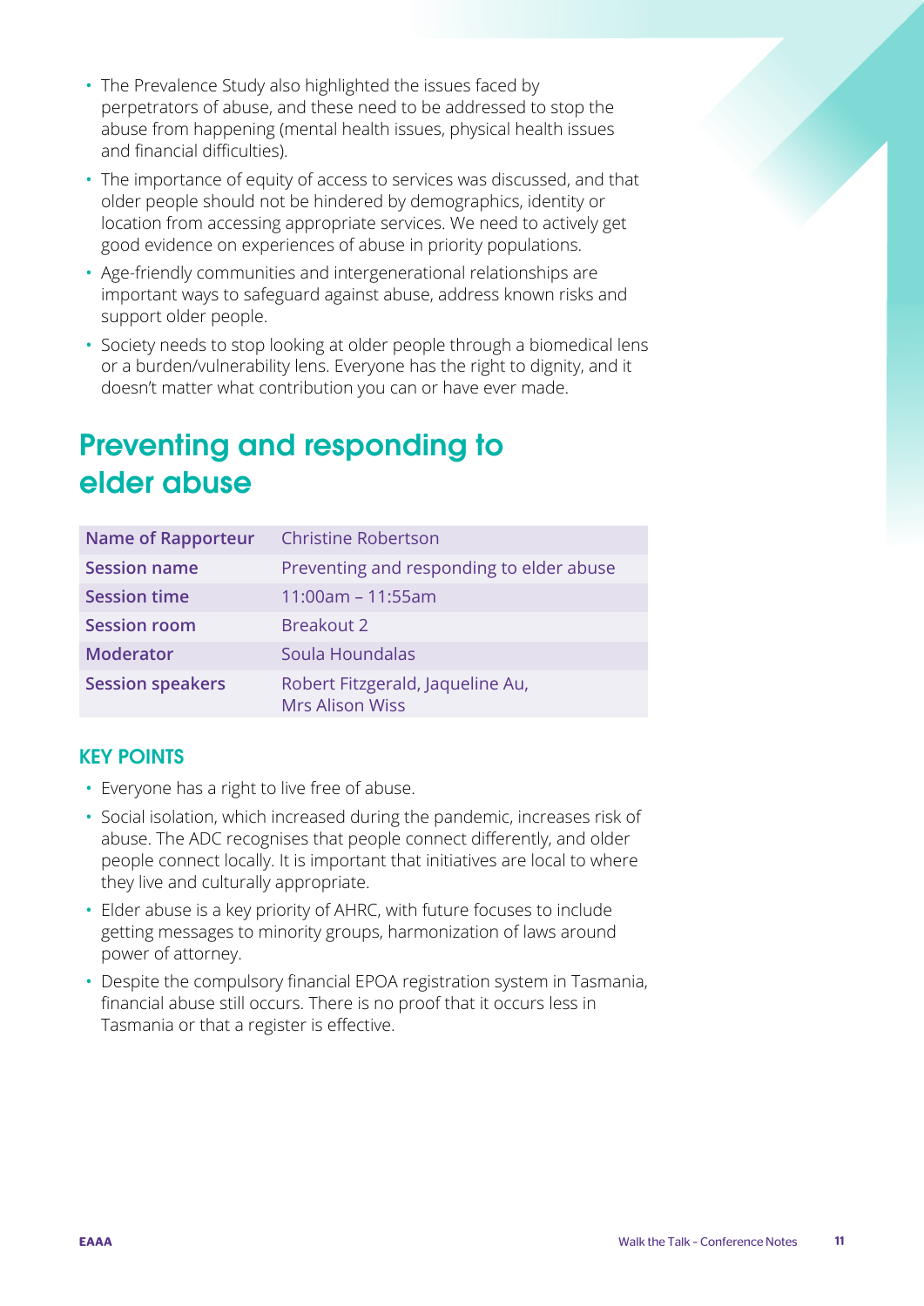- The Prevalence Study also highlighted the issues faced by perpetrators of abuse, and these need to be addressed to stop the abuse from happening (mental health issues, physical health issues and financial difficulties).
- The importance of equity of access to services was discussed, and that older people should not be hindered by demographics, identity or location from accessing appropriate services. We need to actively get good evidence on experiences of abuse in priority populations.
- Age-friendly communities and intergenerational relationships are important ways to safeguard against abuse, address known risks and support older people.
- Society needs to stop looking at older people through a biomedical lens or a burden/vulnerability lens. Everyone has the right to dignity, and it doesn't matter what contribution you can or have ever made.

## Preventing and responding to elder abuse

| | |
|---|---|
| **Name of Rapporteur** | Christine Robertson |
| **Session name** | Preventing and responding to elder abuse |
| **Session time** | 11:00am – 11:55am |
| **Session room** | Breakout 2 |
| **Moderator** | Soula Houndalas |
| **Session speakers** | Robert Fitzgerald, Jaqueline Au, Mrs Alison Wiss |

### KEY POINTS

- Everyone has a right to live free of abuse.
- Social isolation, which increased during the pandemic, increases risk of abuse. The ADC recognises that people connect differently, and older people connect locally. It is important that initiatives are local to where they live and culturally appropriate.
- Elder abuse is a key priority of AHRC, with future focuses to include getting messages to minority groups, harmonization of laws around power of attorney.
- Despite the compulsory financial EPOA registration system in Tasmania, financial abuse still occurs. There is no proof that it occurs less in Tasmania or that a register is effective.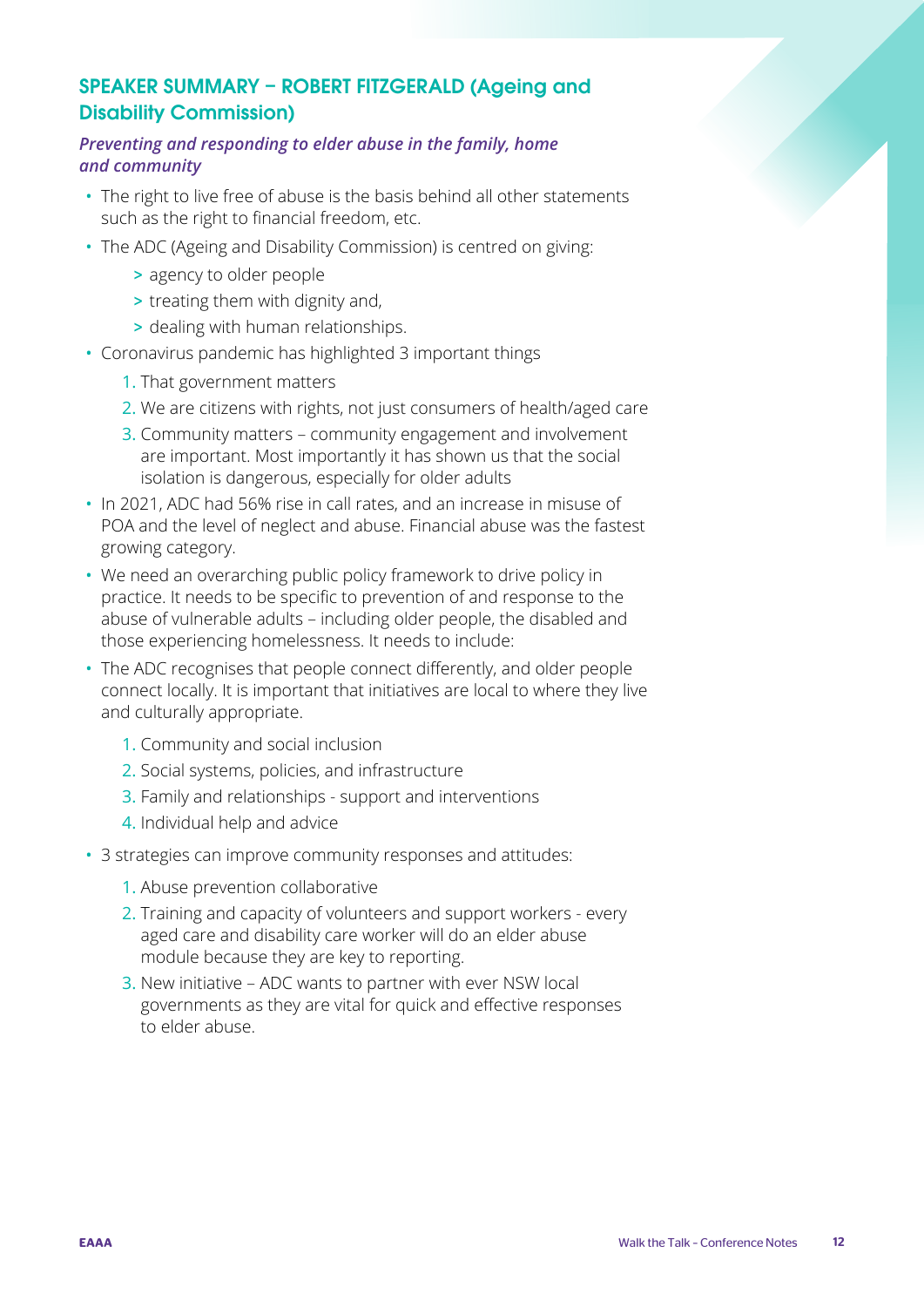## SPEAKER SUMMARY – ROBERT FITZGERALD (Ageing and Disability Commission)

### *Preventing and responding to elder abuse in the family, home and community*

- The right to live free of abuse is the basis behind all other statements such as the right to financial freedom, etc.
- The ADC (Ageing and Disability Commission) is centred on giving:
  - agency to older people
  - treating them with dignity and,
  - dealing with human relationships.
- Coronavirus pandemic has highlighted 3 important things
  1. That government matters
  2. We are citizens with rights, not just consumers of health/aged care
  3. Community matters – community engagement and involvement are important. Most importantly it has shown us that the social isolation is dangerous, especially for older adults
- In 2021, ADC had 56% rise in call rates, and an increase in misuse of POA and the level of neglect and abuse. Financial abuse was the fastest growing category.
- We need an overarching public policy framework to drive policy in practice. It needs to be specific to prevention of and response to the abuse of vulnerable adults – including older people, the disabled and those experiencing homelessness. It needs to include:
- The ADC recognises that people connect differently, and older people connect locally. It is important that initiatives are local to where they live and culturally appropriate.
  1. Community and social inclusion
  2. Social systems, policies, and infrastructure
  3. Family and relationships - support and interventions
  4. Individual help and advice
- 3 strategies can improve community responses and attitudes:
  1. Abuse prevention collaborative
  2. Training and capacity of volunteers and support workers - every aged care and disability care worker will do an elder abuse module because they are key to reporting.
  3. New initiative – ADC wants to partner with ever NSW local governments as they are vital for quick and effective responses to elder abuse.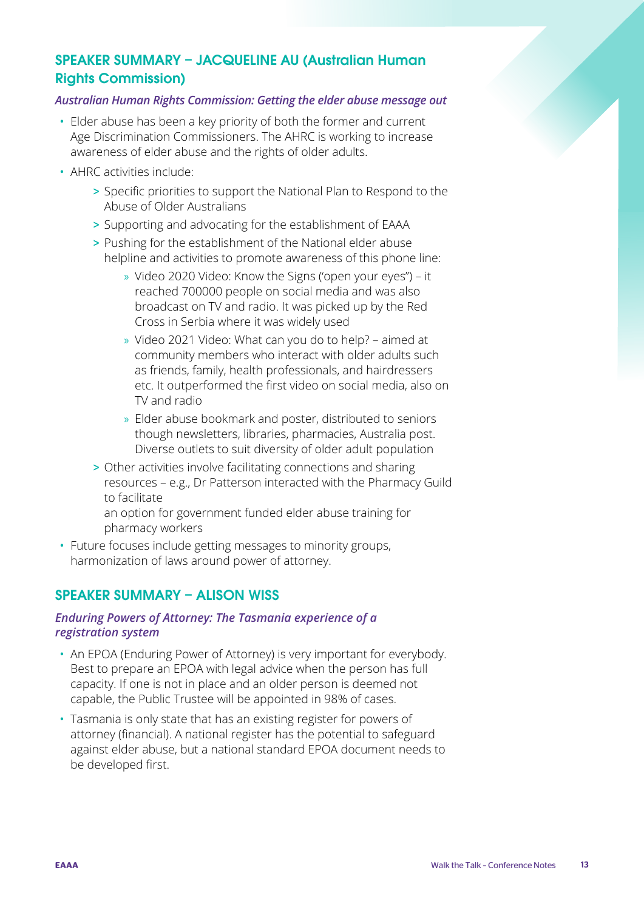## SPEAKER SUMMARY – JACQUELINE AU (Australian Human Rights Commission)

### *Australian Human Rights Commission: Getting the elder abuse message out*

- Elder abuse has been a key priority of both the former and current Age Discrimination Commissioners. The AHRC is working to increase awareness of elder abuse and the rights of older adults.
- AHRC activities include:
  - Specific priorities to support the National Plan to Respond to the Abuse of Older Australians
  - Supporting and advocating for the establishment of EAAA
  - Pushing for the establishment of the National elder abuse helpline and activities to promote awareness of this phone line:
    - Video 2020 Video: Know the Signs ('open your eyes") – it reached 700000 people on social media and was also broadcast on TV and radio. It was picked up by the Red Cross in Serbia where it was widely used
    - Video 2021 Video: What can you do to help? – aimed at community members who interact with older adults such as friends, family, health professionals, and hairdressers etc. It outperformed the first video on social media, also on TV and radio
    - Elder abuse bookmark and poster, distributed to seniors though newsletters, libraries, pharmacies, Australia post. Diverse outlets to suit diversity of older adult population
  - Other activities involve facilitating connections and sharing resources – e.g., Dr Patterson interacted with the Pharmacy Guild to facilitate an option for government funded elder abuse training for pharmacy workers
- Future focuses include getting messages to minority groups, harmonization of laws around power of attorney.

## SPEAKER SUMMARY – ALISON WISS

### *Enduring Powers of Attorney: The Tasmania experience of a registration system*

- An EPOA (Enduring Power of Attorney) is very important for everybody. Best to prepare an EPOA with legal advice when the person has full capacity. If one is not in place and an older person is deemed not capable, the Public Trustee will be appointed in 98% of cases.
- Tasmania is only state that has an existing register for powers of attorney (financial). A national register has the potential to safeguard against elder abuse, but a national standard EPOA document needs to be developed first.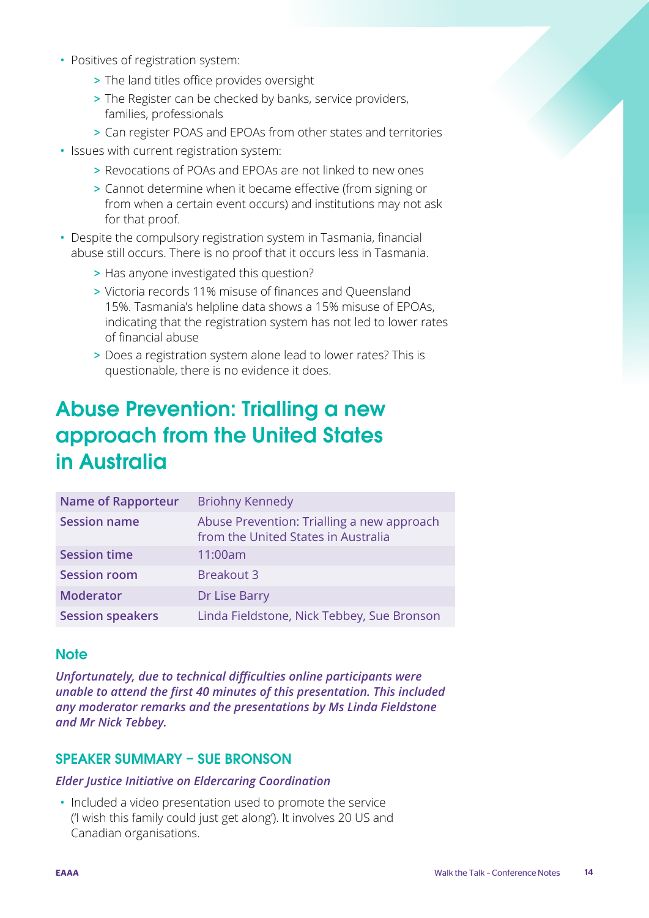- Positives of registration system:
  - The land titles office provides oversight
  - The Register can be checked by banks, service providers, families, professionals
  - Can register POAS and EPOAs from other states and territories
- Issues with current registration system:
  - Revocations of POAs and EPOAs are not linked to new ones
  - Cannot determine when it became effective (from signing or from when a certain event occurs) and institutions may not ask for that proof.
- Despite the compulsory registration system in Tasmania, financial abuse still occurs. There is no proof that it occurs less in Tasmania.
  - Has anyone investigated this question?
  - Victoria records 11% misuse of finances and Queensland 15%. Tasmania's helpline data shows a 15% misuse of EPOAs, indicating that the registration system has not led to lower rates of financial abuse
  - Does a registration system alone lead to lower rates? This is questionable, there is no evidence it does.

# Abuse Prevention: Trialling a new approach from the United States in Australia

| Name of Rapporteur | Briohny Kennedy |
|---|---|
| Session name | Abuse Prevention: Trialling a new approach from the United States in Australia |
| Session time | 11:00am |
| Session room | Breakout 3 |
| Moderator | Dr Lise Barry |
| Session speakers | Linda Fieldstone, Nick Tebbey, Sue Bronson |

### Note

***Unfortunately, due to technical difficulties online participants were unable to attend the first 40 minutes of this presentation. This included any moderator remarks and the presentations by Ms Linda Fieldstone and Mr Nick Tebbey.***

### SPEAKER SUMMARY – SUE BRONSON

***Elder Justice Initiative on Eldercaring Coordination***

- Included a video presentation used to promote the service ('I wish this family could just get along'). It involves 20 US and Canadian organisations.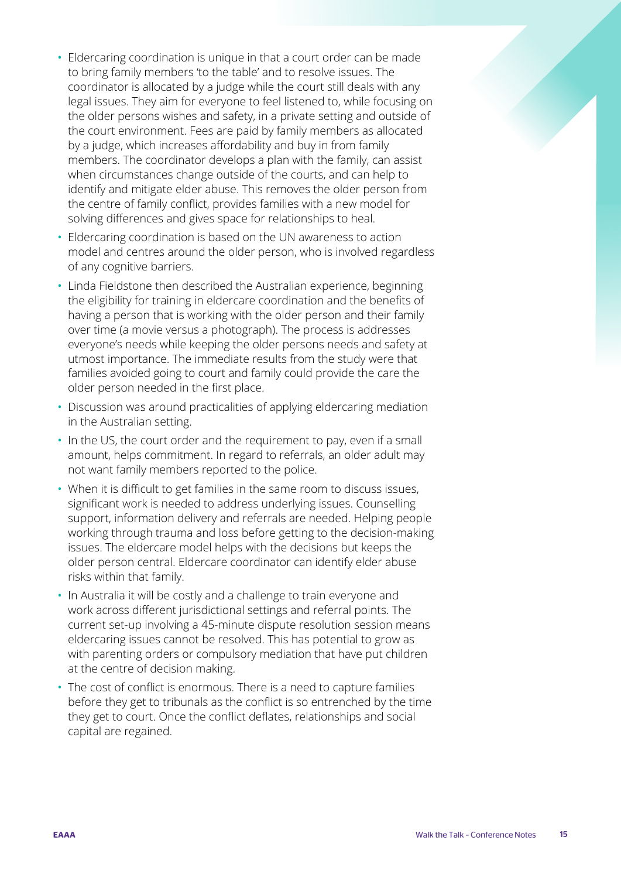- Eldercaring coordination is unique in that a court order can be made to bring family members 'to the table' and to resolve issues. The coordinator is allocated by a judge while the court still deals with any legal issues. They aim for everyone to feel listened to, while focusing on the older persons wishes and safety, in a private setting and outside of the court environment. Fees are paid by family members as allocated by a judge, which increases affordability and buy in from family members. The coordinator develops a plan with the family, can assist when circumstances change outside of the courts, and can help to identify and mitigate elder abuse. This removes the older person from the centre of family conflict, provides families with a new model for solving differences and gives space for relationships to heal.
- Eldercaring coordination is based on the UN awareness to action model and centres around the older person, who is involved regardless of any cognitive barriers.
- Linda Fieldstone then described the Australian experience, beginning the eligibility for training in eldercare coordination and the benefits of having a person that is working with the older person and their family over time (a movie versus a photograph). The process is addresses everyone's needs while keeping the older persons needs and safety at utmost importance. The immediate results from the study were that families avoided going to court and family could provide the care the older person needed in the first place.
- Discussion was around practicalities of applying eldercaring mediation in the Australian setting.
- In the US, the court order and the requirement to pay, even if a small amount, helps commitment. In regard to referrals, an older adult may not want family members reported to the police.
- When it is difficult to get families in the same room to discuss issues, significant work is needed to address underlying issues. Counselling support, information delivery and referrals are needed. Helping people working through trauma and loss before getting to the decision-making issues. The eldercare model helps with the decisions but keeps the older person central. Eldercare coordinator can identify elder abuse risks within that family.
- In Australia it will be costly and a challenge to train everyone and work across different jurisdictional settings and referral points. The current set-up involving a 45-minute dispute resolution session means eldercaring issues cannot be resolved. This has potential to grow as with parenting orders or compulsory mediation that have put children at the centre of decision making.
- The cost of conflict is enormous. There is a need to capture families before they get to tribunals as the conflict is so entrenched by the time they get to court. Once the conflict deflates, relationships and social capital are regained.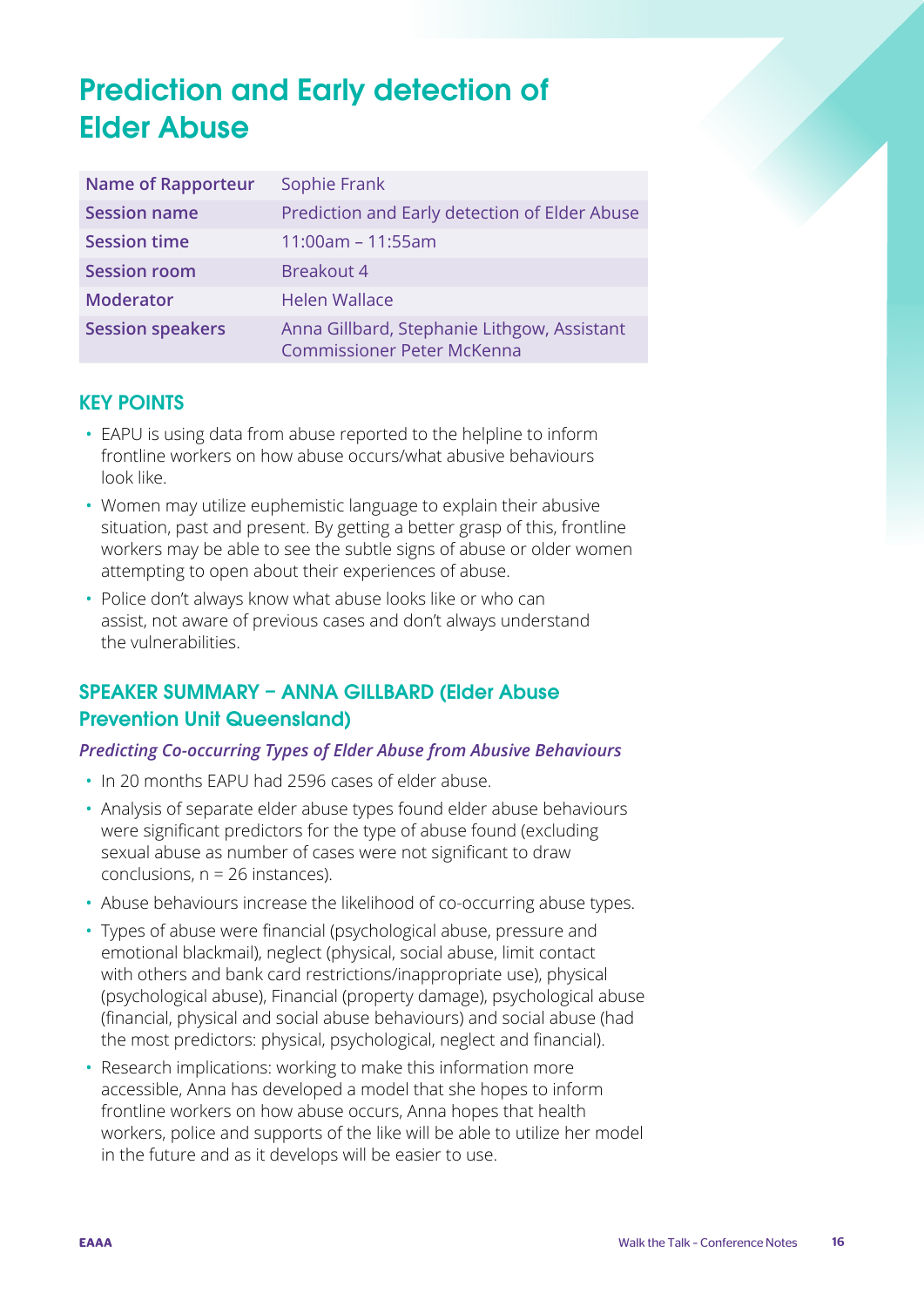# Prediction and Early detection of Elder Abuse

| Name of Rapporteur | Sophie Frank |
|---|---|
| Session name | Prediction and Early detection of Elder Abuse |
| Session time | 11:00am – 11:55am |
| Session room | Breakout 4 |
| Moderator | Helen Wallace |
| Session speakers | Anna Gillbard, Stephanie Lithgow, Assistant Commissioner Peter McKenna |

## KEY POINTS

- EAPU is using data from abuse reported to the helpline to inform frontline workers on how abuse occurs/what abusive behaviours look like.
- Women may utilize euphemistic language to explain their abusive situation, past and present. By getting a better grasp of this, frontline workers may be able to see the subtle signs of abuse or older women attempting to open about their experiences of abuse.
- Police don't always know what abuse looks like or who can assist, not aware of previous cases and don't always understand the vulnerabilities.

## SPEAKER SUMMARY – ANNA GILLBARD (Elder Abuse Prevention Unit Queensland)

### *Predicting Co-occurring Types of Elder Abuse from Abusive Behaviours*

- In 20 months EAPU had 2596 cases of elder abuse.
- Analysis of separate elder abuse types found elder abuse behaviours were significant predictors for the type of abuse found (excluding sexual abuse as number of cases were not significant to draw conclusions, n = 26 instances).
- Abuse behaviours increase the likelihood of co-occurring abuse types.
- Types of abuse were financial (psychological abuse, pressure and emotional blackmail), neglect (physical, social abuse, limit contact with others and bank card restrictions/inappropriate use), physical (psychological abuse), Financial (property damage), psychological abuse (financial, physical and social abuse behaviours) and social abuse (had the most predictors: physical, psychological, neglect and financial).
- Research implications: working to make this information more accessible, Anna has developed a model that she hopes to inform frontline workers on how abuse occurs, Anna hopes that health workers, police and supports of the like will be able to utilize her model in the future and as it develops will be easier to use.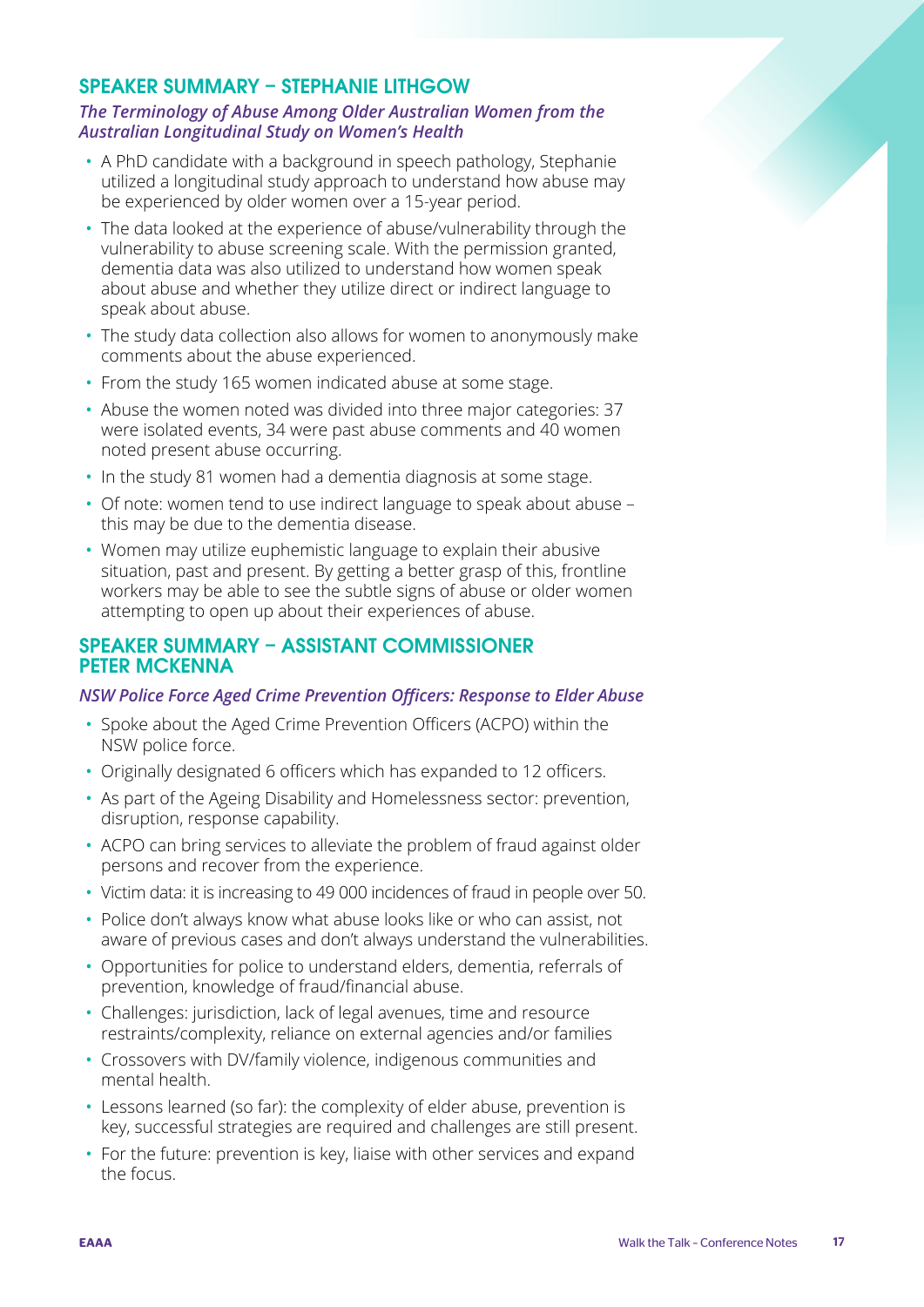## SPEAKER SUMMARY – STEPHANIE LITHGOW

### *The Terminology of Abuse Among Older Australian Women from the Australian Longitudinal Study on Women's Health*

- A PhD candidate with a background in speech pathology, Stephanie utilized a longitudinal study approach to understand how abuse may be experienced by older women over a 15-year period.
- The data looked at the experience of abuse/vulnerability through the vulnerability to abuse screening scale. With the permission granted, dementia data was also utilized to understand how women speak about abuse and whether they utilize direct or indirect language to speak about abuse.
- The study data collection also allows for women to anonymously make comments about the abuse experienced.
- From the study 165 women indicated abuse at some stage.
- Abuse the women noted was divided into three major categories: 37 were isolated events, 34 were past abuse comments and 40 women noted present abuse occurring.
- In the study 81 women had a dementia diagnosis at some stage.
- Of note: women tend to use indirect language to speak about abuse – this may be due to the dementia disease.
- Women may utilize euphemistic language to explain their abusive situation, past and present. By getting a better grasp of this, frontline workers may be able to see the subtle signs of abuse or older women attempting to open up about their experiences of abuse.

## SPEAKER SUMMARY – ASSISTANT COMMISSIONER PETER MCKENNA

### *NSW Police Force Aged Crime Prevention Officers: Response to Elder Abuse*

- Spoke about the Aged Crime Prevention Officers (ACPO) within the NSW police force.
- Originally designated 6 officers which has expanded to 12 officers.
- As part of the Ageing Disability and Homelessness sector: prevention, disruption, response capability.
- ACPO can bring services to alleviate the problem of fraud against older persons and recover from the experience.
- Victim data: it is increasing to 49 000 incidences of fraud in people over 50.
- Police don't always know what abuse looks like or who can assist, not aware of previous cases and don't always understand the vulnerabilities.
- Opportunities for police to understand elders, dementia, referrals of prevention, knowledge of fraud/financial abuse.
- Challenges: jurisdiction, lack of legal avenues, time and resource restraints/complexity, reliance on external agencies and/or families
- Crossovers with DV/family violence, indigenous communities and mental health.
- Lessons learned (so far): the complexity of elder abuse, prevention is key, successful strategies are required and challenges are still present.
- For the future: prevention is key, liaise with other services and expand the focus.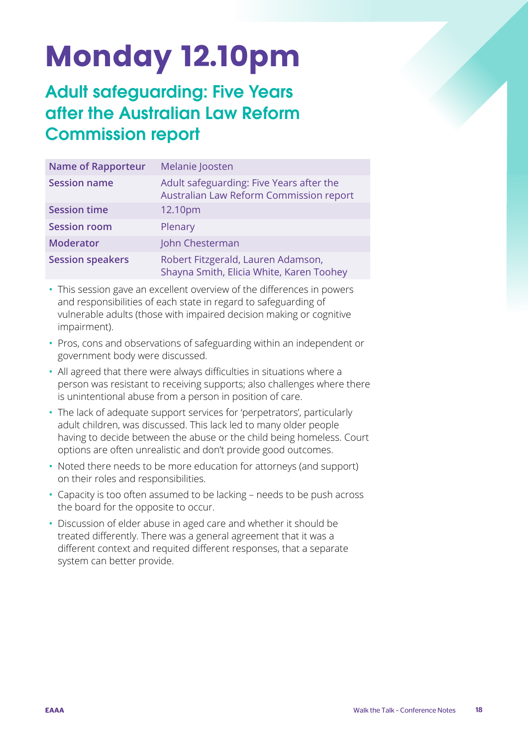# Monday 12.10pm

## Adult safeguarding: Five Years after the Australian Law Reform Commission report

| Name of Rapporteur | Melanie Joosten |
|---|---|
| Session name | Adult safeguarding: Five Years after the Australian Law Reform Commission report |
| Session time | 12.10pm |
| Session room | Plenary |
| Moderator | John Chesterman |
| Session speakers | Robert Fitzgerald, Lauren Adamson, Shayna Smith, Elicia White, Karen Toohey |

- This session gave an excellent overview of the differences in powers and responsibilities of each state in regard to safeguarding of vulnerable adults (those with impaired decision making or cognitive impairment).
- Pros, cons and observations of safeguarding within an independent or government body were discussed.
- All agreed that there were always difficulties in situations where a person was resistant to receiving supports; also challenges where there is unintentional abuse from a person in position of care.
- The lack of adequate support services for 'perpetrators', particularly adult children, was discussed. This lack led to many older people having to decide between the abuse or the child being homeless. Court options are often unrealistic and don't provide good outcomes.
- Noted there needs to be more education for attorneys (and support) on their roles and responsibilities.
- Capacity is too often assumed to be lacking – needs to be push across the board for the opposite to occur.
- Discussion of elder abuse in aged care and whether it should be treated differently. There was a general agreement that it was a different context and requited different responses, that a separate system can better provide.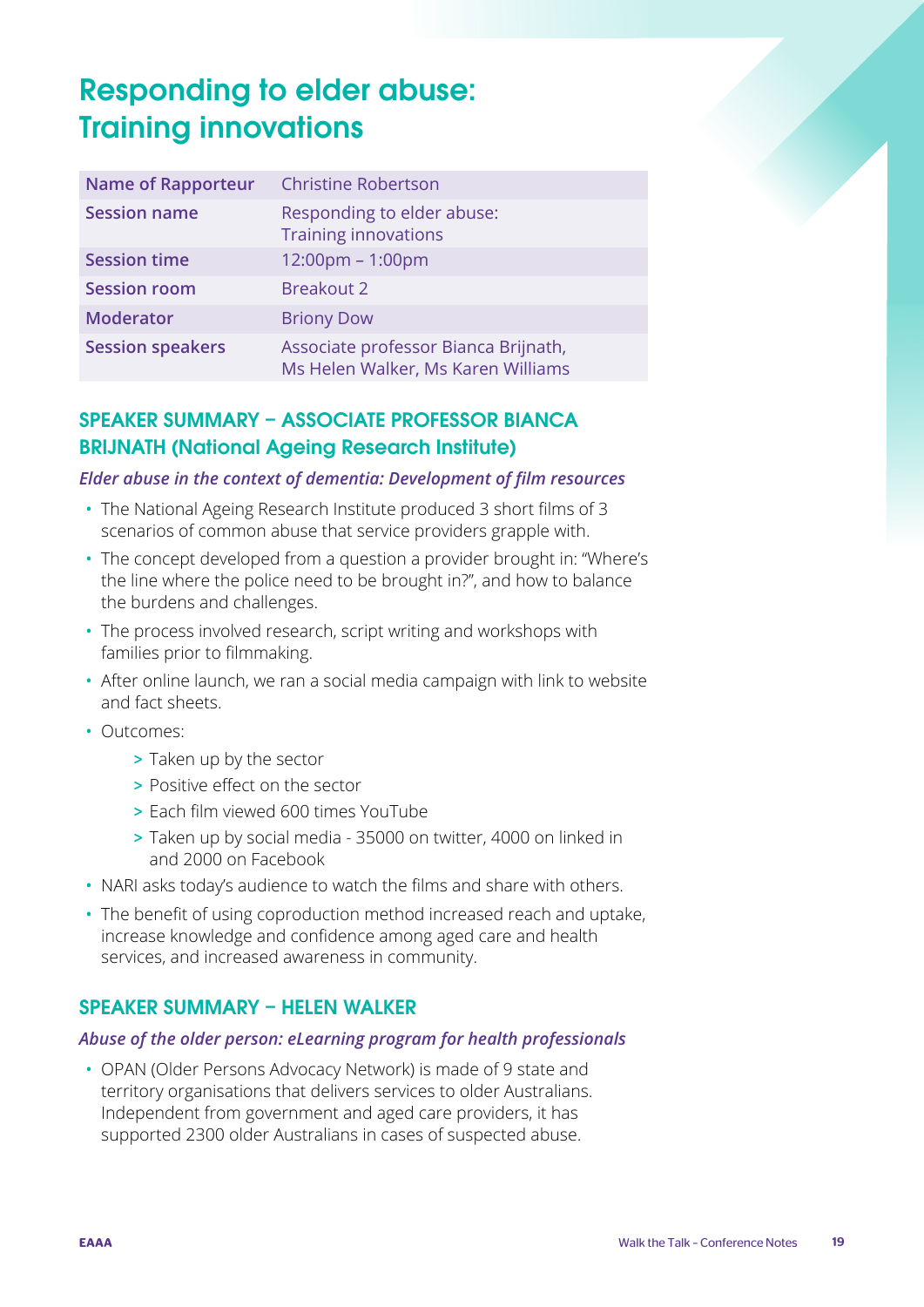# Responding to elder abuse: Training innovations

| Name of Rapporteur | Christine Robertson |
|---|---|
| Session name | Responding to elder abuse: Training innovations |
| Session time | 12:00pm – 1:00pm |
| Session room | Breakout 2 |
| Moderator | Briony Dow |
| Session speakers | Associate professor Bianca Brijnath, Ms Helen Walker, Ms Karen Williams |

## SPEAKER SUMMARY – ASSOCIATE PROFESSOR BIANCA BRIJNATH (National Ageing Research Institute)

### *Elder abuse in the context of dementia: Development of film resources*

- The National Ageing Research Institute produced 3 short films of 3 scenarios of common abuse that service providers grapple with.
- The concept developed from a question a provider brought in: "Where's the line where the police need to be brought in?", and how to balance the burdens and challenges.
- The process involved research, script writing and workshops with families prior to filmmaking.
- After online launch, we ran a social media campaign with link to website and fact sheets.
- Outcomes:
  - Taken up by the sector
  - Positive effect on the sector
  - Each film viewed 600 times YouTube
  - Taken up by social media - 35000 on twitter, 4000 on linked in and 2000 on Facebook
- NARI asks today's audience to watch the films and share with others.
- The benefit of using coproduction method increased reach and uptake, increase knowledge and confidence among aged care and health services, and increased awareness in community.

## SPEAKER SUMMARY – HELEN WALKER

### *Abuse of the older person: eLearning program for health professionals*

- OPAN (Older Persons Advocacy Network) is made of 9 state and territory organisations that delivers services to older Australians. Independent from government and aged care providers, it has supported 2300 older Australians in cases of suspected abuse.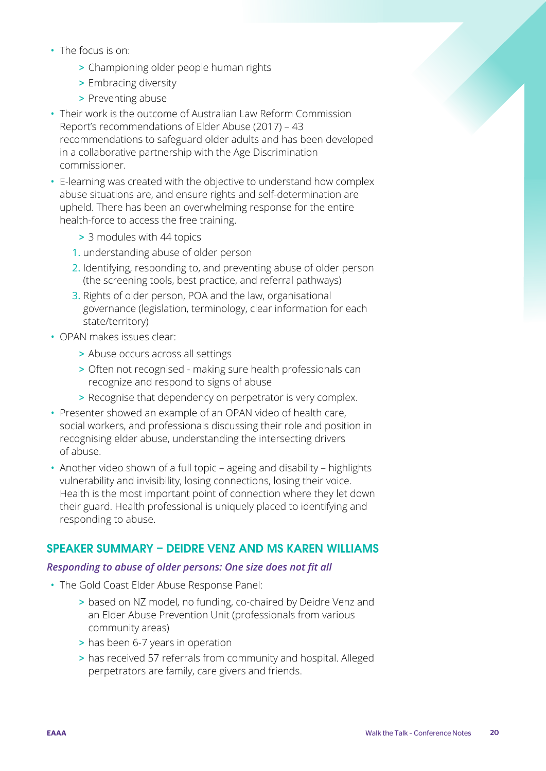- The focus is on:
  - Championing older people human rights
  - Embracing diversity
  - Preventing abuse
- Their work is the outcome of Australian Law Reform Commission Report's recommendations of Elder Abuse (2017) – 43 recommendations to safeguard older adults and has been developed in a collaborative partnership with the Age Discrimination commissioner.
- E-learning was created with the objective to understand how complex abuse situations are, and ensure rights and self-determination are upheld. There has been an overwhelming response for the entire health-force to access the free training.
  - 3 modules with 44 topics
  1. understanding abuse of older person
  2. Identifying, responding to, and preventing abuse of older person (the screening tools, best practice, and referral pathways)
  3. Rights of older person, POA and the law, organisational governance (legislation, terminology, clear information for each state/territory)
- OPAN makes issues clear:
  - Abuse occurs across all settings
  - Often not recognised - making sure health professionals can recognize and respond to signs of abuse
  - Recognise that dependency on perpetrator is very complex.
- Presenter showed an example of an OPAN video of health care, social workers, and professionals discussing their role and position in recognising elder abuse, understanding the intersecting drivers of abuse.
- Another video shown of a full topic – ageing and disability – highlights vulnerability and invisibility, losing connections, losing their voice. Health is the most important point of connection where they let down their guard. Health professional is uniquely placed to identifying and responding to abuse.

## SPEAKER SUMMARY – DEIDRE VENZ AND MS KAREN WILLIAMS

***Responding to abuse of older persons: One size does not fit all***

- The Gold Coast Elder Abuse Response Panel:
  - based on NZ model, no funding, co-chaired by Deidre Venz and an Elder Abuse Prevention Unit (professionals from various community areas)
  - has been 6-7 years in operation
  - has received 57 referrals from community and hospital. Alleged perpetrators are family, care givers and friends.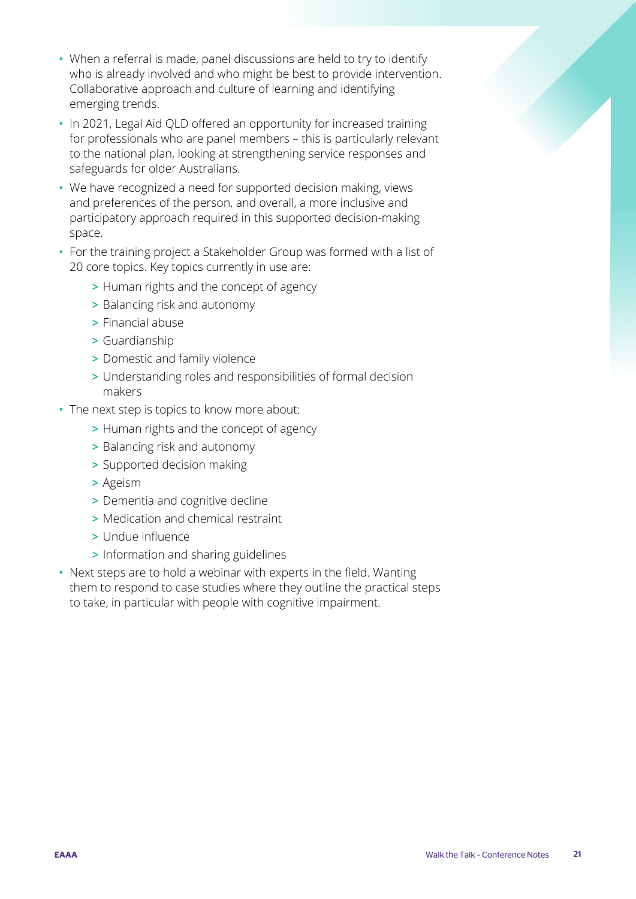- When a referral is made, panel discussions are held to try to identify who is already involved and who might be best to provide intervention. Collaborative approach and culture of learning and identifying emerging trends.
- In 2021, Legal Aid QLD offered an opportunity for increased training for professionals who are panel members – this is particularly relevant to the national plan, looking at strengthening service responses and safeguards for older Australians.
- We have recognized a need for supported decision making, views and preferences of the person, and overall, a more inclusive and participatory approach required in this supported decision-making space.
- For the training project a Stakeholder Group was formed with a list of 20 core topics. Key topics currently in use are:
  - Human rights and the concept of agency
  - Balancing risk and autonomy
  - Financial abuse
  - Guardianship
  - Domestic and family violence
  - Understanding roles and responsibilities of formal decision makers
- The next step is topics to know more about:
  - Human rights and the concept of agency
  - Balancing risk and autonomy
  - Supported decision making
  - Ageism
  - Dementia and cognitive decline
  - Medication and chemical restraint
  - Undue influence
  - Information and sharing guidelines
- Next steps are to hold a webinar with experts in the field. Wanting them to respond to case studies where they outline the practical steps to take, in particular with people with cognitive impairment.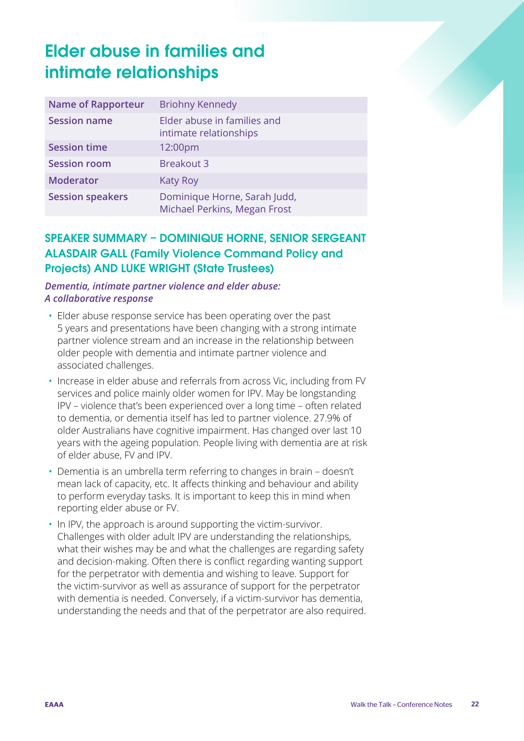# Elder abuse in families and intimate relationships

| Name of Rapporteur | Briohny Kennedy |
|---|---|
| Session name | Elder abuse in families and intimate relationships |
| Session time | 12:00pm |
| Session room | Breakout 3 |
| Moderator | Katy Roy |
| Session speakers | Dominique Horne, Sarah Judd, Michael Perkins, Megan Frost |

## SPEAKER SUMMARY – DOMINIQUE HORNE, SENIOR SERGEANT ALASDAIR GALL (Family Violence Command Policy and Projects) AND LUKE WRIGHT (State Trustees)

***Dementia, intimate partner violence and elder abuse: A collaborative response***

- Elder abuse response service has been operating over the past 5 years and presentations have been changing with a strong intimate partner violence stream and an increase in the relationship between older people with dementia and intimate partner violence and associated challenges.
- Increase in elder abuse and referrals from across Vic, including from FV services and police mainly older women for IPV. May be longstanding IPV – violence that's been experienced over a long time – often related to dementia, or dementia itself has led to partner violence. 27.9% of older Australians have cognitive impairment. Has changed over last 10 years with the ageing population. People living with dementia are at risk of elder abuse, FV and IPV.
- Dementia is an umbrella term referring to changes in brain – doesn't mean lack of capacity, etc. It affects thinking and behaviour and ability to perform everyday tasks. It is important to keep this in mind when reporting elder abuse or FV.
- In IPV, the approach is around supporting the victim-survivor. Challenges with older adult IPV are understanding the relationships, what their wishes may be and what the challenges are regarding safety and decision-making. Often there is conflict regarding wanting support for the perpetrator with dementia and wishing to leave. Support for the victim-survivor as well as assurance of support for the perpetrator with dementia is needed. Conversely, if a victim-survivor has dementia, understanding the needs and that of the perpetrator are also required.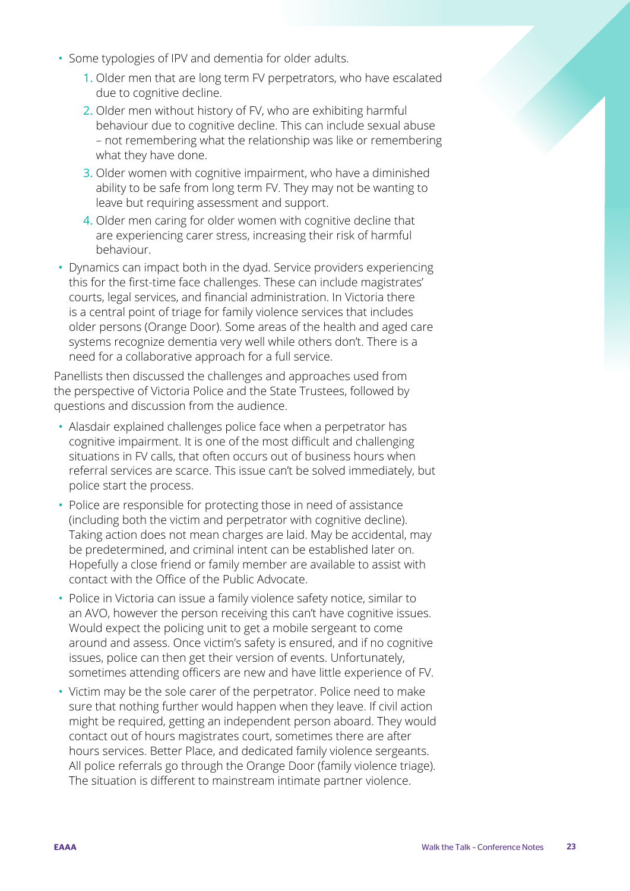- Some typologies of IPV and dementia for older adults.
    1. Older men that are long term FV perpetrators, who have escalated due to cognitive decline.
    2. Older men without history of FV, who are exhibiting harmful behaviour due to cognitive decline. This can include sexual abuse – not remembering what the relationship was like or remembering what they have done.
    3. Older women with cognitive impairment, who have a diminished ability to be safe from long term FV. They may not be wanting to leave but requiring assessment and support.
    4. Older men caring for older women with cognitive decline that are experiencing carer stress, increasing their risk of harmful behaviour.
- Dynamics can impact both in the dyad. Service providers experiencing this for the first-time face challenges. These can include magistrates' courts, legal services, and financial administration. In Victoria there is a central point of triage for family violence services that includes older persons (Orange Door). Some areas of the health and aged care systems recognize dementia very well while others don't. There is a need for a collaborative approach for a full service.

Panellists then discussed the challenges and approaches used from the perspective of Victoria Police and the State Trustees, followed by questions and discussion from the audience.

- Alasdair explained challenges police face when a perpetrator has cognitive impairment. It is one of the most difficult and challenging situations in FV calls, that often occurs out of business hours when referral services are scarce. This issue can't be solved immediately, but police start the process.
- Police are responsible for protecting those in need of assistance (including both the victim and perpetrator with cognitive decline). Taking action does not mean charges are laid. May be accidental, may be predetermined, and criminal intent can be established later on. Hopefully a close friend or family member are available to assist with contact with the Office of the Public Advocate.
- Police in Victoria can issue a family violence safety notice, similar to an AVO, however the person receiving this can't have cognitive issues. Would expect the policing unit to get a mobile sergeant to come around and assess. Once victim's safety is ensured, and if no cognitive issues, police can then get their version of events. Unfortunately, sometimes attending officers are new and have little experience of FV.
- Victim may be the sole carer of the perpetrator. Police need to make sure that nothing further would happen when they leave. If civil action might be required, getting an independent person aboard. They would contact out of hours magistrates court, sometimes there are after hours services. Better Place, and dedicated family violence sergeants. All police referrals go through the Orange Door (family violence triage). The situation is different to mainstream intimate partner violence.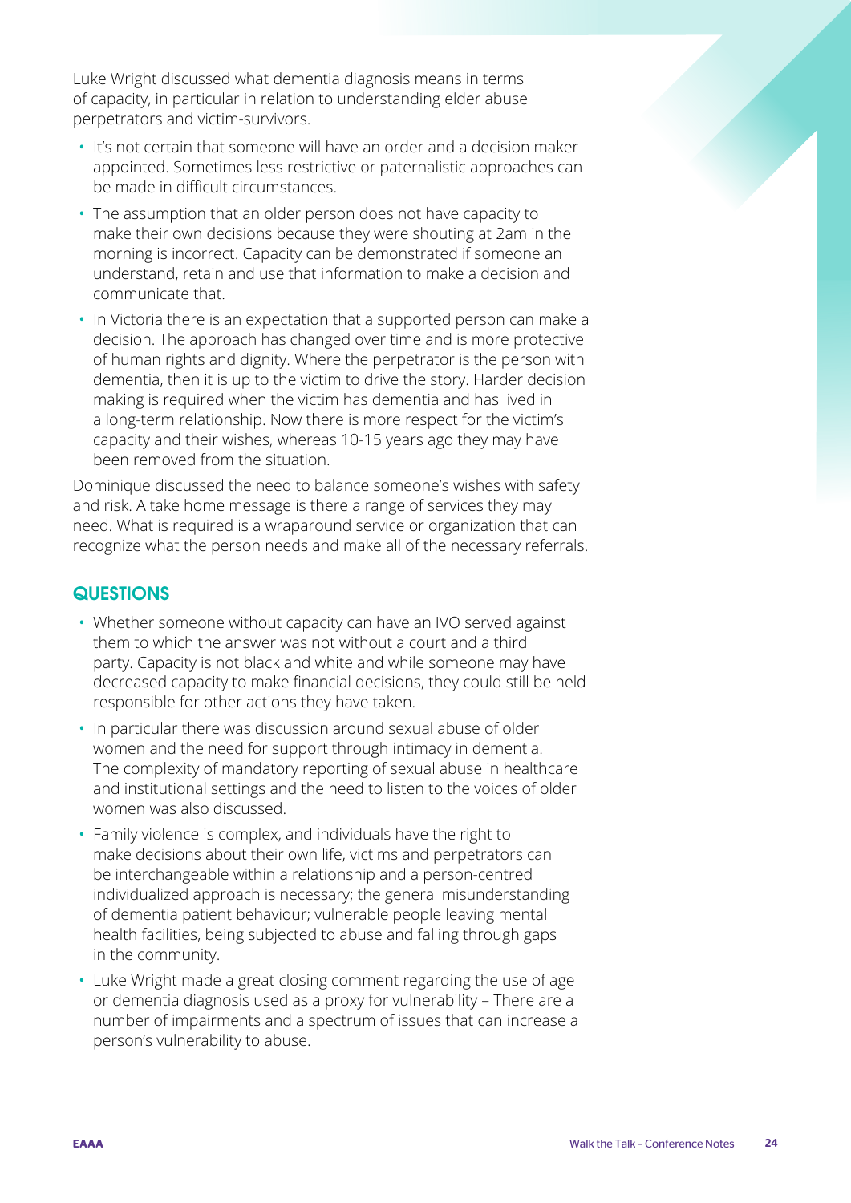Luke Wright discussed what dementia diagnosis means in terms of capacity, in particular in relation to understanding elder abuse perpetrators and victim-survivors.

- It's not certain that someone will have an order and a decision maker appointed. Sometimes less restrictive or paternalistic approaches can be made in difficult circumstances.
- The assumption that an older person does not have capacity to make their own decisions because they were shouting at 2am in the morning is incorrect. Capacity can be demonstrated if someone an understand, retain and use that information to make a decision and communicate that.
- In Victoria there is an expectation that a supported person can make a decision. The approach has changed over time and is more protective of human rights and dignity. Where the perpetrator is the person with dementia, then it is up to the victim to drive the story. Harder decision making is required when the victim has dementia and has lived in a long-term relationship. Now there is more respect for the victim's capacity and their wishes, whereas 10-15 years ago they may have been removed from the situation.

Dominique discussed the need to balance someone's wishes with safety and risk. A take home message is there a range of services they may need. What is required is a wraparound service or organization that can recognize what the person needs and make all of the necessary referrals.

## QUESTIONS

- Whether someone without capacity can have an IVO served against them to which the answer was not without a court and a third party. Capacity is not black and white and while someone may have decreased capacity to make financial decisions, they could still be held responsible for other actions they have taken.
- In particular there was discussion around sexual abuse of older women and the need for support through intimacy in dementia. The complexity of mandatory reporting of sexual abuse in healthcare and institutional settings and the need to listen to the voices of older women was also discussed.
- Family violence is complex, and individuals have the right to make decisions about their own life, victims and perpetrators can be interchangeable within a relationship and a person-centred individualized approach is necessary; the general misunderstanding of dementia patient behaviour; vulnerable people leaving mental health facilities, being subjected to abuse and falling through gaps in the community.
- Luke Wright made a great closing comment regarding the use of age or dementia diagnosis used as a proxy for vulnerability – There are a number of impairments and a spectrum of issues that can increase a person's vulnerability to abuse.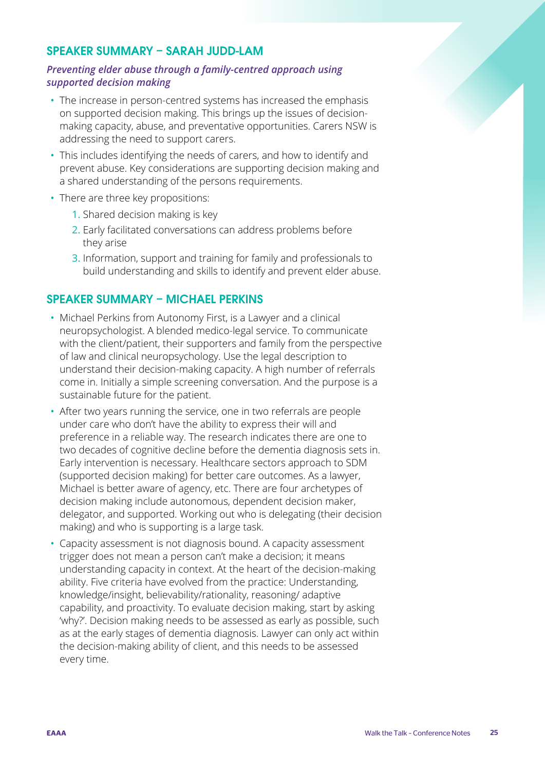## SPEAKER SUMMARY – SARAH JUDD-LAM

### *Preventing elder abuse through a family-centred approach using supported decision making*

- The increase in person-centred systems has increased the emphasis on supported decision making. This brings up the issues of decision-making capacity, abuse, and preventative opportunities. Carers NSW is addressing the need to support carers.
- This includes identifying the needs of carers, and how to identify and prevent abuse. Key considerations are supporting decision making and a shared understanding of the persons requirements.
- There are three key propositions:
  1. Shared decision making is key
  2. Early facilitated conversations can address problems before they arise
  3. Information, support and training for family and professionals to build understanding and skills to identify and prevent elder abuse.

## SPEAKER SUMMARY – MICHAEL PERKINS

- Michael Perkins from Autonomy First, is a Lawyer and a clinical neuropsychologist. A blended medico-legal service. To communicate with the client/patient, their supporters and family from the perspective of law and clinical neuropsychology. Use the legal description to understand their decision-making capacity. A high number of referrals come in. Initially a simple screening conversation. And the purpose is a sustainable future for the patient.
- After two years running the service, one in two referrals are people under care who don't have the ability to express their will and preference in a reliable way. The research indicates there are one to two decades of cognitive decline before the dementia diagnosis sets in. Early intervention is necessary. Healthcare sectors approach to SDM (supported decision making) for better care outcomes. As a lawyer, Michael is better aware of agency, etc. There are four archetypes of decision making include autonomous, dependent decision maker, delegator, and supported. Working out who is delegating (their decision making) and who is supporting is a large task.
- Capacity assessment is not diagnosis bound. A capacity assessment trigger does not mean a person can't make a decision; it means understanding capacity in context. At the heart of the decision-making ability. Five criteria have evolved from the practice: Understanding, knowledge/insight, believability/rationality, reasoning/ adaptive capability, and proactivity. To evaluate decision making, start by asking 'why?'. Decision making needs to be assessed as early as possible, such as at the early stages of dementia diagnosis. Lawyer can only act within the decision-making ability of client, and this needs to be assessed every time.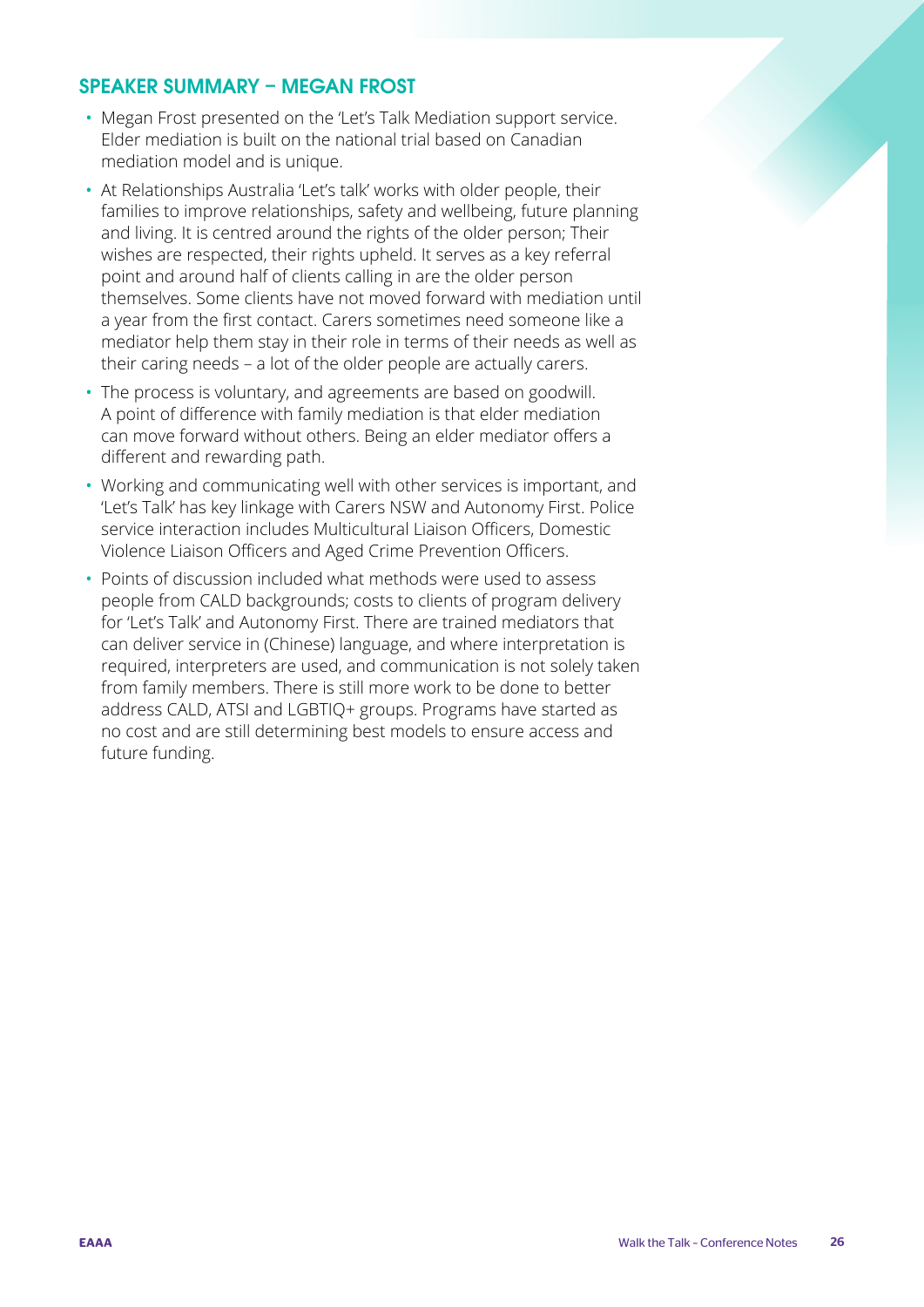## SPEAKER SUMMARY – MEGAN FROST

- Megan Frost presented on the 'Let's Talk Mediation support service. Elder mediation is built on the national trial based on Canadian mediation model and is unique.
- At Relationships Australia 'Let's talk' works with older people, their families to improve relationships, safety and wellbeing, future planning and living. It is centred around the rights of the older person; Their wishes are respected, their rights upheld. It serves as a key referral point and around half of clients calling in are the older person themselves. Some clients have not moved forward with mediation until a year from the first contact. Carers sometimes need someone like a mediator help them stay in their role in terms of their needs as well as their caring needs – a lot of the older people are actually carers.
- The process is voluntary, and agreements are based on goodwill. A point of difference with family mediation is that elder mediation can move forward without others. Being an elder mediator offers a different and rewarding path.
- Working and communicating well with other services is important, and 'Let's Talk' has key linkage with Carers NSW and Autonomy First. Police service interaction includes Multicultural Liaison Officers, Domestic Violence Liaison Officers and Aged Crime Prevention Officers.
- Points of discussion included what methods were used to assess people from CALD backgrounds; costs to clients of program delivery for 'Let's Talk' and Autonomy First. There are trained mediators that can deliver service in (Chinese) language, and where interpretation is required, interpreters are used, and communication is not solely taken from family members. There is still more work to be done to better address CALD, ATSI and LGBTIQ+ groups. Programs have started as no cost and are still determining best models to ensure access and future funding.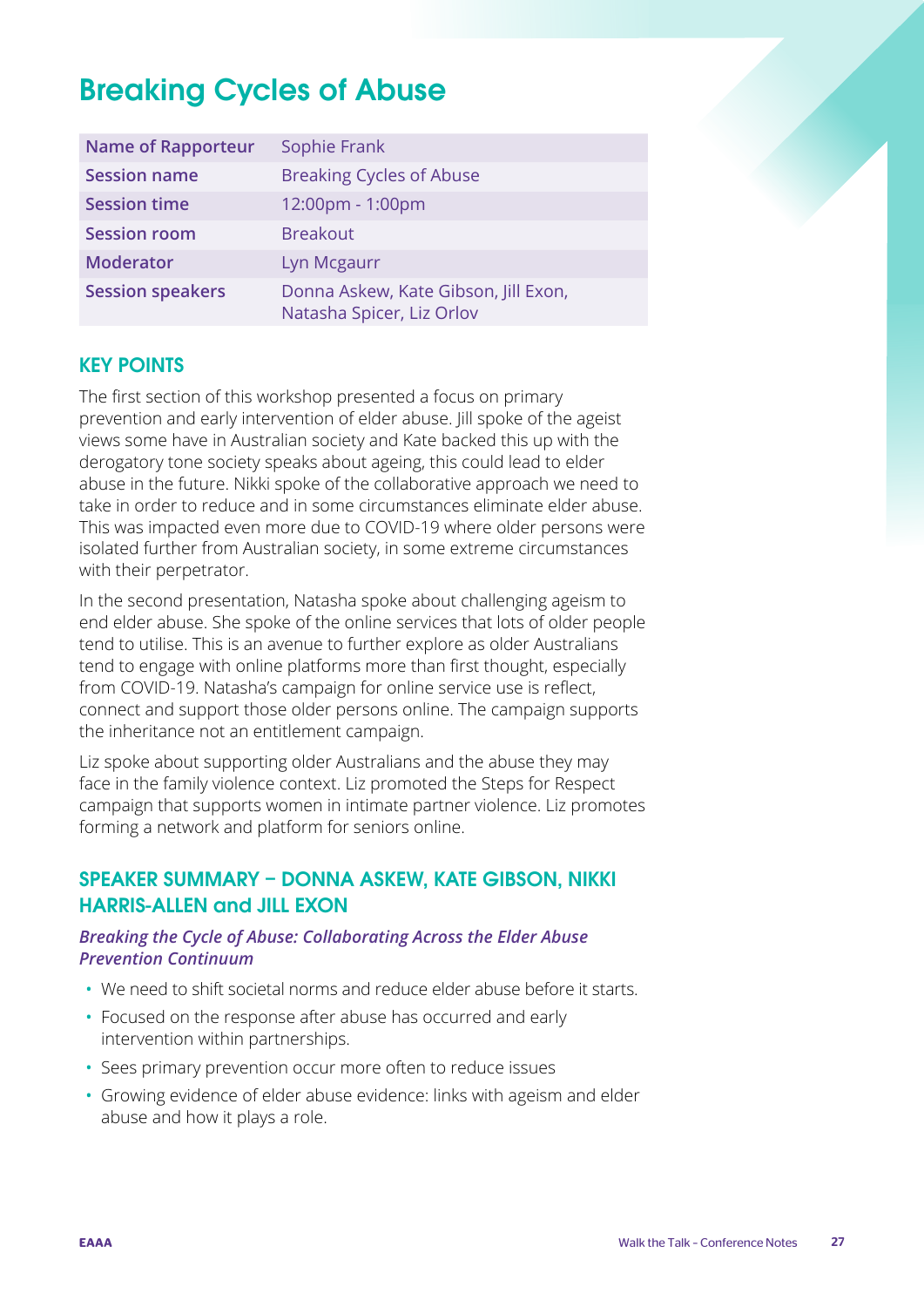# Breaking Cycles of Abuse

| Name of Rapporteur | Sophie Frank |
|---|---|
| Session name | Breaking Cycles of Abuse |
| Session time | 12:00pm - 1:00pm |
| Session room | Breakout |
| Moderator | Lyn Mcgaurr |
| Session speakers | Donna Askew, Kate Gibson, Jill Exon, Natasha Spicer, Liz Orlov |

## KEY POINTS

The first section of this workshop presented a focus on primary prevention and early intervention of elder abuse. Jill spoke of the ageist views some have in Australian society and Kate backed this up with the derogatory tone society speaks about ageing, this could lead to elder abuse in the future. Nikki spoke of the collaborative approach we need to take in order to reduce and in some circumstances eliminate elder abuse. This was impacted even more due to COVID-19 where older persons were isolated further from Australian society, in some extreme circumstances with their perpetrator.

In the second presentation, Natasha spoke about challenging ageism to end elder abuse. She spoke of the online services that lots of older people tend to utilise. This is an avenue to further explore as older Australians tend to engage with online platforms more than first thought, especially from COVID-19. Natasha's campaign for online service use is reflect, connect and support those older persons online. The campaign supports the inheritance not an entitlement campaign.

Liz spoke about supporting older Australians and the abuse they may face in the family violence context. Liz promoted the Steps for Respect campaign that supports women in intimate partner violence. Liz promotes forming a network and platform for seniors online.

## SPEAKER SUMMARY – DONNA ASKEW, KATE GIBSON, NIKKI HARRIS-ALLEN and JILL EXON

### *Breaking the Cycle of Abuse: Collaborating Across the Elder Abuse Prevention Continuum*

- We need to shift societal norms and reduce elder abuse before it starts.
- Focused on the response after abuse has occurred and early intervention within partnerships.
- Sees primary prevention occur more often to reduce issues
- Growing evidence of elder abuse evidence: links with ageism and elder abuse and how it plays a role.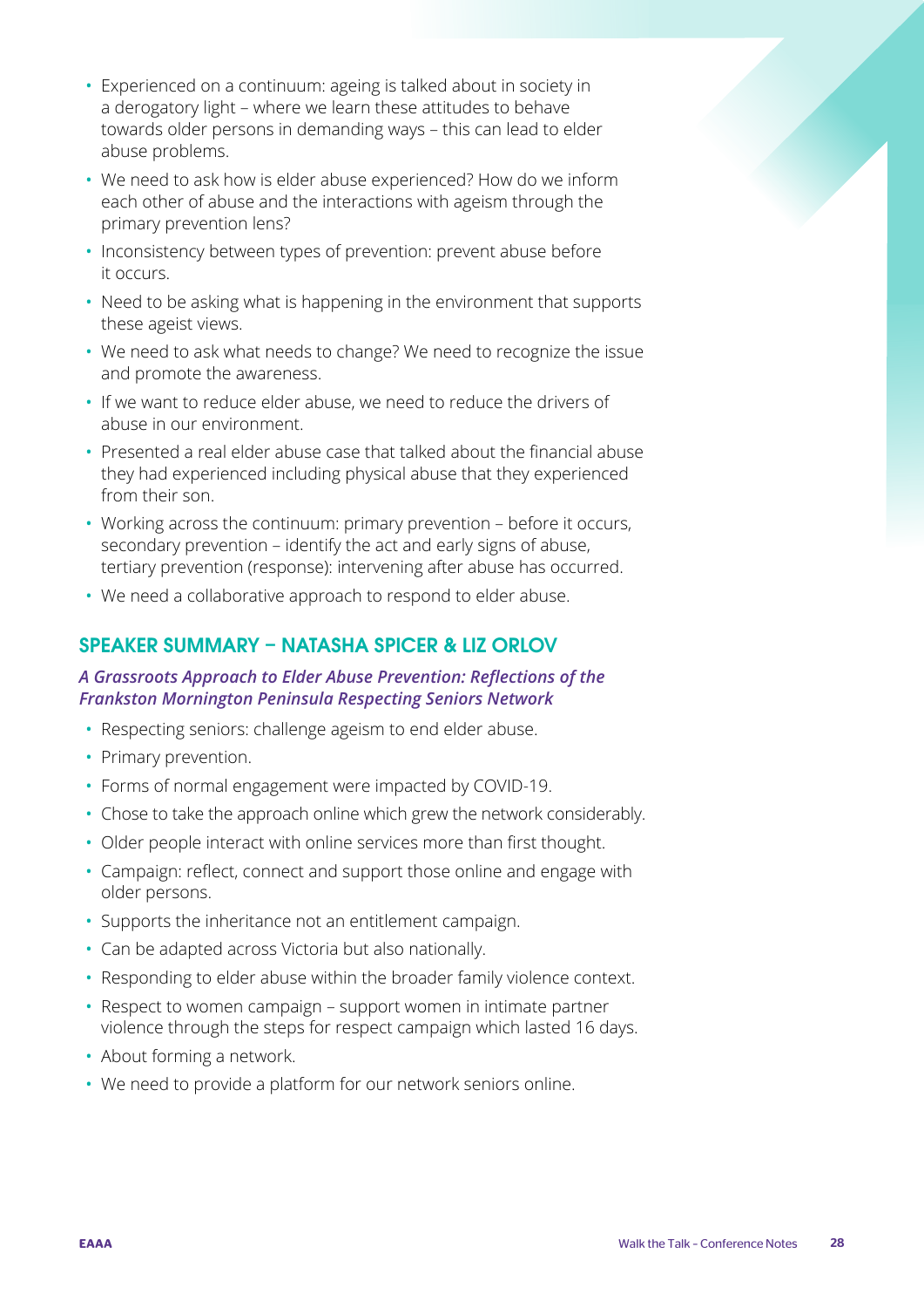- Experienced on a continuum: ageing is talked about in society in a derogatory light – where we learn these attitudes to behave towards older persons in demanding ways – this can lead to elder abuse problems.
- We need to ask how is elder abuse experienced? How do we inform each other of abuse and the interactions with ageism through the primary prevention lens?
- Inconsistency between types of prevention: prevent abuse before it occurs.
- Need to be asking what is happening in the environment that supports these ageist views.
- We need to ask what needs to change? We need to recognize the issue and promote the awareness.
- If we want to reduce elder abuse, we need to reduce the drivers of abuse in our environment.
- Presented a real elder abuse case that talked about the financial abuse they had experienced including physical abuse that they experienced from their son.
- Working across the continuum: primary prevention – before it occurs, secondary prevention – identify the act and early signs of abuse, tertiary prevention (response): intervening after abuse has occurred.
- We need a collaborative approach to respond to elder abuse.

## SPEAKER SUMMARY – NATASHA SPICER & LIZ ORLOV

### *A Grassroots Approach to Elder Abuse Prevention: Reflections of the Frankston Mornington Peninsula Respecting Seniors Network*

- Respecting seniors: challenge ageism to end elder abuse.
- Primary prevention.
- Forms of normal engagement were impacted by COVID-19.
- Chose to take the approach online which grew the network considerably.
- Older people interact with online services more than first thought.
- Campaign: reflect, connect and support those online and engage with older persons.
- Supports the inheritance not an entitlement campaign.
- Can be adapted across Victoria but also nationally.
- Responding to elder abuse within the broader family violence context.
- Respect to women campaign – support women in intimate partner violence through the steps for respect campaign which lasted 16 days.
- About forming a network.
- We need to provide a platform for our network seniors online.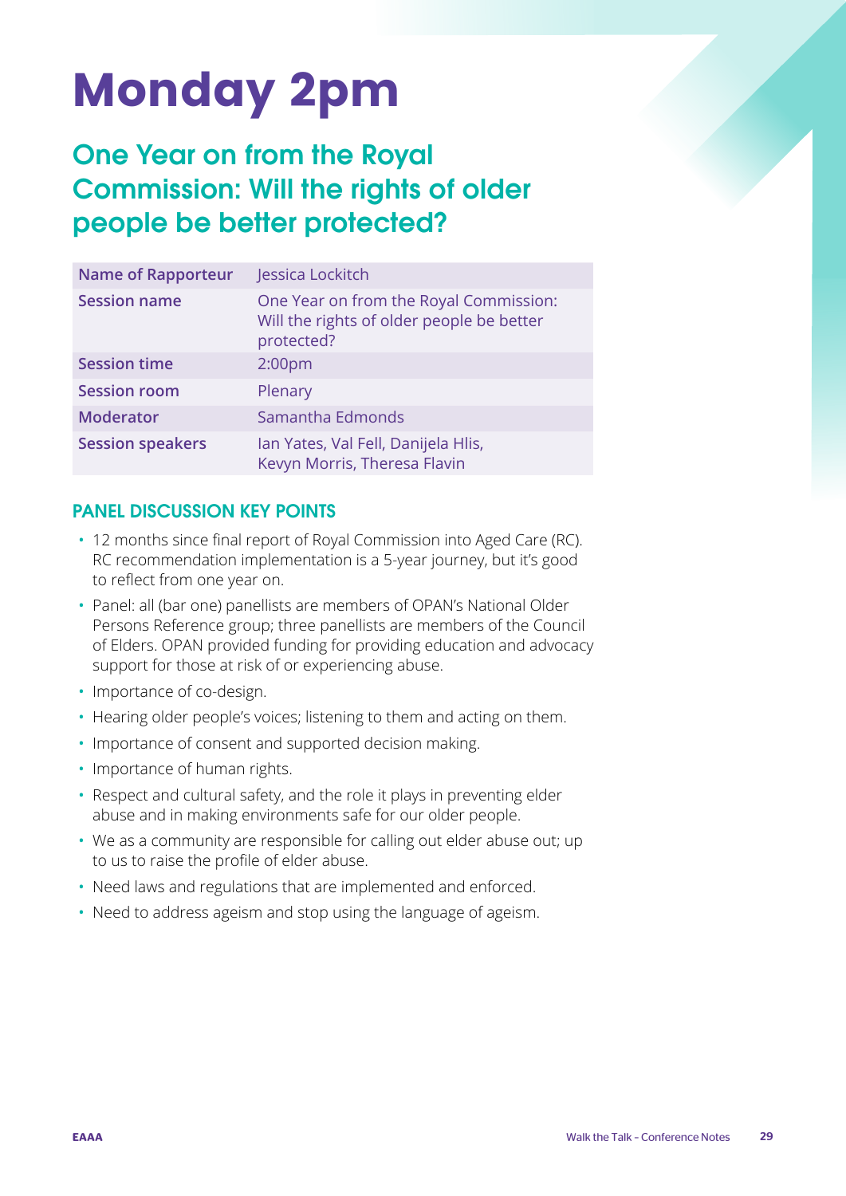# Monday 2pm

## One Year on from the Royal Commission: Will the rights of older people be better protected?

| Name of Rapporteur | Jessica Lockitch |
|---|---|
| Session name | One Year on from the Royal Commission: Will the rights of older people be better protected? |
| Session time | 2:00pm |
| Session room | Plenary |
| Moderator | Samantha Edmonds |
| Session speakers | Ian Yates, Val Fell, Danijela Hlis, Kevyn Morris, Theresa Flavin |

### PANEL DISCUSSION KEY POINTS

- 12 months since final report of Royal Commission into Aged Care (RC). RC recommendation implementation is a 5-year journey, but it's good to reflect from one year on.
- Panel: all (bar one) panellists are members of OPAN's National Older Persons Reference group; three panellists are members of the Council of Elders. OPAN provided funding for providing education and advocacy support for those at risk of or experiencing abuse.
- Importance of co-design.
- Hearing older people's voices; listening to them and acting on them.
- Importance of consent and supported decision making.
- Importance of human rights.
- Respect and cultural safety, and the role it plays in preventing elder abuse and in making environments safe for our older people.
- We as a community are responsible for calling out elder abuse out; up to us to raise the profile of elder abuse.
- Need laws and regulations that are implemented and enforced.
- Need to address ageism and stop using the language of ageism.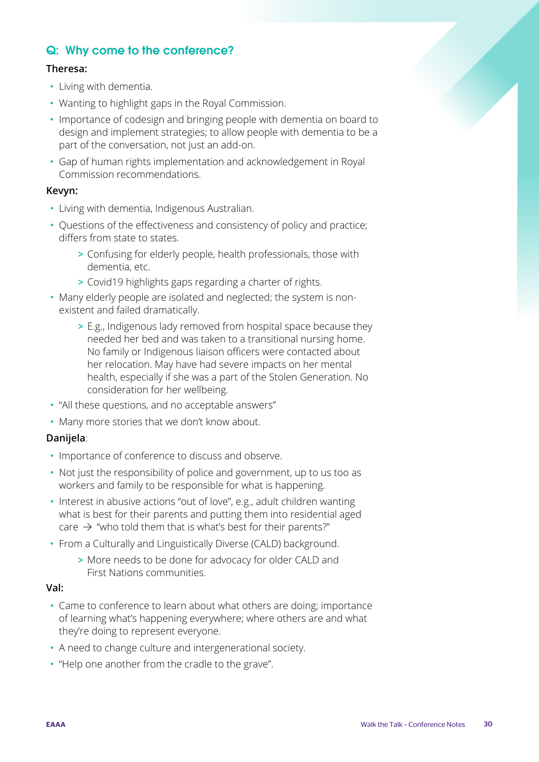## Q: Why come to the conference?

**Theresa:**

- Living with dementia.
- Wanting to highlight gaps in the Royal Commission.
- Importance of codesign and bringing people with dementia on board to design and implement strategies; to allow people with dementia to be a part of the conversation, not just an add-on.
- Gap of human rights implementation and acknowledgement in Royal Commission recommendations.

**Kevyn:**

- Living with dementia, Indigenous Australian.
- Questions of the effectiveness and consistency of policy and practice; differs from state to states.
  - Confusing for elderly people, health professionals, those with dementia, etc.
  - Covid19 highlights gaps regarding a charter of rights.
- Many elderly people are isolated and neglected; the system is non-existent and failed dramatically.
  - E.g., Indigenous lady removed from hospital space because they needed her bed and was taken to a transitional nursing home. No family or Indigenous liaison officers were contacted about her relocation. May have had severe impacts on her mental health, especially if she was a part of the Stolen Generation. No consideration for her wellbeing.
- "All these questions, and no acceptable answers"
- Many more stories that we don't know about.

**Danijela**:

- Importance of conference to discuss and observe.
- Not just the responsibility of police and government, up to us too as workers and family to be responsible for what is happening.
- Interest in abusive actions "out of love", e.g., adult children wanting what is best for their parents and putting them into residential aged care → "who told them that is what's best for their parents?"
- From a Culturally and Linguistically Diverse (CALD) background.
  - More needs to be done for advocacy for older CALD and First Nations communities.

**Val:**

- Came to conference to learn about what others are doing; importance of learning what's happening everywhere; where others are and what they're doing to represent everyone.
- A need to change culture and intergenerational society.
- "Help one another from the cradle to the grave".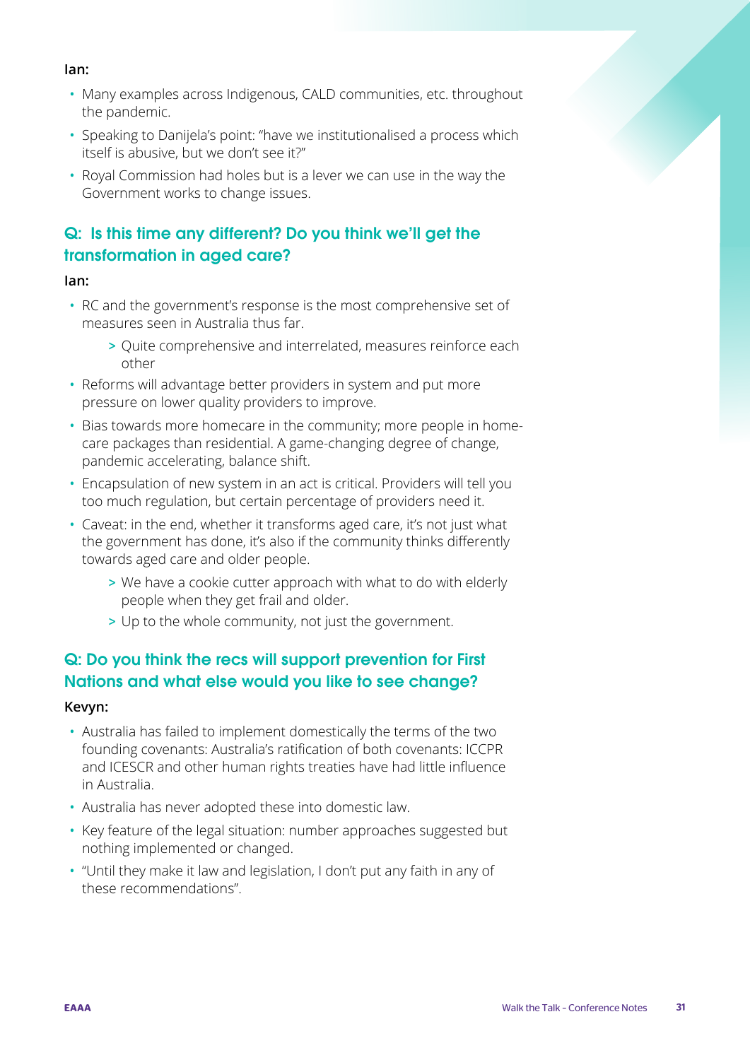**Ian:**

- Many examples across Indigenous, CALD communities, etc. throughout the pandemic.
- Speaking to Danijela's point: "have we institutionalised a process which itself is abusive, but we don't see it?"
- Royal Commission had holes but is a lever we can use in the way the Government works to change issues.

## Q: Is this time any different? Do you think we'll get the transformation in aged care?

**Ian:**

- RC and the government's response is the most comprehensive set of measures seen in Australia thus far.
  - Quite comprehensive and interrelated, measures reinforce each other
- Reforms will advantage better providers in system and put more pressure on lower quality providers to improve.
- Bias towards more homecare in the community; more people in home-care packages than residential. A game-changing degree of change, pandemic accelerating, balance shift.
- Encapsulation of new system in an act is critical. Providers will tell you too much regulation, but certain percentage of providers need it.
- Caveat: in the end, whether it transforms aged care, it's not just what the government has done, it's also if the community thinks differently towards aged care and older people.
  - We have a cookie cutter approach with what to do with elderly people when they get frail and older.
  - Up to the whole community, not just the government.

## Q: Do you think the recs will support prevention for First Nations and what else would you like to see change?

**Kevyn:**

- Australia has failed to implement domestically the terms of the two founding covenants: Australia's ratification of both covenants: ICCPR and ICESCR and other human rights treaties have had little influence in Australia.
- Australia has never adopted these into domestic law.
- Key feature of the legal situation: number approaches suggested but nothing implemented or changed.
- "Until they make it law and legislation, I don't put any faith in any of these recommendations".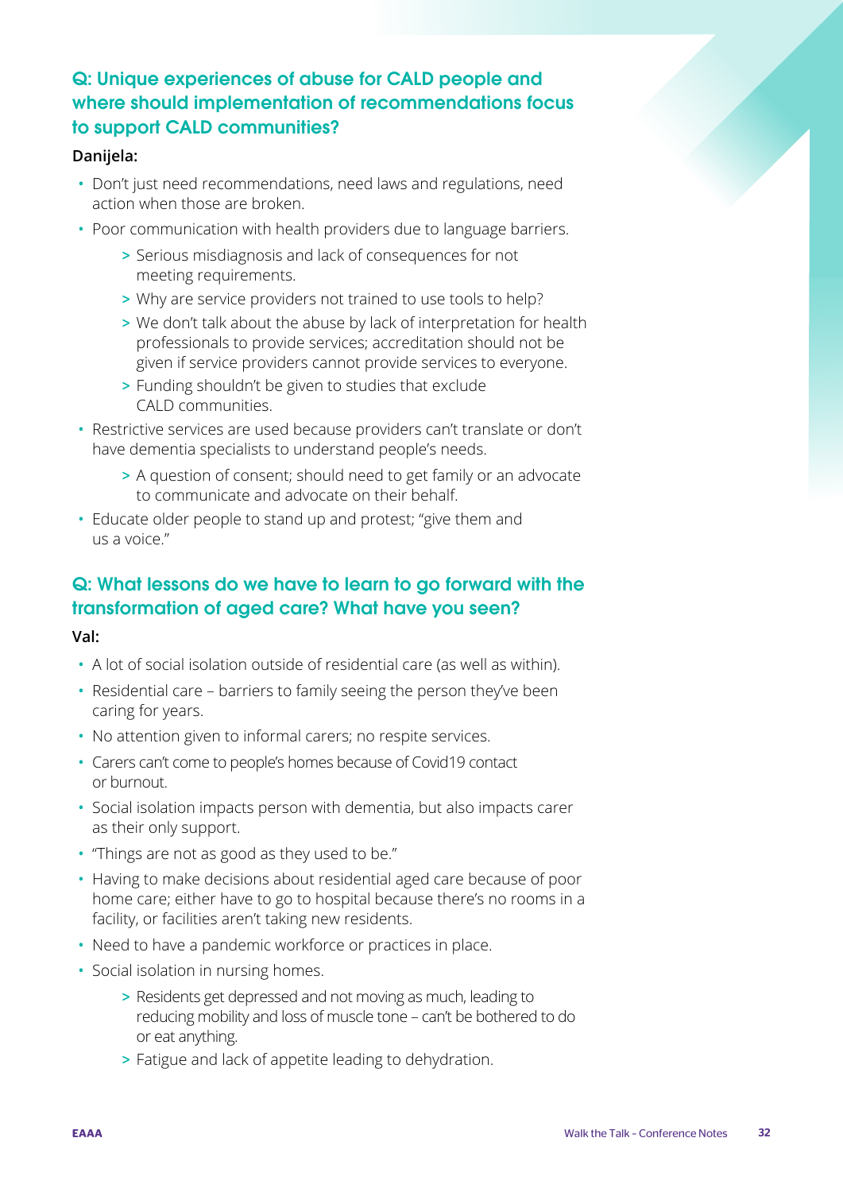## Q: Unique experiences of abuse for CALD people and where should implementation of recommendations focus to support CALD communities?

**Danijela:**

- Don't just need recommendations, need laws and regulations, need action when those are broken.
- Poor communication with health providers due to language barriers.
  - Serious misdiagnosis and lack of consequences for not meeting requirements.
  - Why are service providers not trained to use tools to help?
  - We don't talk about the abuse by lack of interpretation for health professionals to provide services; accreditation should not be given if service providers cannot provide services to everyone.
  - Funding shouldn't be given to studies that exclude CALD communities.
- Restrictive services are used because providers can't translate or don't have dementia specialists to understand people's needs.
  - A question of consent; should need to get family or an advocate to communicate and advocate on their behalf.
- Educate older people to stand up and protest; "give them and us a voice."

## Q: What lessons do we have to learn to go forward with the transformation of aged care? What have you seen?

**Val:**

- A lot of social isolation outside of residential care (as well as within).
- Residential care – barriers to family seeing the person they've been caring for years.
- No attention given to informal carers; no respite services.
- Carers can't come to people's homes because of Covid19 contact or burnout.
- Social isolation impacts person with dementia, but also impacts carer as their only support.
- "Things are not as good as they used to be."
- Having to make decisions about residential aged care because of poor home care; either have to go to hospital because there's no rooms in a facility, or facilities aren't taking new residents.
- Need to have a pandemic workforce or practices in place.
- Social isolation in nursing homes.
  - Residents get depressed and not moving as much, leading to reducing mobility and loss of muscle tone – can't be bothered to do or eat anything.
  - Fatigue and lack of appetite leading to dehydration.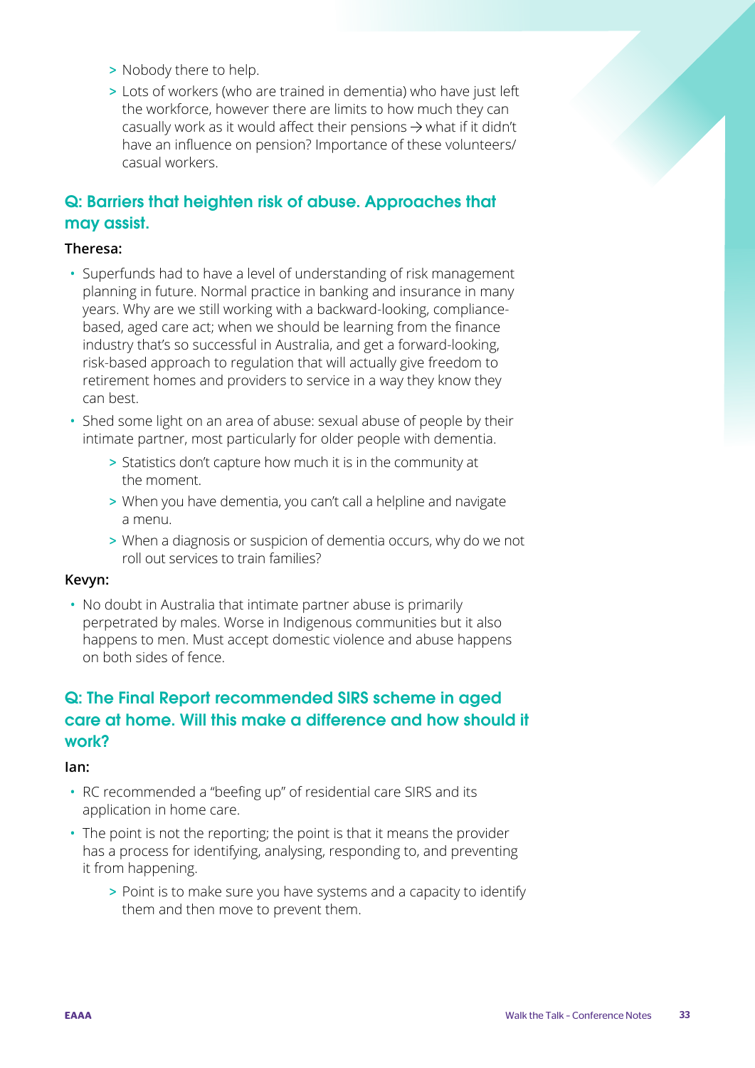- Nobody there to help.
    - Lots of workers (who are trained in dementia) who have just left the workforce, however there are limits to how much they can casually work as it would affect their pensions → what if it didn't have an influence on pension? Importance of these volunteers/casual workers.

## Q: Barriers that heighten risk of abuse. Approaches that may assist.

**Theresa:**

- Superfunds had to have a level of understanding of risk management planning in future. Normal practice in banking and insurance in many years. Why are we still working with a backward-looking, compliance-based, aged care act; when we should be learning from the finance industry that's so successful in Australia, and get a forward-looking, risk-based approach to regulation that will actually give freedom to retirement homes and providers to service in a way they know they can best.
- Shed some light on an area of abuse: sexual abuse of people by their intimate partner, most particularly for older people with dementia.
    - Statistics don't capture how much it is in the community at the moment.
    - When you have dementia, you can't call a helpline and navigate a menu.
    - When a diagnosis or suspicion of dementia occurs, why do we not roll out services to train families?

**Kevyn:**

- No doubt in Australia that intimate partner abuse is primarily perpetrated by males. Worse in Indigenous communities but it also happens to men. Must accept domestic violence and abuse happens on both sides of fence.

## Q: The Final Report recommended SIRS scheme in aged care at home. Will this make a difference and how should it work?

**Ian:**

- RC recommended a "beefing up" of residential care SIRS and its application in home care.
- The point is not the reporting; the point is that it means the provider has a process for identifying, analysing, responding to, and preventing it from happening.
    - Point is to make sure you have systems and a capacity to identify them and then move to prevent them.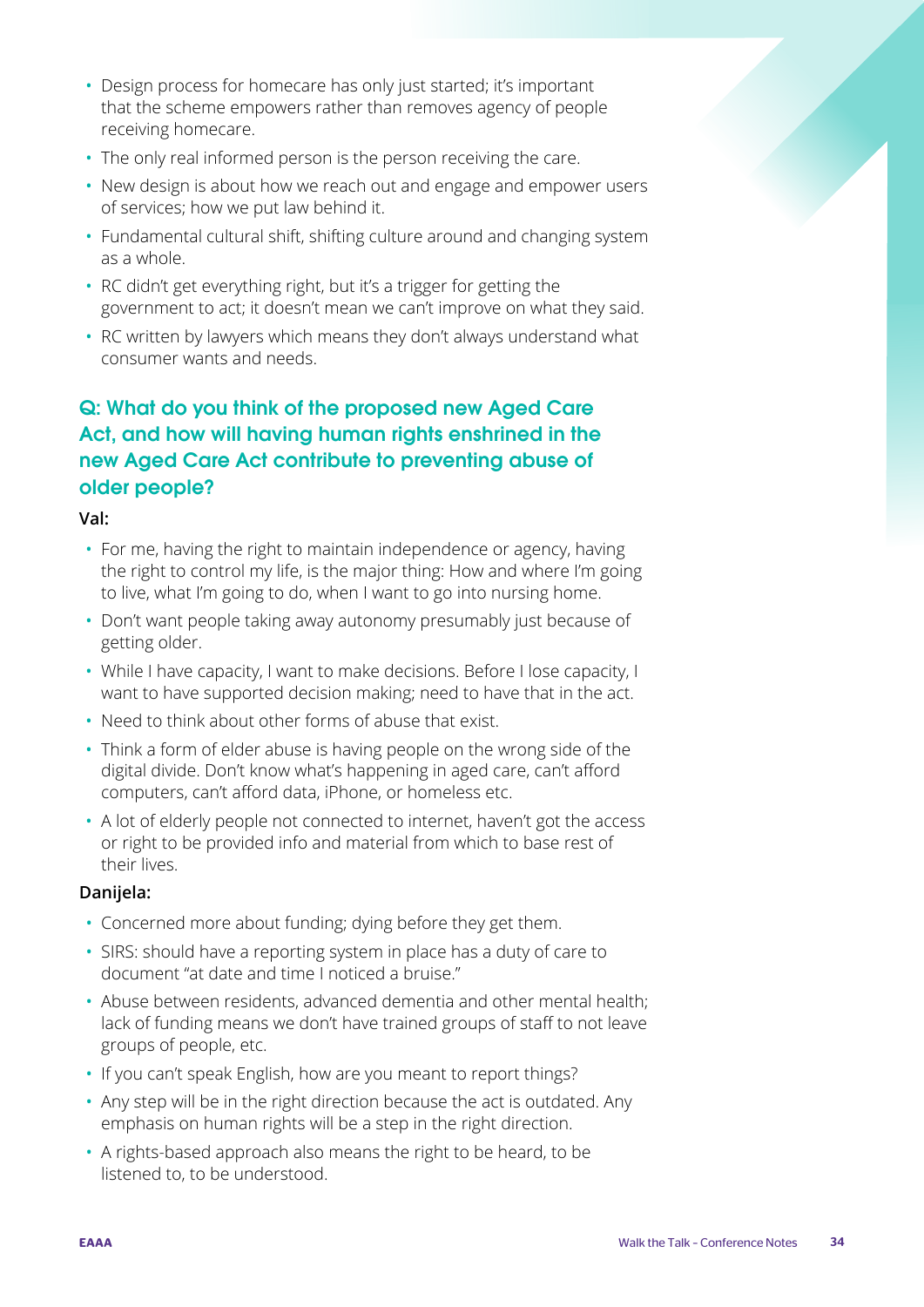- Design process for homecare has only just started; it's important that the scheme empowers rather than removes agency of people receiving homecare.
- The only real informed person is the person receiving the care.
- New design is about how we reach out and engage and empower users of services; how we put law behind it.
- Fundamental cultural shift, shifting culture around and changing system as a whole.
- RC didn't get everything right, but it's a trigger for getting the government to act; it doesn't mean we can't improve on what they said.
- RC written by lawyers which means they don't always understand what consumer wants and needs.

## Q: What do you think of the proposed new Aged Care Act, and how will having human rights enshrined in the new Aged Care Act contribute to preventing abuse of older people?

**Val:**

- For me, having the right to maintain independence or agency, having the right to control my life, is the major thing: How and where I'm going to live, what I'm going to do, when I want to go into nursing home.
- Don't want people taking away autonomy presumably just because of getting older.
- While I have capacity, I want to make decisions. Before I lose capacity, I want to have supported decision making; need to have that in the act.
- Need to think about other forms of abuse that exist.
- Think a form of elder abuse is having people on the wrong side of the digital divide. Don't know what's happening in aged care, can't afford computers, can't afford data, iPhone, or homeless etc.
- A lot of elderly people not connected to internet, haven't got the access or right to be provided info and material from which to base rest of their lives.

**Danijela:**

- Concerned more about funding; dying before they get them.
- SIRS: should have a reporting system in place has a duty of care to document "at date and time I noticed a bruise."
- Abuse between residents, advanced dementia and other mental health; lack of funding means we don't have trained groups of staff to not leave groups of people, etc.
- If you can't speak English, how are you meant to report things?
- Any step will be in the right direction because the act is outdated. Any emphasis on human rights will be a step in the right direction.
- A rights-based approach also means the right to be heard, to be listened to, to be understood.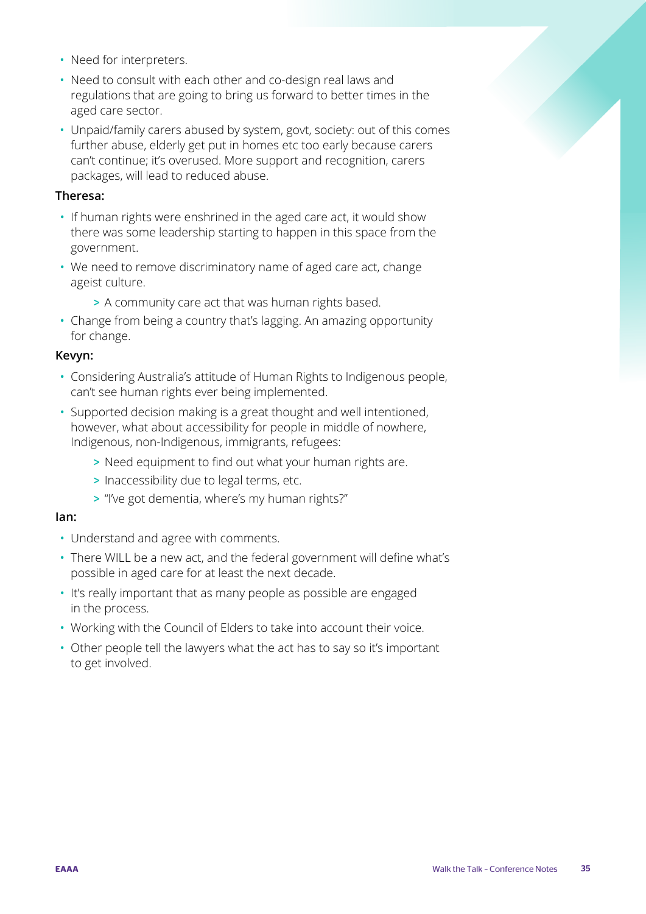- Need for interpreters.
- Need to consult with each other and co-design real laws and regulations that are going to bring us forward to better times in the aged care sector.
- Unpaid/family carers abused by system, govt, society: out of this comes further abuse, elderly get put in homes etc too early because carers can't continue; it's overused. More support and recognition, carers packages, will lead to reduced abuse.

**Theresa:**

- If human rights were enshrined in the aged care act, it would show there was some leadership starting to happen in this space from the government.
- We need to remove discriminatory name of aged care act, change ageist culture.
  - A community care act that was human rights based.
- Change from being a country that's lagging. An amazing opportunity for change.

**Kevyn:**

- Considering Australia's attitude of Human Rights to Indigenous people, can't see human rights ever being implemented.
- Supported decision making is a great thought and well intentioned, however, what about accessibility for people in middle of nowhere, Indigenous, non-Indigenous, immigrants, refugees:
  - Need equipment to find out what your human rights are.
  - Inaccessibility due to legal terms, etc.
  - "I've got dementia, where's my human rights?"

**Ian:**

- Understand and agree with comments.
- There WILL be a new act, and the federal government will define what's possible in aged care for at least the next decade.
- It's really important that as many people as possible are engaged in the process.
- Working with the Council of Elders to take into account their voice.
- Other people tell the lawyers what the act has to say so it's important to get involved.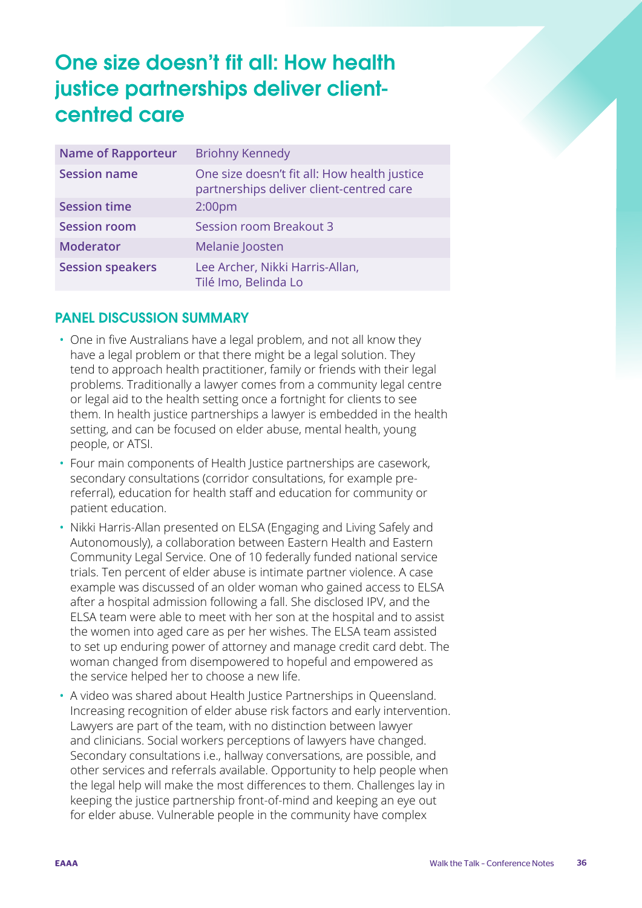# One size doesn't fit all: How health justice partnerships deliver client-centred care

| Name of Rapporteur | Briohny Kennedy |
|---|---|
| Session name | One size doesn't fit all: How health justice partnerships deliver client-centred care |
| Session time | 2:00pm |
| Session room | Session room Breakout 3 |
| Moderator | Melanie Joosten |
| Session speakers | Lee Archer, Nikki Harris-Allan, Tilé Imo, Belinda Lo |

## PANEL DISCUSSION SUMMARY

- One in five Australians have a legal problem, and not all know they have a legal problem or that there might be a legal solution. They tend to approach health practitioner, family or friends with their legal problems. Traditionally a lawyer comes from a community legal centre or legal aid to the health setting once a fortnight for clients to see them. In health justice partnerships a lawyer is embedded in the health setting, and can be focused on elder abuse, mental health, young people, or ATSI.
- Four main components of Health Justice partnerships are casework, secondary consultations (corridor consultations, for example pre-referral), education for health staff and education for community or patient education.
- Nikki Harris-Allan presented on ELSA (Engaging and Living Safely and Autonomously), a collaboration between Eastern Health and Eastern Community Legal Service. One of 10 federally funded national service trials. Ten percent of elder abuse is intimate partner violence. A case example was discussed of an older woman who gained access to ELSA after a hospital admission following a fall. She disclosed IPV, and the ELSA team were able to meet with her son at the hospital and to assist the women into aged care as per her wishes. The ELSA team assisted to set up enduring power of attorney and manage credit card debt. The woman changed from disempowered to hopeful and empowered as the service helped her to choose a new life.
- A video was shared about Health Justice Partnerships in Queensland. Increasing recognition of elder abuse risk factors and early intervention. Lawyers are part of the team, with no distinction between lawyer and clinicians. Social workers perceptions of lawyers have changed. Secondary consultations i.e., hallway conversations, are possible, and other services and referrals available. Opportunity to help people when the legal help will make the most differences to them. Challenges lay in keeping the justice partnership front-of-mind and keeping an eye out for elder abuse. Vulnerable people in the community have complex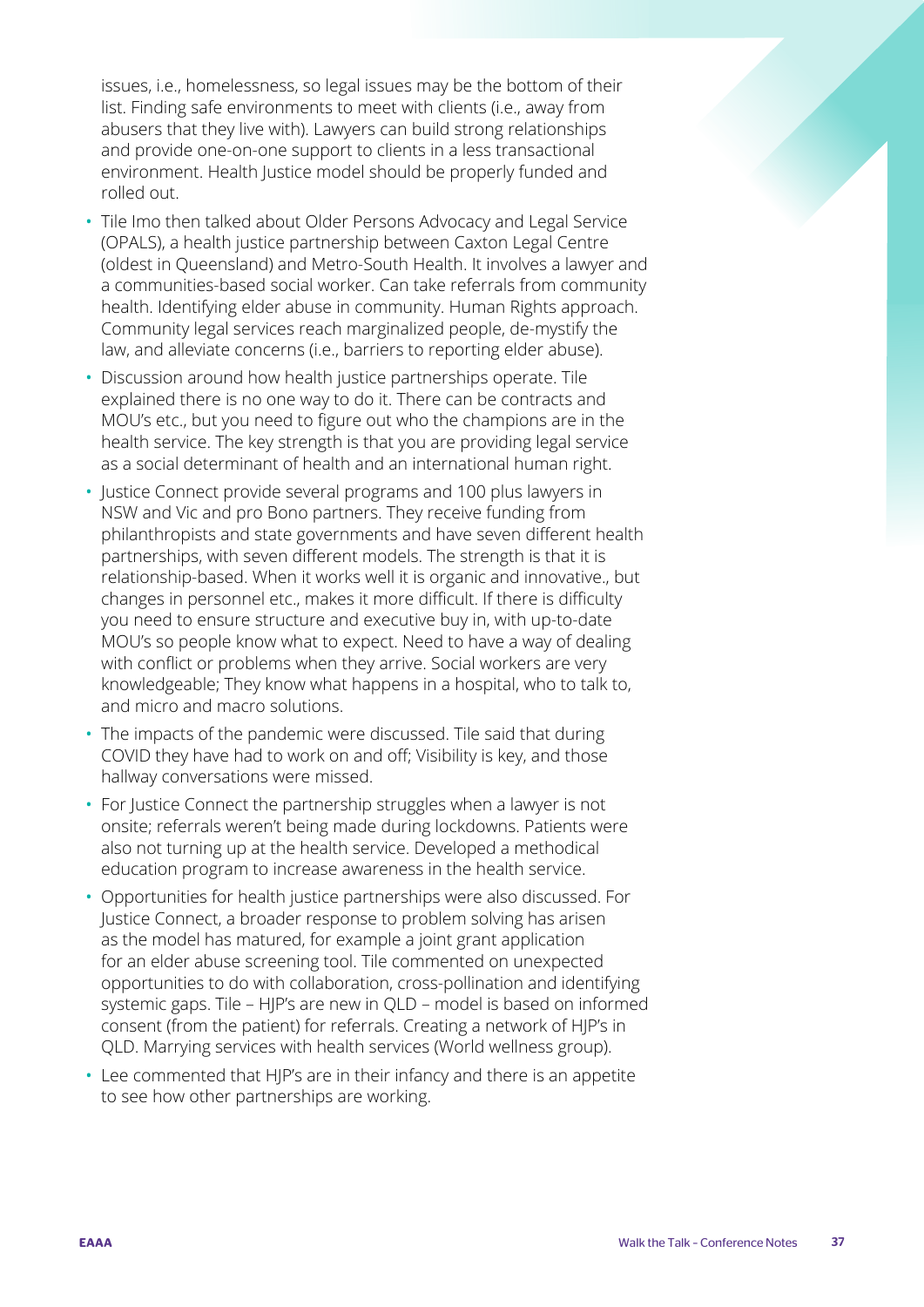issues, i.e., homelessness, so legal issues may be the bottom of their list. Finding safe environments to meet with clients (i.e., away from abusers that they live with). Lawyers can build strong relationships and provide one-on-one support to clients in a less transactional environment. Health Justice model should be properly funded and rolled out.

- Tile Imo then talked about Older Persons Advocacy and Legal Service (OPALS), a health justice partnership between Caxton Legal Centre (oldest in Queensland) and Metro-South Health. It involves a lawyer and a communities-based social worker. Can take referrals from community health. Identifying elder abuse in community. Human Rights approach. Community legal services reach marginalized people, de-mystify the law, and alleviate concerns (i.e., barriers to reporting elder abuse).
- Discussion around how health justice partnerships operate. Tile explained there is no one way to do it. There can be contracts and MOU's etc., but you need to figure out who the champions are in the health service. The key strength is that you are providing legal service as a social determinant of health and an international human right.
- Justice Connect provide several programs and 100 plus lawyers in NSW and Vic and pro Bono partners. They receive funding from philanthropists and state governments and have seven different health partnerships, with seven different models. The strength is that it is relationship-based. When it works well it is organic and innovative., but changes in personnel etc., makes it more difficult. If there is difficulty you need to ensure structure and executive buy in, with up-to-date MOU's so people know what to expect. Need to have a way of dealing with conflict or problems when they arrive. Social workers are very knowledgeable; They know what happens in a hospital, who to talk to, and micro and macro solutions.
- The impacts of the pandemic were discussed. Tile said that during COVID they have had to work on and off; Visibility is key, and those hallway conversations were missed.
- For Justice Connect the partnership struggles when a lawyer is not onsite; referrals weren't being made during lockdowns. Patients were also not turning up at the health service. Developed a methodical education program to increase awareness in the health service.
- Opportunities for health justice partnerships were also discussed. For Justice Connect, a broader response to problem solving has arisen as the model has matured, for example a joint grant application for an elder abuse screening tool. Tile commented on unexpected opportunities to do with collaboration, cross-pollination and identifying systemic gaps. Tile – HJP's are new in QLD – model is based on informed consent (from the patient) for referrals. Creating a network of HJP's in QLD. Marrying services with health services (World wellness group).
- Lee commented that HJP's are in their infancy and there is an appetite to see how other partnerships are working.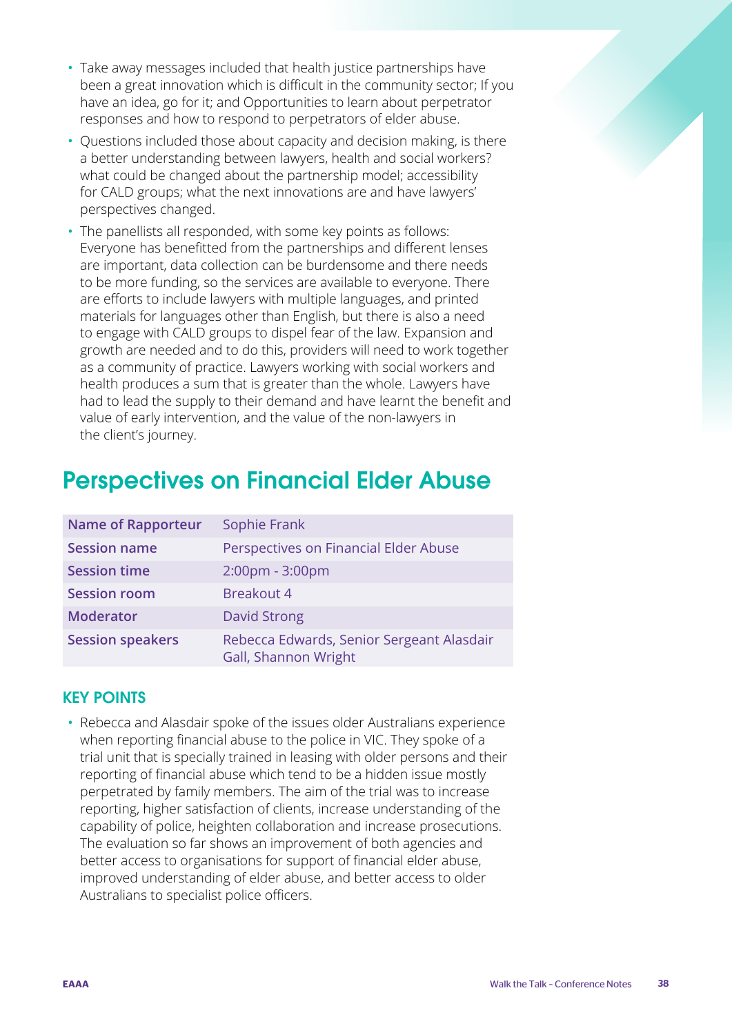- Take away messages included that health justice partnerships have been a great innovation which is difficult in the community sector; If you have an idea, go for it; and Opportunities to learn about perpetrator responses and how to respond to perpetrators of elder abuse.
- Questions included those about capacity and decision making, is there a better understanding between lawyers, health and social workers? what could be changed about the partnership model; accessibility for CALD groups; what the next innovations are and have lawyers' perspectives changed.
- The panellists all responded, with some key points as follows: Everyone has benefitted from the partnerships and different lenses are important, data collection can be burdensome and there needs to be more funding, so the services are available to everyone. There are efforts to include lawyers with multiple languages, and printed materials for languages other than English, but there is also a need to engage with CALD groups to dispel fear of the law. Expansion and growth are needed and to do this, providers will need to work together as a community of practice. Lawyers working with social workers and health produces a sum that is greater than the whole. Lawyers have had to lead the supply to their demand and have learnt the benefit and value of early intervention, and the value of the non-lawyers in the client's journey.

## Perspectives on Financial Elder Abuse

| | |
|---|---|
| **Name of Rapporteur** | Sophie Frank |
| **Session name** | Perspectives on Financial Elder Abuse |
| **Session time** | 2:00pm - 3:00pm |
| **Session room** | Breakout 4 |
| **Moderator** | David Strong |
| **Session speakers** | Rebecca Edwards, Senior Sergeant Alasdair Gall, Shannon Wright |

### KEY POINTS

- Rebecca and Alasdair spoke of the issues older Australians experience when reporting financial abuse to the police in VIC. They spoke of a trial unit that is specially trained in leasing with older persons and their reporting of financial abuse which tend to be a hidden issue mostly perpetrated by family members. The aim of the trial was to increase reporting, higher satisfaction of clients, increase understanding of the capability of police, heighten collaboration and increase prosecutions. The evaluation so far shows an improvement of both agencies and better access to organisations for support of financial elder abuse, improved understanding of elder abuse, and better access to older Australians to specialist police officers.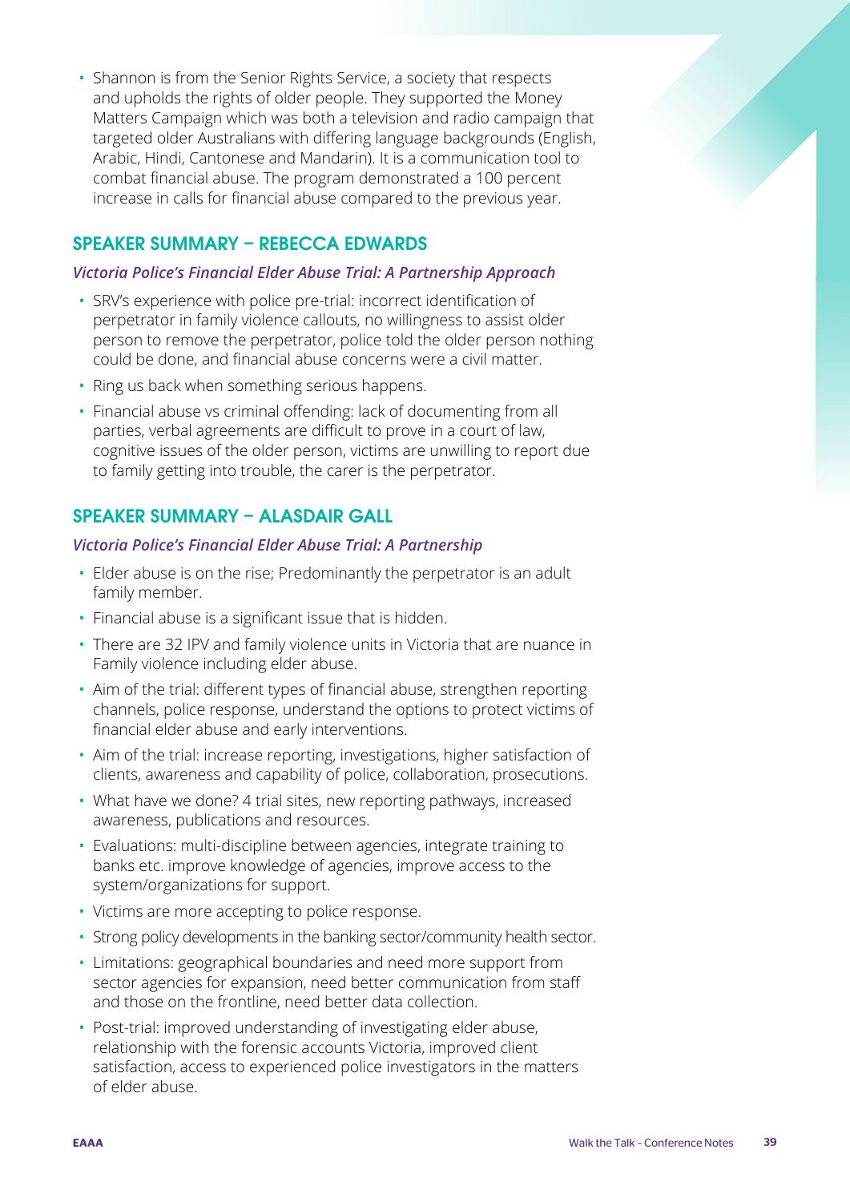- Shannon is from the Senior Rights Service, a society that respects and upholds the rights of older people. They supported the Money Matters Campaign which was both a television and radio campaign that targeted older Australians with differing language backgrounds (English, Arabic, Hindi, Cantonese and Mandarin). It is a communication tool to combat financial abuse. The program demonstrated a 100 percent increase in calls for financial abuse compared to the previous year.

## SPEAKER SUMMARY – REBECCA EDWARDS

### *Victoria Police's Financial Elder Abuse Trial: A Partnership Approach*

- SRV's experience with police pre-trial: incorrect identification of perpetrator in family violence callouts, no willingness to assist older person to remove the perpetrator, police told the older person nothing could be done, and financial abuse concerns were a civil matter.
- Ring us back when something serious happens.
- Financial abuse vs criminal offending: lack of documenting from all parties, verbal agreements are difficult to prove in a court of law, cognitive issues of the older person, victims are unwilling to report due to family getting into trouble, the carer is the perpetrator.

## SPEAKER SUMMARY – ALASDAIR GALL

### *Victoria Police's Financial Elder Abuse Trial: A Partnership*

- Elder abuse is on the rise; Predominantly the perpetrator is an adult family member.
- Financial abuse is a significant issue that is hidden.
- There are 32 IPV and family violence units in Victoria that are nuance in Family violence including elder abuse.
- Aim of the trial: different types of financial abuse, strengthen reporting channels, police response, understand the options to protect victims of financial elder abuse and early interventions.
- Aim of the trial: increase reporting, investigations, higher satisfaction of clients, awareness and capability of police, collaboration, prosecutions.
- What have we done? 4 trial sites, new reporting pathways, increased awareness, publications and resources.
- Evaluations: multi-discipline between agencies, integrate training to banks etc. improve knowledge of agencies, improve access to the system/organizations for support.
- Victims are more accepting to police response.
- Strong policy developments in the banking sector/community health sector.
- Limitations: geographical boundaries and need more support from sector agencies for expansion, need better communication from staff and those on the frontline, need better data collection.
- Post-trial: improved understanding of investigating elder abuse, relationship with the forensic accounts Victoria, improved client satisfaction, access to experienced police investigators in the matters of elder abuse.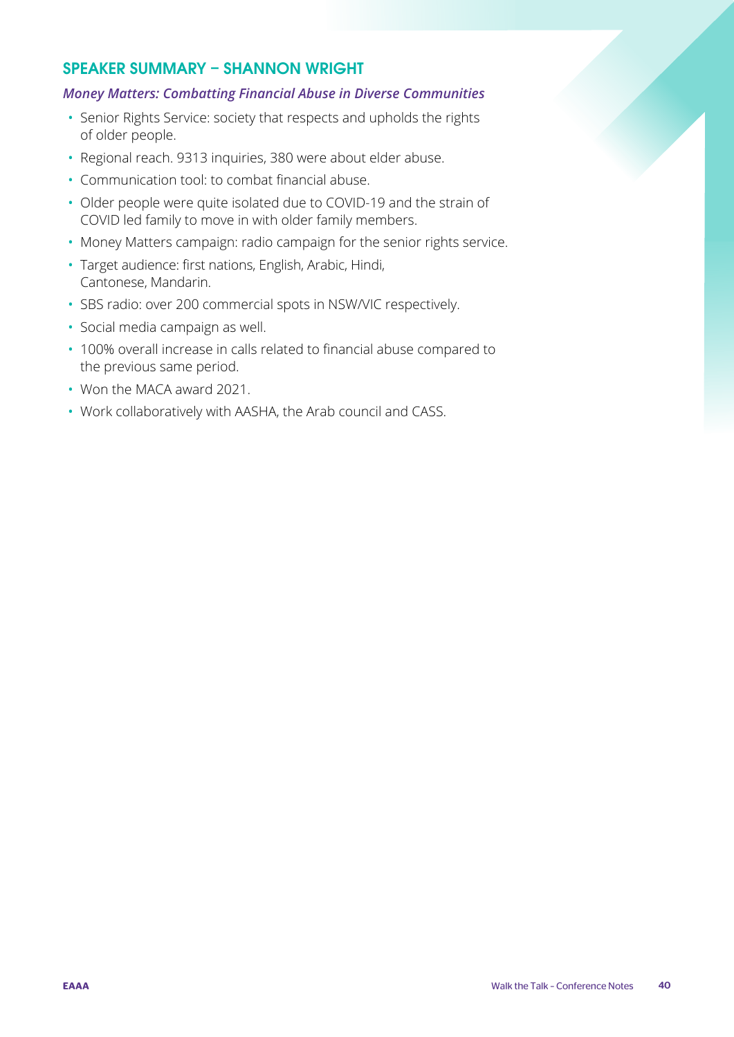## SPEAKER SUMMARY – SHANNON WRIGHT

### *Money Matters: Combatting Financial Abuse in Diverse Communities*

- Senior Rights Service: society that respects and upholds the rights of older people.
- Regional reach. 9313 inquiries, 380 were about elder abuse.
- Communication tool: to combat financial abuse.
- Older people were quite isolated due to COVID-19 and the strain of COVID led family to move in with older family members.
- Money Matters campaign: radio campaign for the senior rights service.
- Target audience: first nations, English, Arabic, Hindi, Cantonese, Mandarin.
- SBS radio: over 200 commercial spots in NSW/VIC respectively.
- Social media campaign as well.
- 100% overall increase in calls related to financial abuse compared to the previous same period.
- Won the MACA award 2021.
- Work collaboratively with AASHA, the Arab council and CASS.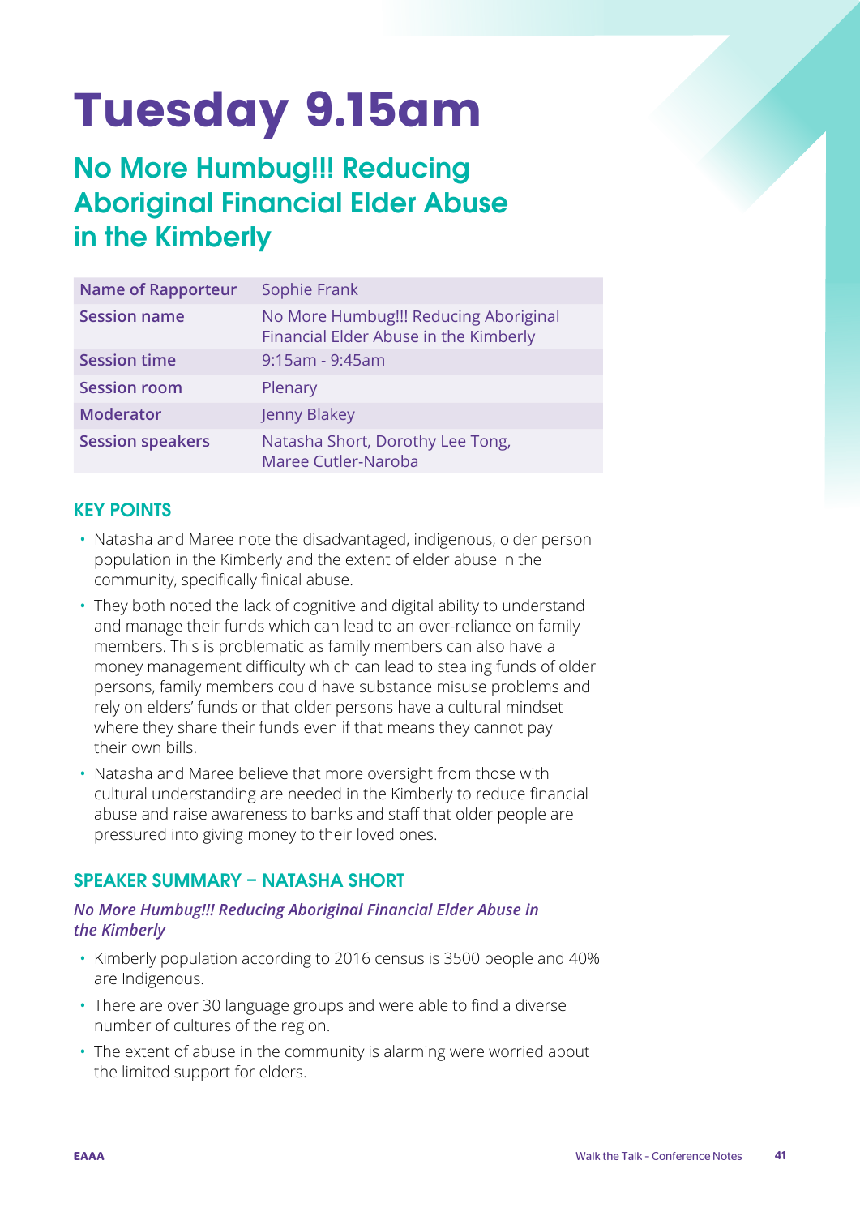# Tuesday 9.15am

## No More Humbug!!! Reducing Aboriginal Financial Elder Abuse in the Kimberly

| Name of Rapporteur | Sophie Frank |
|---|---|
| Session name | No More Humbug!!! Reducing Aboriginal Financial Elder Abuse in the Kimberly |
| Session time | 9:15am - 9:45am |
| Session room | Plenary |
| Moderator | Jenny Blakey |
| Session speakers | Natasha Short, Dorothy Lee Tong, Maree Cutler-Naroba |

### KEY POINTS

- Natasha and Maree note the disadvantaged, indigenous, older person population in the Kimberly and the extent of elder abuse in the community, specifically finical abuse.
- They both noted the lack of cognitive and digital ability to understand and manage their funds which can lead to an over-reliance on family members. This is problematic as family members can also have a money management difficulty which can lead to stealing funds of older persons, family members could have substance misuse problems and rely on elders' funds or that older persons have a cultural mindset where they share their funds even if that means they cannot pay their own bills.
- Natasha and Maree believe that more oversight from those with cultural understanding are needed in the Kimberly to reduce financial abuse and raise awareness to banks and staff that older people are pressured into giving money to their loved ones.

### SPEAKER SUMMARY – NATASHA SHORT

***No More Humbug!!! Reducing Aboriginal Financial Elder Abuse in the Kimberly***

- Kimberly population according to 2016 census is 3500 people and 40% are Indigenous.
- There are over 30 language groups and were able to find a diverse number of cultures of the region.
- The extent of abuse in the community is alarming were worried about the limited support for elders.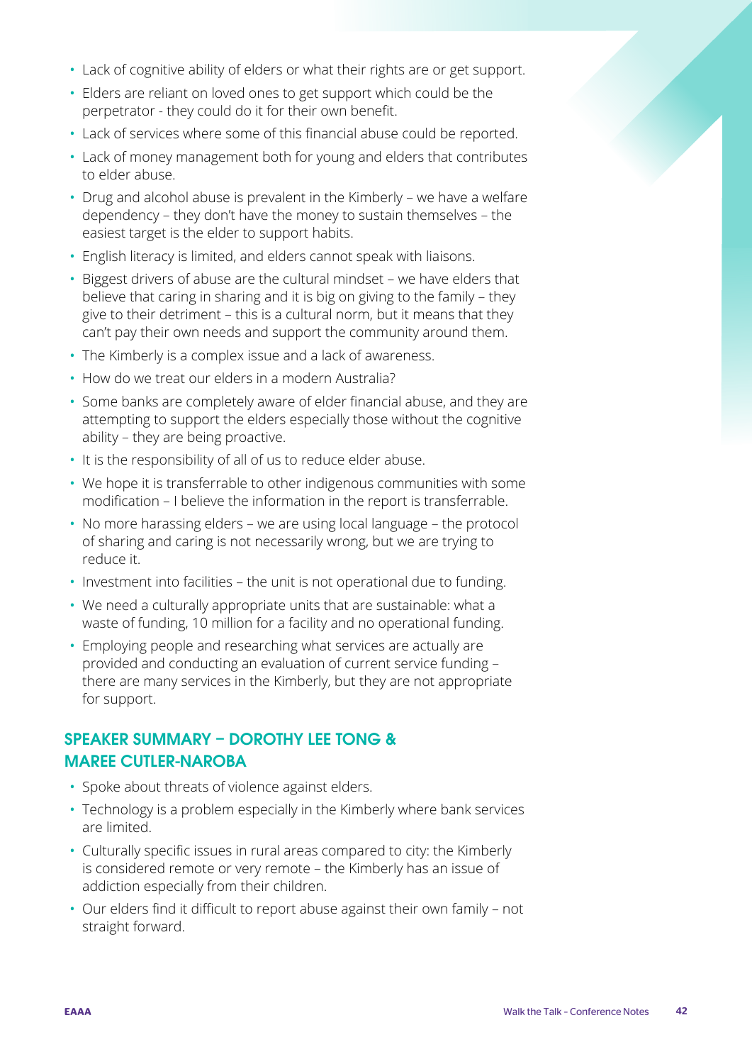- Lack of cognitive ability of elders or what their rights are or get support.
- Elders are reliant on loved ones to get support which could be the perpetrator - they could do it for their own benefit.
- Lack of services where some of this financial abuse could be reported.
- Lack of money management both for young and elders that contributes to elder abuse.
- Drug and alcohol abuse is prevalent in the Kimberly – we have a welfare dependency – they don't have the money to sustain themselves – the easiest target is the elder to support habits.
- English literacy is limited, and elders cannot speak with liaisons.
- Biggest drivers of abuse are the cultural mindset – we have elders that believe that caring in sharing and it is big on giving to the family – they give to their detriment – this is a cultural norm, but it means that they can't pay their own needs and support the community around them.
- The Kimberly is a complex issue and a lack of awareness.
- How do we treat our elders in a modern Australia?
- Some banks are completely aware of elder financial abuse, and they are attempting to support the elders especially those without the cognitive ability – they are being proactive.
- It is the responsibility of all of us to reduce elder abuse.
- We hope it is transferrable to other indigenous communities with some modification – I believe the information in the report is transferrable.
- No more harassing elders – we are using local language – the protocol of sharing and caring is not necessarily wrong, but we are trying to reduce it.
- Investment into facilities – the unit is not operational due to funding.
- We need a culturally appropriate units that are sustainable: what a waste of funding, 10 million for a facility and no operational funding.
- Employing people and researching what services are actually are provided and conducting an evaluation of current service funding – there are many services in the Kimberly, but they are not appropriate for support.

## SPEAKER SUMMARY – DOROTHY LEE TONG & MAREE CUTLER-NAROBA

- Spoke about threats of violence against elders.
- Technology is a problem especially in the Kimberly where bank services are limited.
- Culturally specific issues in rural areas compared to city: the Kimberly is considered remote or very remote – the Kimberly has an issue of addiction especially from their children.
- Our elders find it difficult to report abuse against their own family – not straight forward.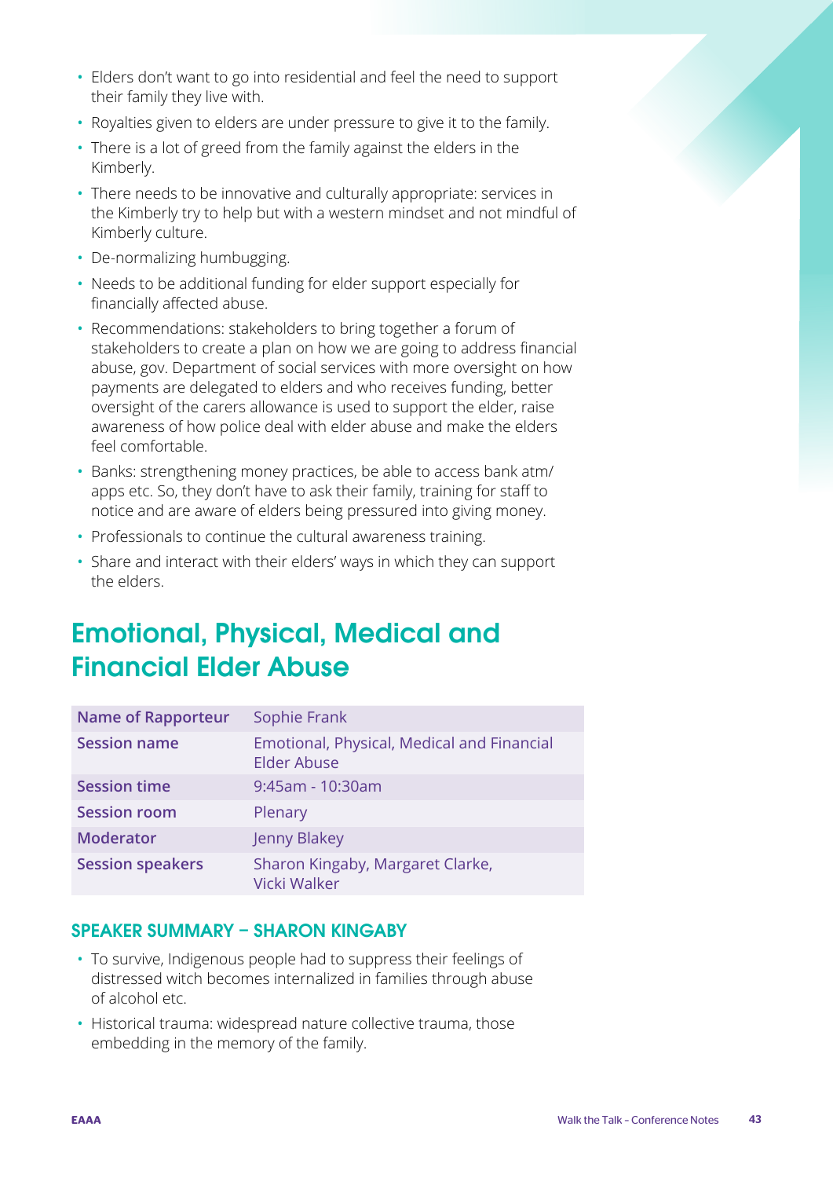- Elders don't want to go into residential and feel the need to support their family they live with.
- Royalties given to elders are under pressure to give it to the family.
- There is a lot of greed from the family against the elders in the Kimberly.
- There needs to be innovative and culturally appropriate: services in the Kimberly try to help but with a western mindset and not mindful of Kimberly culture.
- De-normalizing humbugging.
- Needs to be additional funding for elder support especially for financially affected abuse.
- Recommendations: stakeholders to bring together a forum of stakeholders to create a plan on how we are going to address financial abuse, gov. Department of social services with more oversight on how payments are delegated to elders and who receives funding, better oversight of the carers allowance is used to support the elder, raise awareness of how police deal with elder abuse and make the elders feel comfortable.
- Banks: strengthening money practices, be able to access bank atm/ apps etc. So, they don't have to ask their family, training for staff to notice and are aware of elders being pressured into giving money.
- Professionals to continue the cultural awareness training.
- Share and interact with their elders' ways in which they can support the elders.

## Emotional, Physical, Medical and Financial Elder Abuse

| | |
|---|---|
| **Name of Rapporteur** | Sophie Frank |
| **Session name** | Emotional, Physical, Medical and Financial Elder Abuse |
| **Session time** | 9:45am - 10:30am |
| **Session room** | Plenary |
| **Moderator** | Jenny Blakey |
| **Session speakers** | Sharon Kingaby, Margaret Clarke, Vicki Walker |

### SPEAKER SUMMARY – SHARON KINGABY

- To survive, Indigenous people had to suppress their feelings of distressed witch becomes internalized in families through abuse of alcohol etc.
- Historical trauma: widespread nature collective trauma, those embedding in the memory of the family.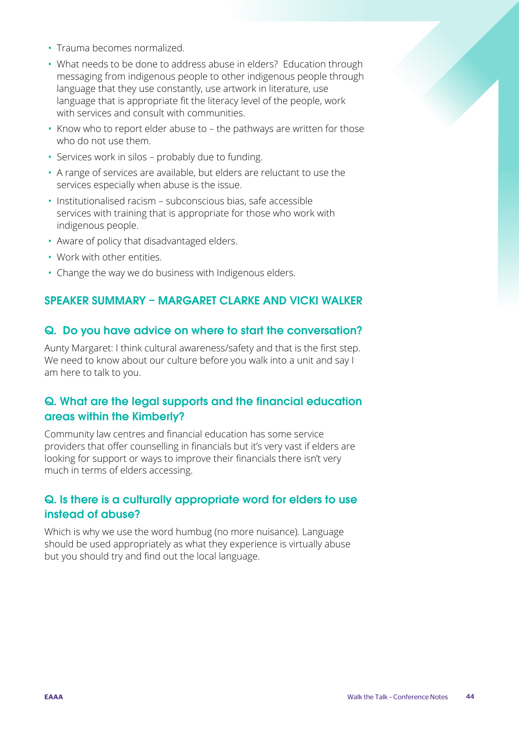- Trauma becomes normalized.
- What needs to be done to address abuse in elders? Education through messaging from indigenous people to other indigenous people through language that they use constantly, use artwork in literature, use language that is appropriate fit the literacy level of the people, work with services and consult with communities.
- Know who to report elder abuse to – the pathways are written for those who do not use them.
- Services work in silos – probably due to funding.
- A range of services are available, but elders are reluctant to use the services especially when abuse is the issue.
- Institutionalised racism – subconscious bias, safe accessible services with training that is appropriate for those who work with indigenous people.
- Aware of policy that disadvantaged elders.
- Work with other entities.
- Change the way we do business with Indigenous elders.

## SPEAKER SUMMARY – MARGARET CLARKE AND VICKI WALKER

### Q. Do you have advice on where to start the conversation?

Aunty Margaret: I think cultural awareness/safety and that is the first step. We need to know about our culture before you walk into a unit and say I am here to talk to you.

### Q. What are the legal supports and the financial education areas within the Kimberly?

Community law centres and financial education has some service providers that offer counselling in financials but it's very vast if elders are looking for support or ways to improve their financials there isn't very much in terms of elders accessing.

### Q. Is there is a culturally appropriate word for elders to use instead of abuse?

Which is why we use the word humbug (no more nuisance). Language should be used appropriately as what they experience is virtually abuse but you should try and find out the local language.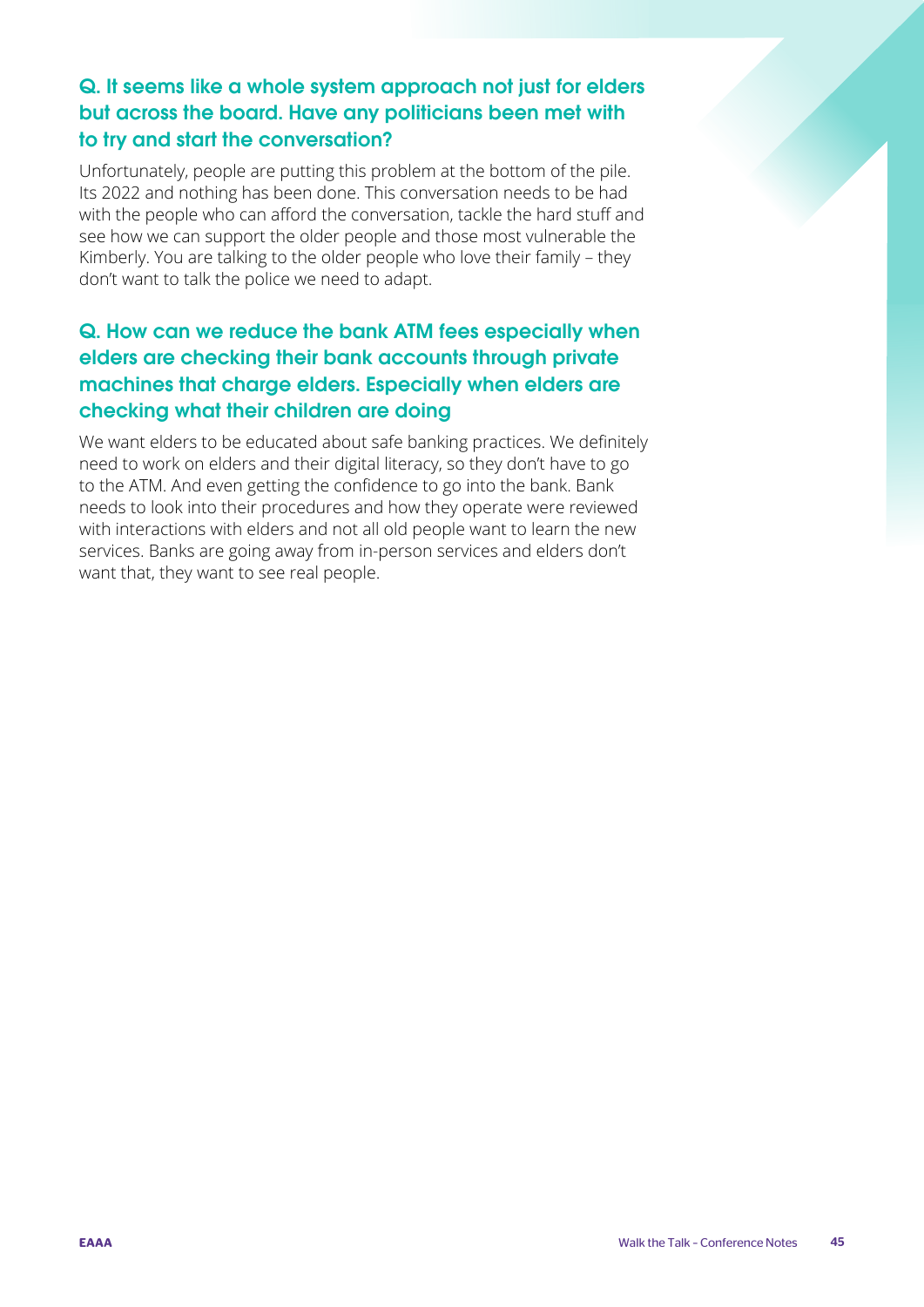### Q. It seems like a whole system approach not just for elders but across the board. Have any politicians been met with to try and start the conversation?

Unfortunately, people are putting this problem at the bottom of the pile. Its 2022 and nothing has been done. This conversation needs to be had with the people who can afford the conversation, tackle the hard stuff and see how we can support the older people and those most vulnerable the Kimberly. You are talking to the older people who love their family – they don't want to talk the police we need to adapt.

### Q. How can we reduce the bank ATM fees especially when elders are checking their bank accounts through private machines that charge elders. Especially when elders are checking what their children are doing

We want elders to be educated about safe banking practices. We definitely need to work on elders and their digital literacy, so they don't have to go to the ATM. And even getting the confidence to go into the bank. Bank needs to look into their procedures and how they operate were reviewed with interactions with elders and not all old people want to learn the new services. Banks are going away from in-person services and elders don't want that, they want to see real people.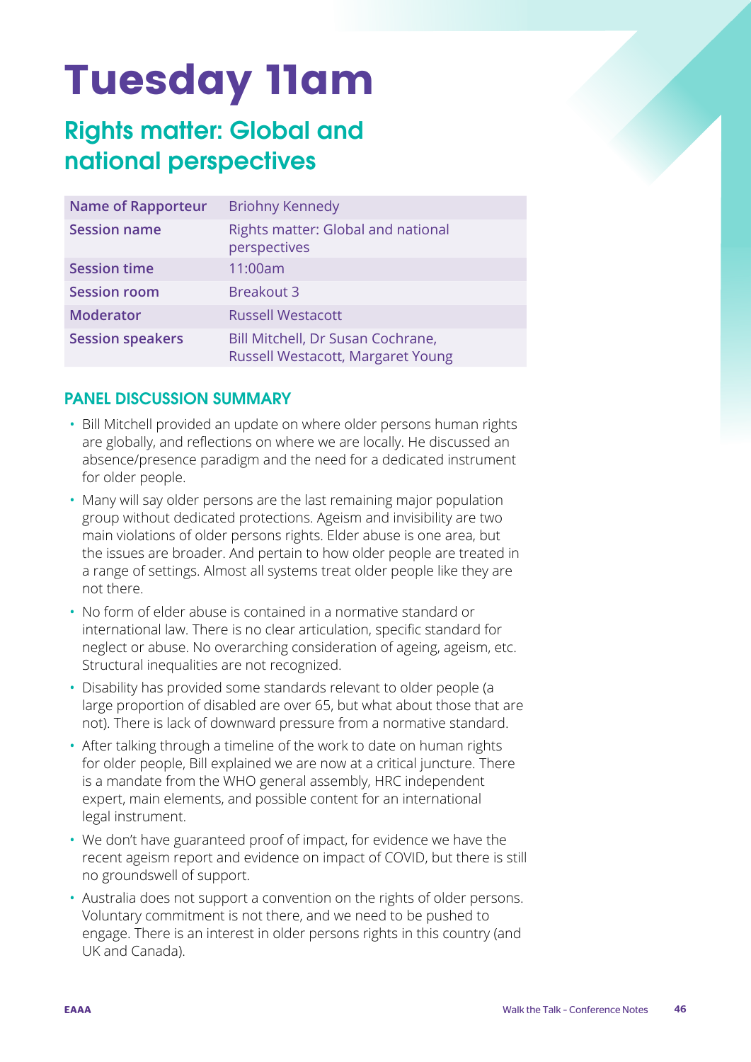# Tuesday 11am

## Rights matter: Global and national perspectives

| Name of Rapporteur | Briohny Kennedy |
|---|---|
| Session name | Rights matter: Global and national perspectives |
| Session time | 11:00am |
| Session room | Breakout 3 |
| Moderator | Russell Westacott |
| Session speakers | Bill Mitchell, Dr Susan Cochrane, Russell Westacott, Margaret Young |

### PANEL DISCUSSION SUMMARY

- Bill Mitchell provided an update on where older persons human rights are globally, and reflections on where we are locally. He discussed an absence/presence paradigm and the need for a dedicated instrument for older people.
- Many will say older persons are the last remaining major population group without dedicated protections. Ageism and invisibility are two main violations of older persons rights. Elder abuse is one area, but the issues are broader. And pertain to how older people are treated in a range of settings. Almost all systems treat older people like they are not there.
- No form of elder abuse is contained in a normative standard or international law. There is no clear articulation, specific standard for neglect or abuse. No overarching consideration of ageing, ageism, etc. Structural inequalities are not recognized.
- Disability has provided some standards relevant to older people (a large proportion of disabled are over 65, but what about those that are not). There is lack of downward pressure from a normative standard.
- After talking through a timeline of the work to date on human rights for older people, Bill explained we are now at a critical juncture. There is a mandate from the WHO general assembly, HRC independent expert, main elements, and possible content for an international legal instrument.
- We don't have guaranteed proof of impact, for evidence we have the recent ageism report and evidence on impact of COVID, but there is still no groundswell of support.
- Australia does not support a convention on the rights of older persons. Voluntary commitment is not there, and we need to be pushed to engage. There is an interest in older persons rights in this country (and UK and Canada).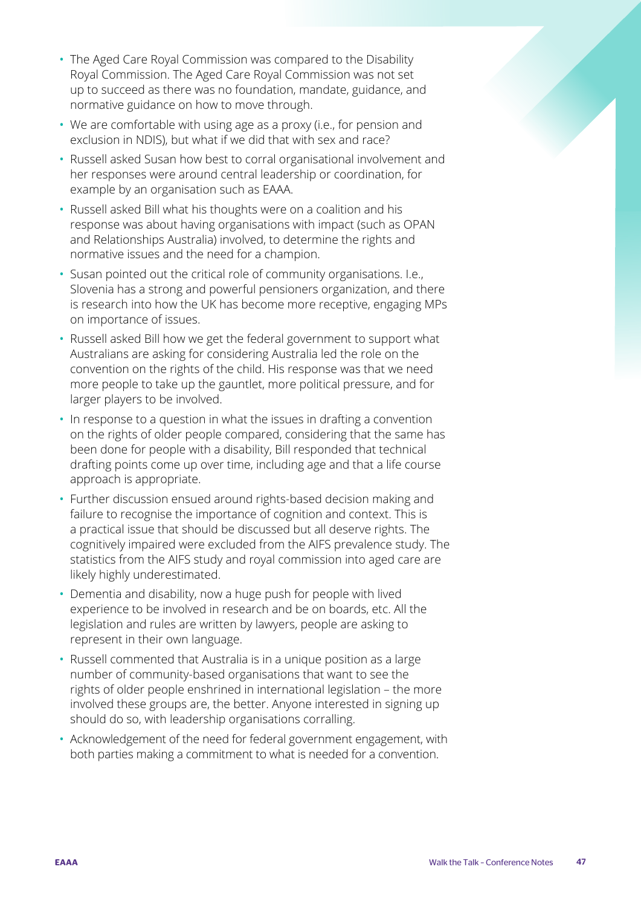- The Aged Care Royal Commission was compared to the Disability Royal Commission. The Aged Care Royal Commission was not set up to succeed as there was no foundation, mandate, guidance, and normative guidance on how to move through.
- We are comfortable with using age as a proxy (i.e., for pension and exclusion in NDIS), but what if we did that with sex and race?
- Russell asked Susan how best to corral organisational involvement and her responses were around central leadership or coordination, for example by an organisation such as EAAA.
- Russell asked Bill what his thoughts were on a coalition and his response was about having organisations with impact (such as OPAN and Relationships Australia) involved, to determine the rights and normative issues and the need for a champion.
- Susan pointed out the critical role of community organisations. I.e., Slovenia has a strong and powerful pensioners organization, and there is research into how the UK has become more receptive, engaging MPs on importance of issues.
- Russell asked Bill how we get the federal government to support what Australians are asking for considering Australia led the role on the convention on the rights of the child. His response was that we need more people to take up the gauntlet, more political pressure, and for larger players to be involved.
- In response to a question in what the issues in drafting a convention on the rights of older people compared, considering that the same has been done for people with a disability, Bill responded that technical drafting points come up over time, including age and that a life course approach is appropriate.
- Further discussion ensued around rights-based decision making and failure to recognise the importance of cognition and context. This is a practical issue that should be discussed but all deserve rights. The cognitively impaired were excluded from the AIFS prevalence study. The statistics from the AIFS study and royal commission into aged care are likely highly underestimated.
- Dementia and disability, now a huge push for people with lived experience to be involved in research and be on boards, etc. All the legislation and rules are written by lawyers, people are asking to represent in their own language.
- Russell commented that Australia is in a unique position as a large number of community-based organisations that want to see the rights of older people enshrined in international legislation – the more involved these groups are, the better. Anyone interested in signing up should do so, with leadership organisations corralling.
- Acknowledgement of the need for federal government engagement, with both parties making a commitment to what is needed for a convention.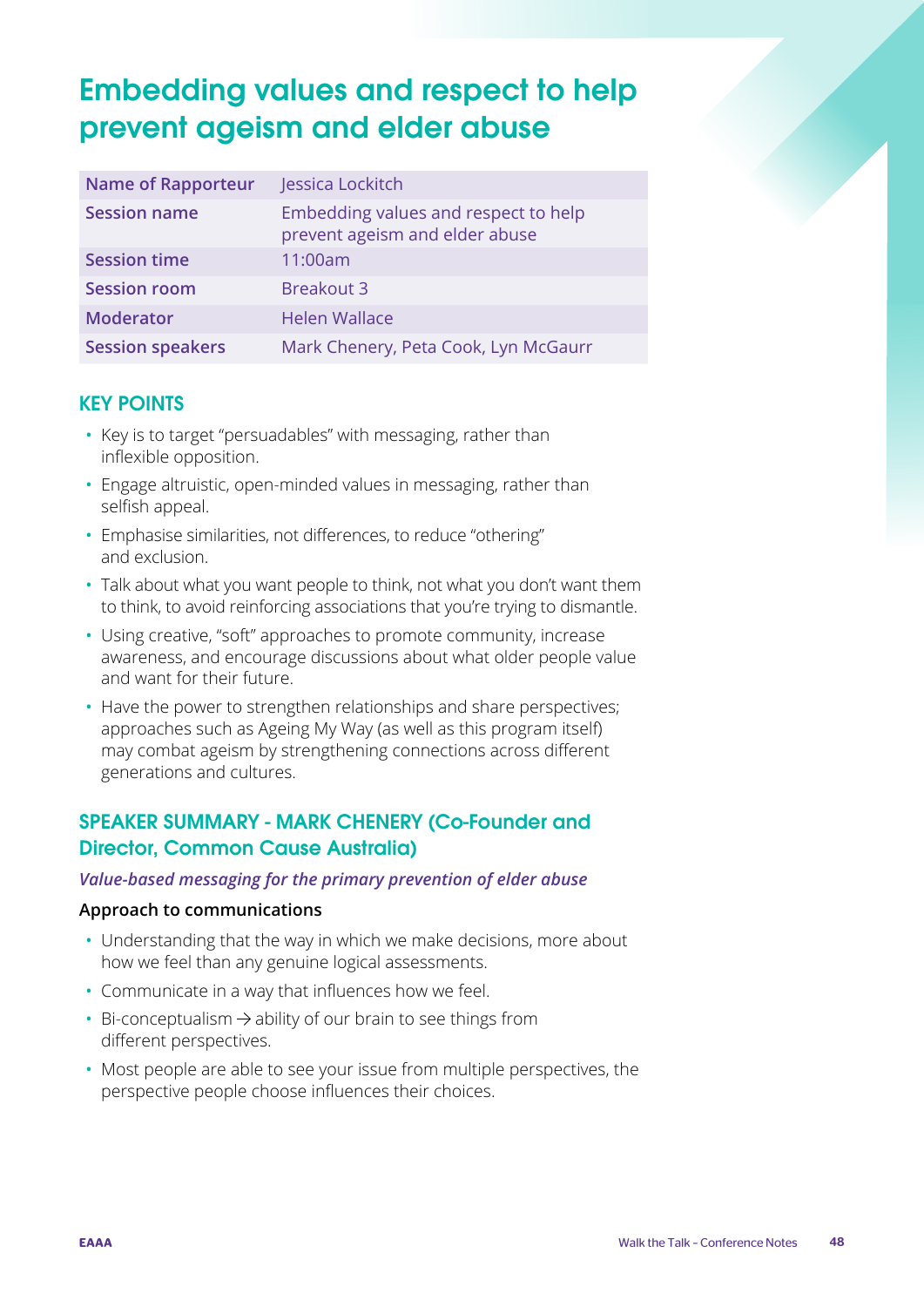# Embedding values and respect to help prevent ageism and elder abuse

| Name of Rapporteur | Jessica Lockitch |
|---|---|
| Session name | Embedding values and respect to help prevent ageism and elder abuse |
| Session time | 11:00am |
| Session room | Breakout 3 |
| Moderator | Helen Wallace |
| Session speakers | Mark Chenery, Peta Cook, Lyn McGaurr |

## KEY POINTS

- Key is to target "persuadables" with messaging, rather than inflexible opposition.
- Engage altruistic, open-minded values in messaging, rather than selfish appeal.
- Emphasise similarities, not differences, to reduce "othering" and exclusion.
- Talk about what you want people to think, not what you don't want them to think, to avoid reinforcing associations that you're trying to dismantle.
- Using creative, "soft" approaches to promote community, increase awareness, and encourage discussions about what older people value and want for their future.
- Have the power to strengthen relationships and share perspectives; approaches such as Ageing My Way (as well as this program itself) may combat ageism by strengthening connections across different generations and cultures.

## SPEAKER SUMMARY - MARK CHENERY (Co-Founder and Director, Common Cause Australia)

*Value-based messaging for the primary prevention of elder abuse*

**Approach to communications**

- Understanding that the way in which we make decisions, more about how we feel than any genuine logical assessments.
- Communicate in a way that influences how we feel.
- Bi-conceptualism → ability of our brain to see things from different perspectives.
- Most people are able to see your issue from multiple perspectives, the perspective people choose influences their choices.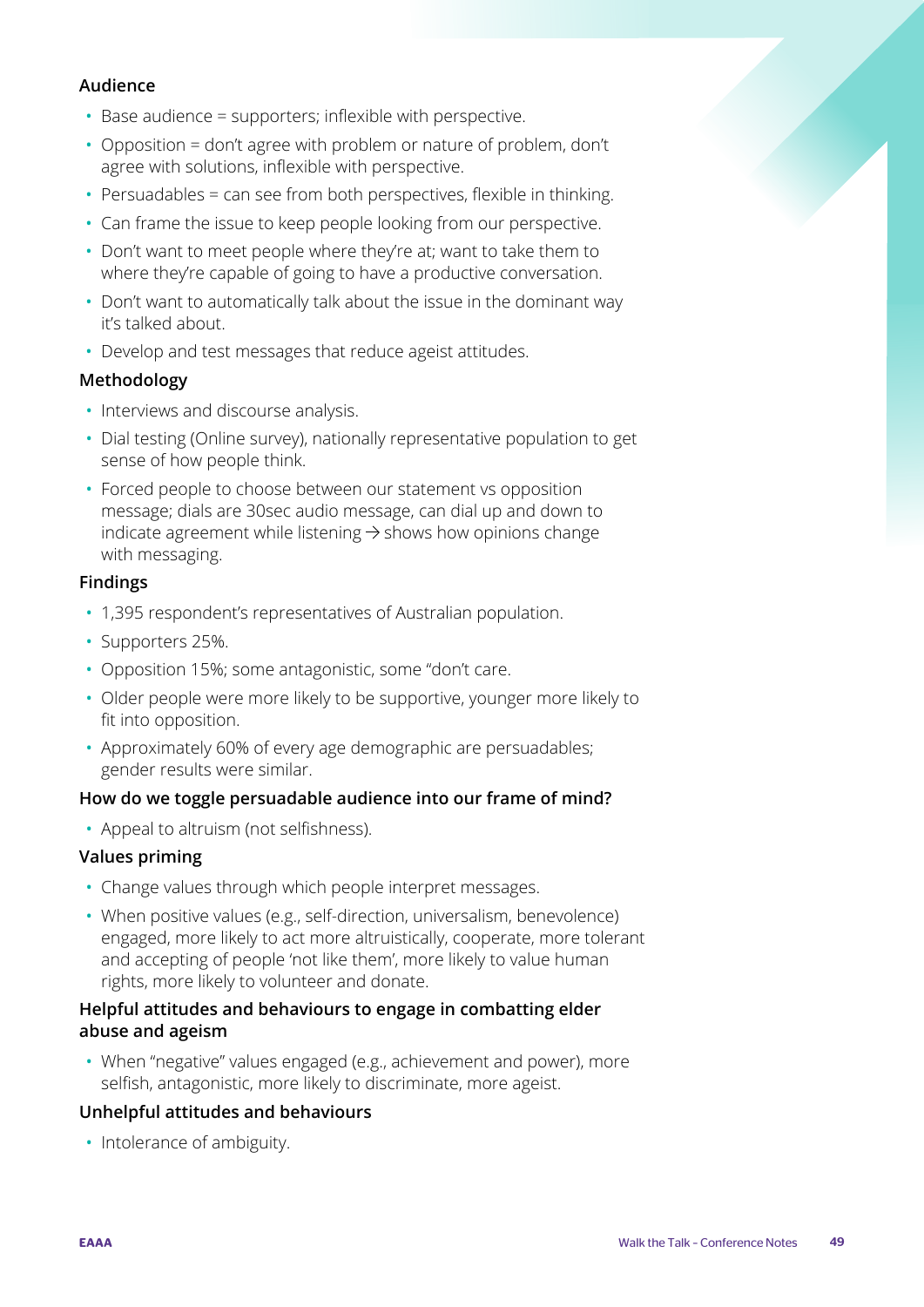### Audience

- Base audience = supporters; inflexible with perspective.
- Opposition = don't agree with problem or nature of problem, don't agree with solutions, inflexible with perspective.
- Persuadables = can see from both perspectives, flexible in thinking.
- Can frame the issue to keep people looking from our perspective.
- Don't want to meet people where they're at; want to take them to where they're capable of going to have a productive conversation.
- Don't want to automatically talk about the issue in the dominant way it's talked about.
- Develop and test messages that reduce ageist attitudes.

### Methodology

- Interviews and discourse analysis.
- Dial testing (Online survey), nationally representative population to get sense of how people think.
- Forced people to choose between our statement vs opposition message; dials are 30sec audio message, can dial up and down to indicate agreement while listening → shows how opinions change with messaging.

### Findings

- 1,395 respondent's representatives of Australian population.
- Supporters 25%.
- Opposition 15%; some antagonistic, some "don't care.
- Older people were more likely to be supportive, younger more likely to fit into opposition.
- Approximately 60% of every age demographic are persuadables; gender results were similar.

### How do we toggle persuadable audience into our frame of mind?

- Appeal to altruism (not selfishness).

### Values priming

- Change values through which people interpret messages.
- When positive values (e.g., self-direction, universalism, benevolence) engaged, more likely to act more altruistically, cooperate, more tolerant and accepting of people 'not like them', more likely to value human rights, more likely to volunteer and donate.

### Helpful attitudes and behaviours to engage in combatting elder abuse and ageism

- When "negative" values engaged (e.g., achievement and power), more selfish, antagonistic, more likely to discriminate, more ageist.

### Unhelpful attitudes and behaviours

- Intolerance of ambiguity.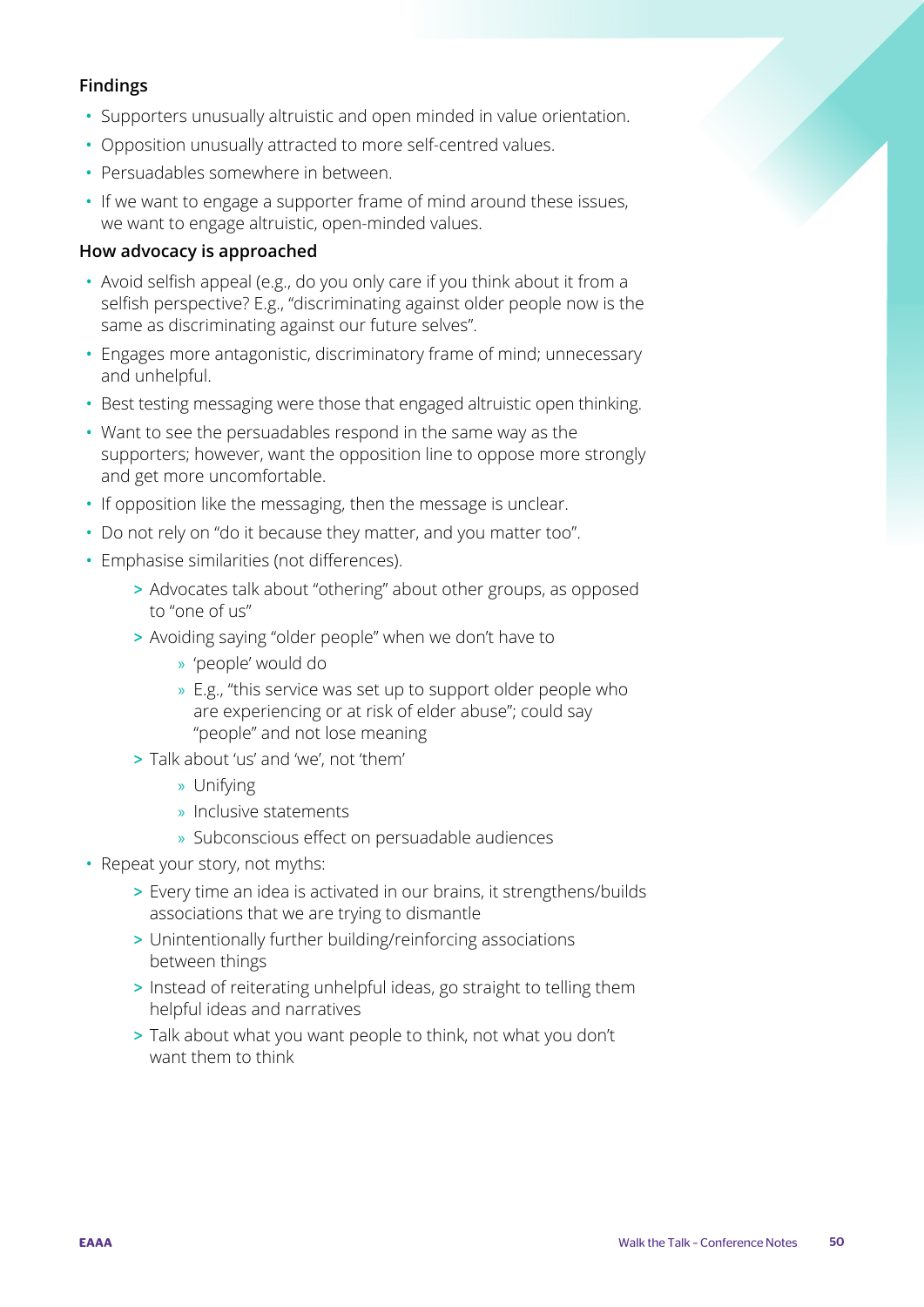### Findings

- Supporters unusually altruistic and open minded in value orientation.
- Opposition unusually attracted to more self-centred values.
- Persuadables somewhere in between.
- If we want to engage a supporter frame of mind around these issues, we want to engage altruistic, open-minded values.

### How advocacy is approached

- Avoid selfish appeal (e.g., do you only care if you think about it from a selfish perspective? E.g., "discriminating against older people now is the same as discriminating against our future selves".
- Engages more antagonistic, discriminatory frame of mind; unnecessary and unhelpful.
- Best testing messaging were those that engaged altruistic open thinking.
- Want to see the persuadables respond in the same way as the supporters; however, want the opposition line to oppose more strongly and get more uncomfortable.
- If opposition like the messaging, then the message is unclear.
- Do not rely on "do it because they matter, and you matter too".
- Emphasise similarities (not differences).
  - Advocates talk about "othering" about other groups, as opposed to "one of us"
  - Avoiding saying "older people" when we don't have to
    - 'people' would do
    - E.g., "this service was set up to support older people who are experiencing or at risk of elder abuse"; could say "people" and not lose meaning
  - Talk about 'us' and 'we', not 'them'
    - Unifying
    - Inclusive statements
    - Subconscious effect on persuadable audiences
- Repeat your story, not myths:
  - Every time an idea is activated in our brains, it strengthens/builds associations that we are trying to dismantle
  - Unintentionally further building/reinforcing associations between things
  - Instead of reiterating unhelpful ideas, go straight to telling them helpful ideas and narratives
  - Talk about what you want people to think, not what you don't want them to think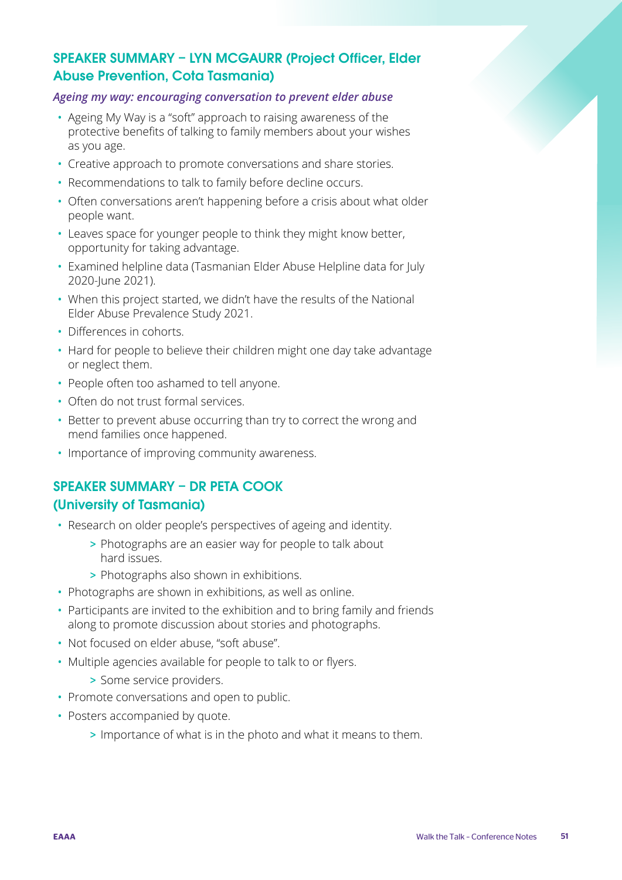## SPEAKER SUMMARY – LYN MCGAURR (Project Officer, Elder Abuse Prevention, Cota Tasmania)

***Ageing my way: encouraging conversation to prevent elder abuse***

- Ageing My Way is a "soft" approach to raising awareness of the protective benefits of talking to family members about your wishes as you age.
- Creative approach to promote conversations and share stories.
- Recommendations to talk to family before decline occurs.
- Often conversations aren't happening before a crisis about what older people want.
- Leaves space for younger people to think they might know better, opportunity for taking advantage.
- Examined helpline data (Tasmanian Elder Abuse Helpline data for July 2020-June 2021).
- When this project started, we didn't have the results of the National Elder Abuse Prevalence Study 2021.
- Differences in cohorts.
- Hard for people to believe their children might one day take advantage or neglect them.
- People often too ashamed to tell anyone.
- Often do not trust formal services.
- Better to prevent abuse occurring than try to correct the wrong and mend families once happened.
- Importance of improving community awareness.

## SPEAKER SUMMARY – DR PETA COOK (University of Tasmania)

- Research on older people's perspectives of ageing and identity.
  - Photographs are an easier way for people to talk about hard issues.
  - Photographs also shown in exhibitions.
- Photographs are shown in exhibitions, as well as online.
- Participants are invited to the exhibition and to bring family and friends along to promote discussion about stories and photographs.
- Not focused on elder abuse, "soft abuse".
- Multiple agencies available for people to talk to or flyers.
  - Some service providers.
- Promote conversations and open to public.
- Posters accompanied by quote.
  - Importance of what is in the photo and what it means to them.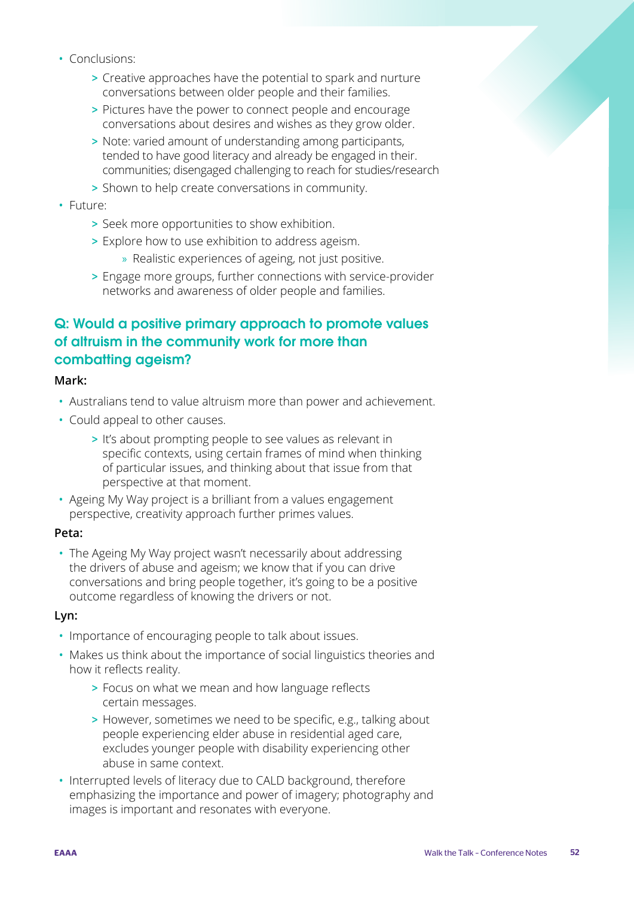- Conclusions:
  - Creative approaches have the potential to spark and nurture conversations between older people and their families.
  - Pictures have the power to connect people and encourage conversations about desires and wishes as they grow older.
  - Note: varied amount of understanding among participants, tended to have good literacy and already be engaged in their. communities; disengaged challenging to reach for studies/research
  - Shown to help create conversations in community.
- Future:
  - Seek more opportunities to show exhibition.
  - Explore how to use exhibition to address ageism.
    - Realistic experiences of ageing, not just positive.
  - Engage more groups, further connections with service-provider networks and awareness of older people and families.

### Q: Would a positive primary approach to promote values of altruism in the community work for more than combatting ageism?

**Mark:**

- Australians tend to value altruism more than power and achievement.
- Could appeal to other causes.
  - It's about prompting people to see values as relevant in specific contexts, using certain frames of mind when thinking of particular issues, and thinking about that issue from that perspective at that moment.
- Ageing My Way project is a brilliant from a values engagement perspective, creativity approach further primes values.

**Peta:**

- The Ageing My Way project wasn't necessarily about addressing the drivers of abuse and ageism; we know that if you can drive conversations and bring people together, it's going to be a positive outcome regardless of knowing the drivers or not.

**Lyn:**

- Importance of encouraging people to talk about issues.
- Makes us think about the importance of social linguistics theories and how it reflects reality.
  - Focus on what we mean and how language reflects certain messages.
  - However, sometimes we need to be specific, e.g., talking about people experiencing elder abuse in residential aged care, excludes younger people with disability experiencing other abuse in same context.
- Interrupted levels of literacy due to CALD background, therefore emphasizing the importance and power of imagery; photography and images is important and resonates with everyone.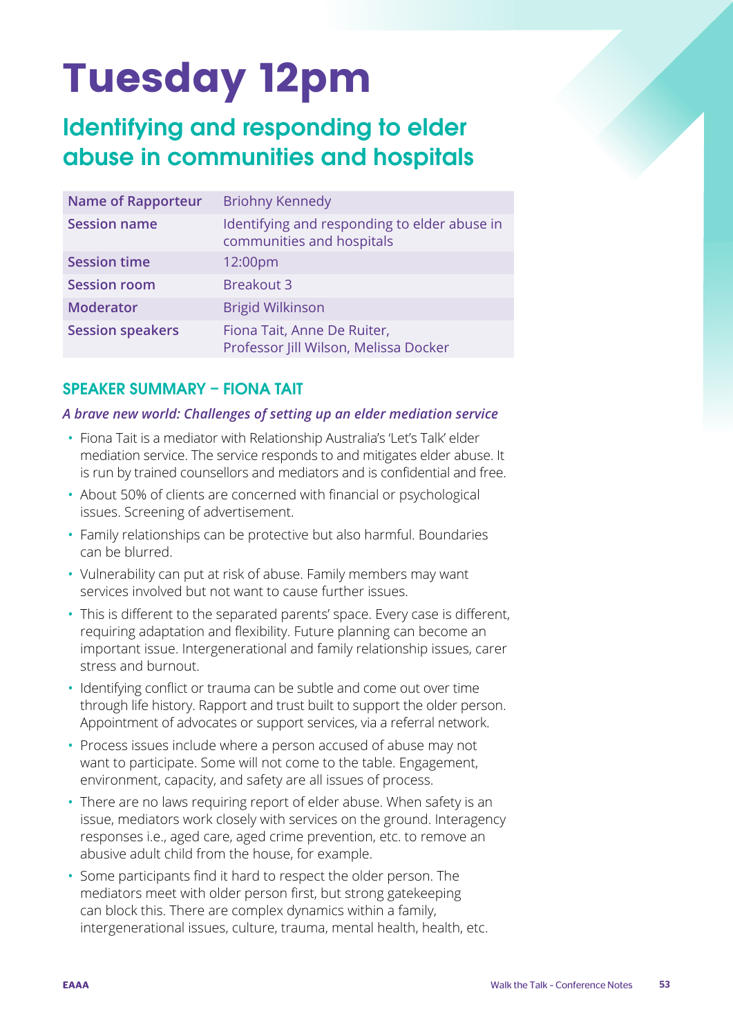# Tuesday 12pm

## Identifying and responding to elder abuse in communities and hospitals

| | |
|---|---|
| **Name of Rapporteur** | Briohny Kennedy |
| **Session name** | Identifying and responding to elder abuse in communities and hospitals |
| **Session time** | 12:00pm |
| **Session room** | Breakout 3 |
| **Moderator** | Brigid Wilkinson |
| **Session speakers** | Fiona Tait, Anne De Ruiter, Professor Jill Wilson, Melissa Docker |

### SPEAKER SUMMARY – FIONA TAIT

***A brave new world: Challenges of setting up an elder mediation service***

- Fiona Tait is a mediator with Relationship Australia's 'Let's Talk' elder mediation service. The service responds to and mitigates elder abuse. It is run by trained counsellors and mediators and is confidential and free.
- About 50% of clients are concerned with financial or psychological issues. Screening of advertisement.
- Family relationships can be protective but also harmful. Boundaries can be blurred.
- Vulnerability can put at risk of abuse. Family members may want services involved but not want to cause further issues.
- This is different to the separated parents' space. Every case is different, requiring adaptation and flexibility. Future planning can become an important issue. Intergenerational and family relationship issues, carer stress and burnout.
- Identifying conflict or trauma can be subtle and come out over time through life history. Rapport and trust built to support the older person. Appointment of advocates or support services, via a referral network.
- Process issues include where a person accused of abuse may not want to participate. Some will not come to the table. Engagement, environment, capacity, and safety are all issues of process.
- There are no laws requiring report of elder abuse. When safety is an issue, mediators work closely with services on the ground. Interagency responses i.e., aged care, aged crime prevention, etc. to remove an abusive adult child from the house, for example.
- Some participants find it hard to respect the older person. The mediators meet with older person first, but strong gatekeeping can block this. There are complex dynamics within a family, intergenerational issues, culture, trauma, mental health, health, etc.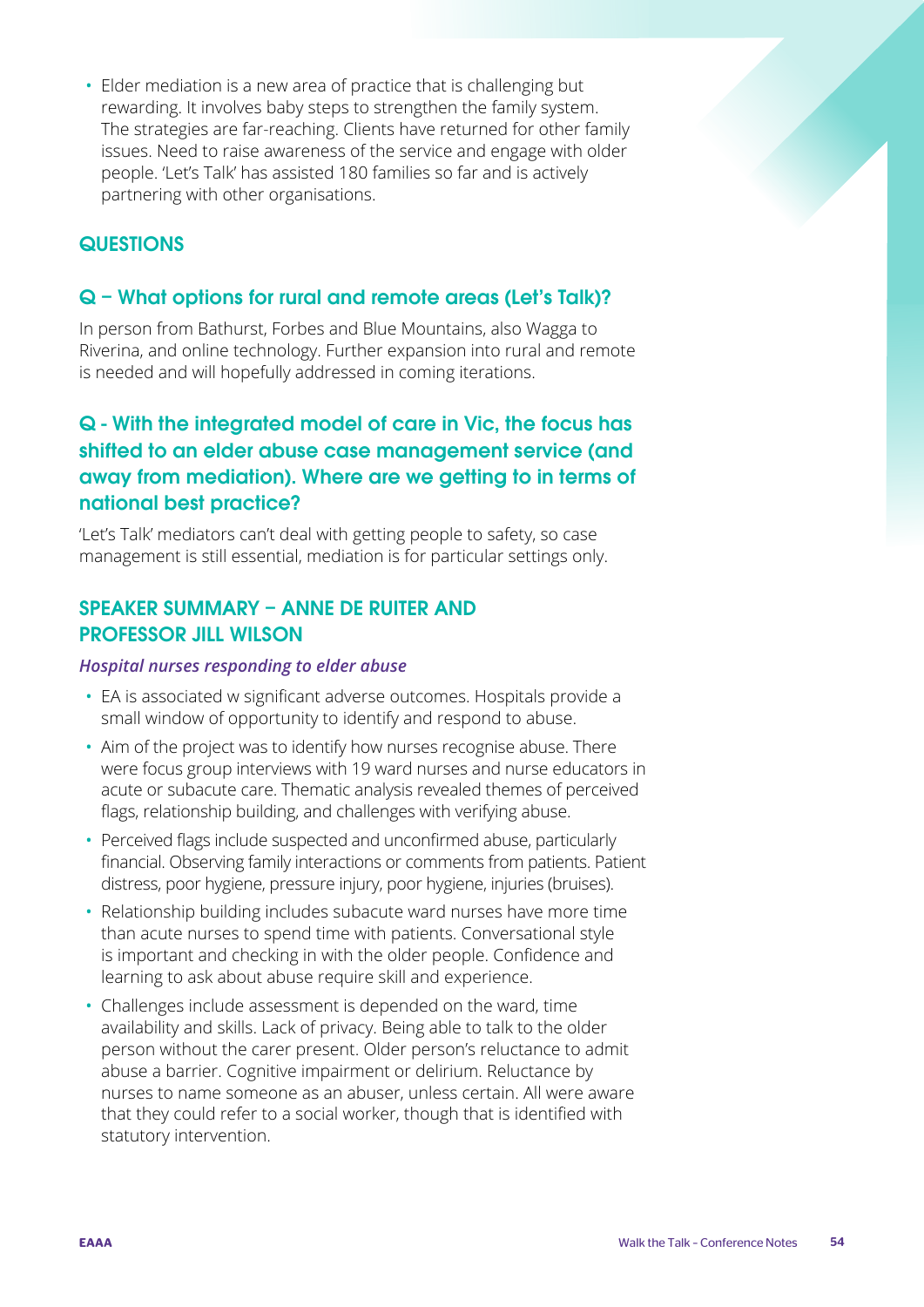- Elder mediation is a new area of practice that is challenging but rewarding. It involves baby steps to strengthen the family system. The strategies are far-reaching. Clients have returned for other family issues. Need to raise awareness of the service and engage with older people. 'Let's Talk' has assisted 180 families so far and is actively partnering with other organisations.

## QUESTIONS

### Q – What options for rural and remote areas (Let's Talk)?

In person from Bathurst, Forbes and Blue Mountains, also Wagga to Riverina, and online technology. Further expansion into rural and remote is needed and will hopefully addressed in coming iterations.

### Q - With the integrated model of care in Vic, the focus has shifted to an elder abuse case management service (and away from mediation). Where are we getting to in terms of national best practice?

'Let's Talk' mediators can't deal with getting people to safety, so case management is still essential, mediation is for particular settings only.

## SPEAKER SUMMARY – ANNE DE RUITER AND PROFESSOR JILL WILSON

***Hospital nurses responding to elder abuse***

- EA is associated w significant adverse outcomes. Hospitals provide a small window of opportunity to identify and respond to abuse.
- Aim of the project was to identify how nurses recognise abuse. There were focus group interviews with 19 ward nurses and nurse educators in acute or subacute care. Thematic analysis revealed themes of perceived flags, relationship building, and challenges with verifying abuse.
- Perceived flags include suspected and unconfirmed abuse, particularly financial. Observing family interactions or comments from patients. Patient distress, poor hygiene, pressure injury, poor hygiene, injuries (bruises).
- Relationship building includes subacute ward nurses have more time than acute nurses to spend time with patients. Conversational style is important and checking in with the older people. Confidence and learning to ask about abuse require skill and experience.
- Challenges include assessment is depended on the ward, time availability and skills. Lack of privacy. Being able to talk to the older person without the carer present. Older person's reluctance to admit abuse a barrier. Cognitive impairment or delirium. Reluctance by nurses to name someone as an abuser, unless certain. All were aware that they could refer to a social worker, though that is identified with statutory intervention.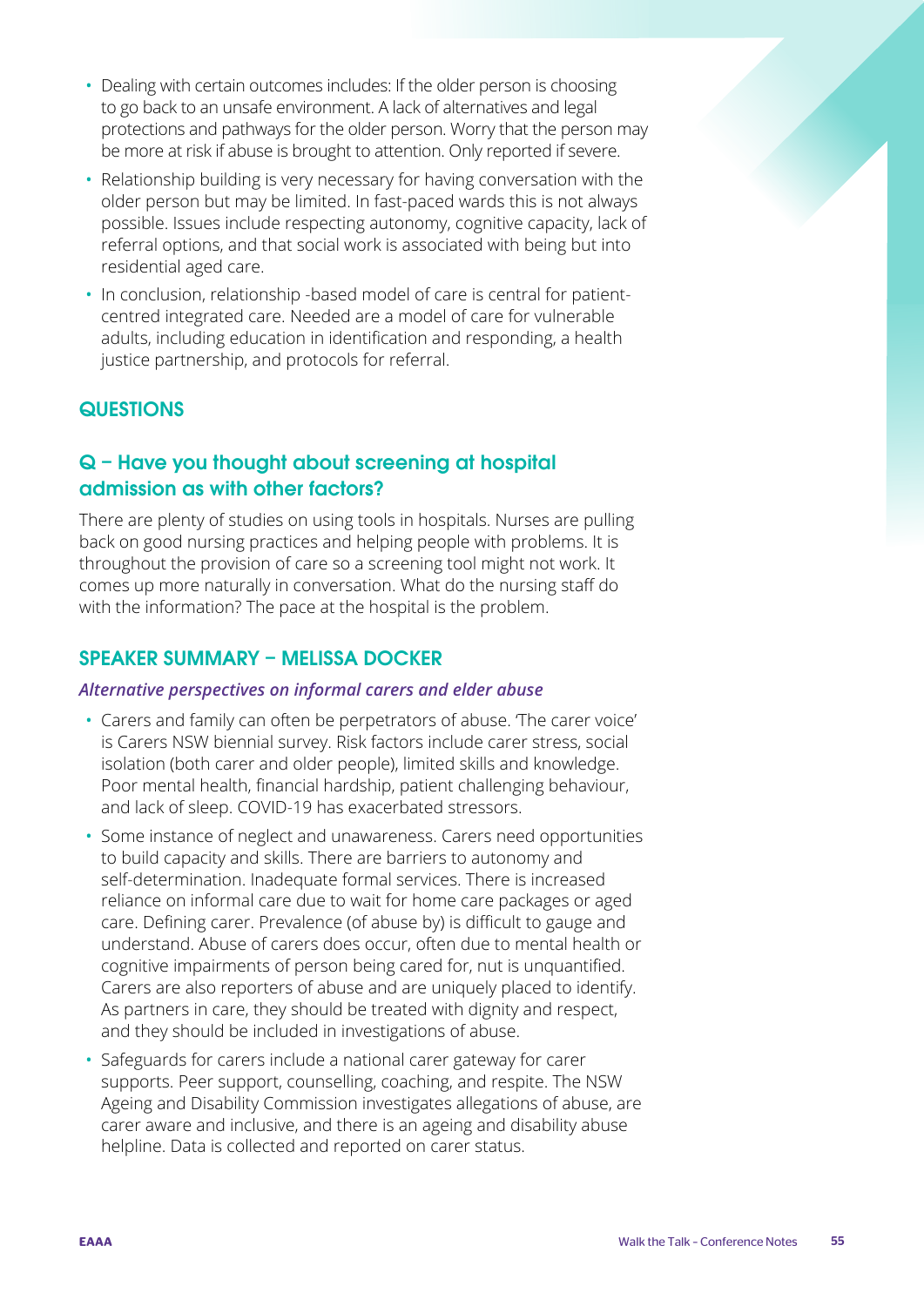- Dealing with certain outcomes includes: If the older person is choosing to go back to an unsafe environment. A lack of alternatives and legal protections and pathways for the older person. Worry that the person may be more at risk if abuse is brought to attention. Only reported if severe.
- Relationship building is very necessary for having conversation with the older person but may be limited. In fast-paced wards this is not always possible. Issues include respecting autonomy, cognitive capacity, lack of referral options, and that social work is associated with being but into residential aged care.
- In conclusion, relationship -based model of care is central for patient-centred integrated care. Needed are a model of care for vulnerable adults, including education in identification and responding, a health justice partnership, and protocols for referral.

## QUESTIONS

### Q – Have you thought about screening at hospital admission as with other factors?

There are plenty of studies on using tools in hospitals. Nurses are pulling back on good nursing practices and helping people with problems. It is throughout the provision of care so a screening tool might not work. It comes up more naturally in conversation. What do the nursing staff do with the information? The pace at the hospital is the problem.

## SPEAKER SUMMARY – MELISSA DOCKER

***Alternative perspectives on informal carers and elder abuse***

- Carers and family can often be perpetrators of abuse. 'The carer voice' is Carers NSW biennial survey. Risk factors include carer stress, social isolation (both carer and older people), limited skills and knowledge. Poor mental health, financial hardship, patient challenging behaviour, and lack of sleep. COVID-19 has exacerbated stressors.
- Some instance of neglect and unawareness. Carers need opportunities to build capacity and skills. There are barriers to autonomy and self-determination. Inadequate formal services. There is increased reliance on informal care due to wait for home care packages or aged care. Defining carer. Prevalence (of abuse by) is difficult to gauge and understand. Abuse of carers does occur, often due to mental health or cognitive impairments of person being cared for, nut is unquantified. Carers are also reporters of abuse and are uniquely placed to identify. As partners in care, they should be treated with dignity and respect, and they should be included in investigations of abuse.
- Safeguards for carers include a national carer gateway for carer supports. Peer support, counselling, coaching, and respite. The NSW Ageing and Disability Commission investigates allegations of abuse, are carer aware and inclusive, and there is an ageing and disability abuse helpline. Data is collected and reported on carer status.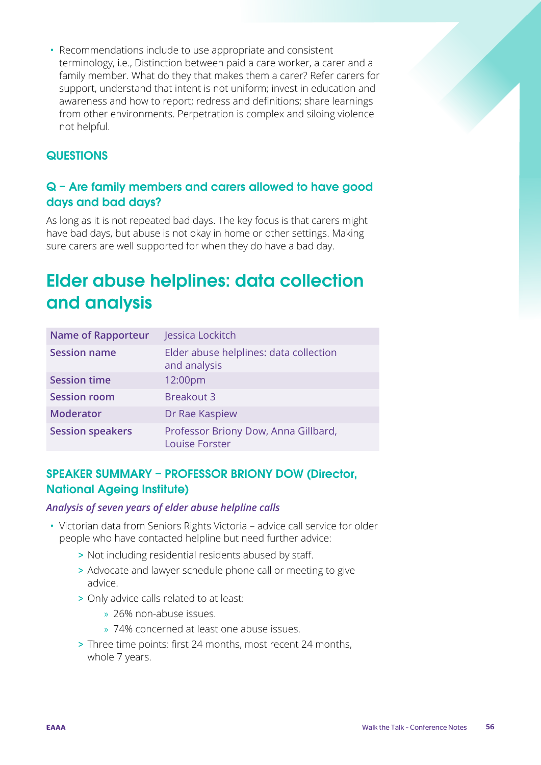- Recommendations include to use appropriate and consistent terminology, i.e., Distinction between paid a care worker, a carer and a family member. What do they that makes them a carer? Refer carers for support, understand that intent is not uniform; invest in education and awareness and how to report; redress and definitions; share learnings from other environments. Perpetration is complex and siloing violence not helpful.

### QUESTIONS

#### Q – Are family members and carers allowed to have good days and bad days?

As long as it is not repeated bad days. The key focus is that carers might have bad days, but abuse is not okay in home or other settings. Making sure carers are well supported for when they do have a bad day.

## Elder abuse helplines: data collection and analysis

| Name of Rapporteur | Jessica Lockitch |
|---|---|
| Session name | Elder abuse helplines: data collection and analysis |
| Session time | 12:00pm |
| Session room | Breakout 3 |
| Moderator | Dr Rae Kaspiew |
| Session speakers | Professor Briony Dow, Anna Gillbard, Louise Forster |

### SPEAKER SUMMARY – PROFESSOR BRIONY DOW (Director, National Ageing Institute)

***Analysis of seven years of elder abuse helpline calls***

- Victorian data from Seniors Rights Victoria – advice call service for older people who have contacted helpline but need further advice:
  - Not including residential residents abused by staff.
  - Advocate and lawyer schedule phone call or meeting to give advice.
  - Only advice calls related to at least:
    - 26% non-abuse issues.
    - 74% concerned at least one abuse issues.
  - Three time points: first 24 months, most recent 24 months, whole 7 years.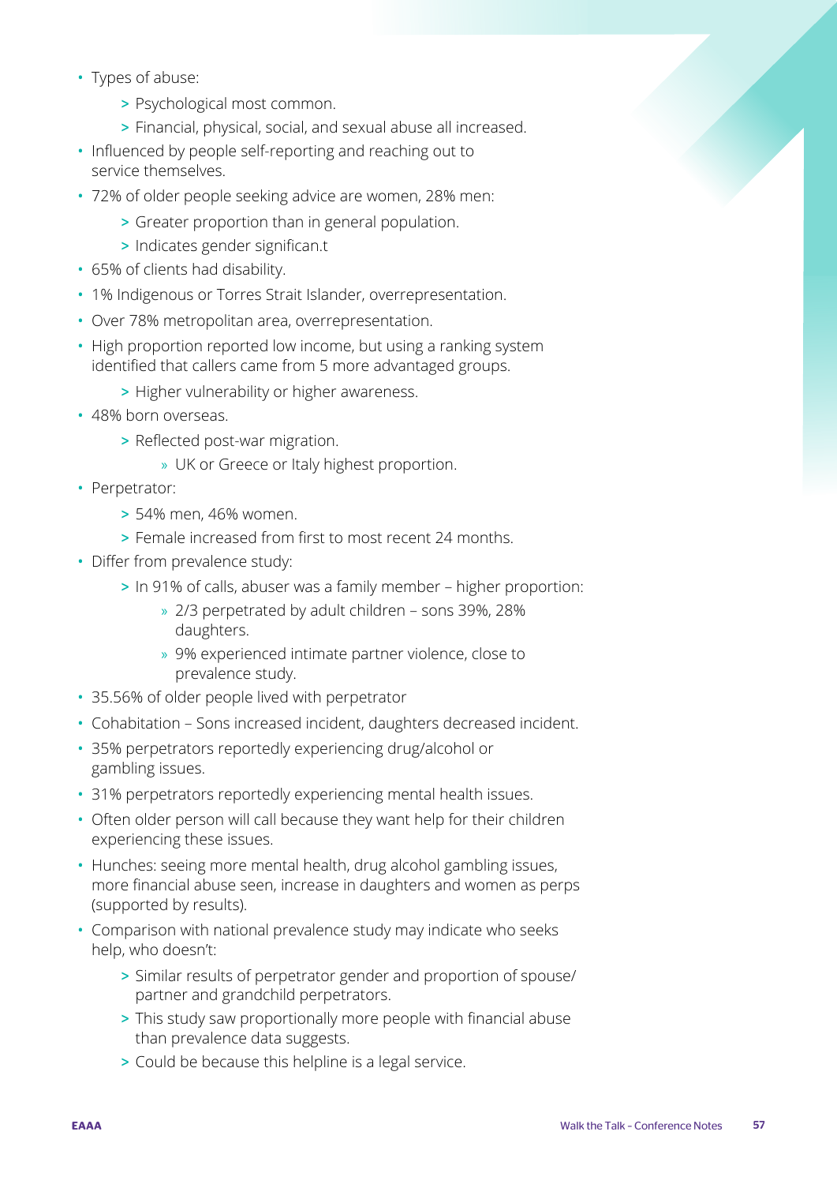- Types of abuse:
  - Psychological most common.
  - Financial, physical, social, and sexual abuse all increased.
- Influenced by people self-reporting and reaching out to service themselves.
- 72% of older people seeking advice are women, 28% men:
  - Greater proportion than in general population.
  - Indicates gender significan.t
- 65% of clients had disability.
- 1% Indigenous or Torres Strait Islander, overrepresentation.
- Over 78% metropolitan area, overrepresentation.
- High proportion reported low income, but using a ranking system identified that callers came from 5 more advantaged groups.
  - Higher vulnerability or higher awareness.
- 48% born overseas.
  - Reflected post-war migration.
    - UK or Greece or Italy highest proportion.
- Perpetrator:
  - 54% men, 46% women.
  - Female increased from first to most recent 24 months.
- Differ from prevalence study:
  - In 91% of calls, abuser was a family member – higher proportion:
    - 2/3 perpetrated by adult children – sons 39%, 28% daughters.
    - 9% experienced intimate partner violence, close to prevalence study.
- 35.56% of older people lived with perpetrator
- Cohabitation – Sons increased incident, daughters decreased incident.
- 35% perpetrators reportedly experiencing drug/alcohol or gambling issues.
- 31% perpetrators reportedly experiencing mental health issues.
- Often older person will call because they want help for their children experiencing these issues.
- Hunches: seeing more mental health, drug alcohol gambling issues, more financial abuse seen, increase in daughters and women as perps (supported by results).
- Comparison with national prevalence study may indicate who seeks help, who doesn't:
  - Similar results of perpetrator gender and proportion of spouse/partner and grandchild perpetrators.
  - This study saw proportionally more people with financial abuse than prevalence data suggests.
  - Could be because this helpline is a legal service.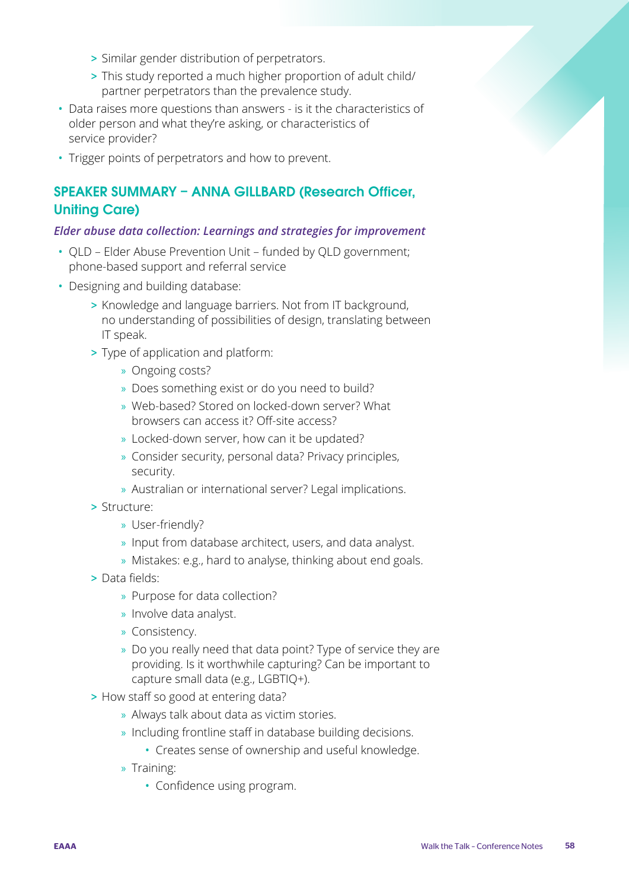- Similar gender distribution of perpetrators.
    - This study reported a much higher proportion of adult child/partner perpetrators than the prevalence study.
- Data raises more questions than answers - is it the characteristics of older person and what they're asking, or characteristics of service provider?
- Trigger points of perpetrators and how to prevent.

## SPEAKER SUMMARY – ANNA GILLBARD (Research Officer, Uniting Care)

### *Elder abuse data collection: Learnings and strategies for improvement*

- QLD – Elder Abuse Prevention Unit – funded by QLD government; phone-based support and referral service
- Designing and building database:
    - Knowledge and language barriers. Not from IT background, no understanding of possibilities of design, translating between IT speak.
    - Type of application and platform:
        - Ongoing costs?
        - Does something exist or do you need to build?
        - Web-based? Stored on locked-down server? What browsers can access it? Off-site access?
        - Locked-down server, how can it be updated?
        - Consider security, personal data? Privacy principles, security.
        - Australian or international server? Legal implications.
    - Structure:
        - User-friendly?
        - Input from database architect, users, and data analyst.
        - Mistakes: e.g., hard to analyse, thinking about end goals.
    - Data fields:
        - Purpose for data collection?
        - Involve data analyst.
        - Consistency.
        - Do you really need that data point? Type of service they are providing. Is it worthwhile capturing? Can be important to capture small data (e.g., LGBTIQ+).
    - How staff so good at entering data?
        - Always talk about data as victim stories.
        - Including frontline staff in database building decisions.
            - Creates sense of ownership and useful knowledge.
        - Training:
            - Confidence using program.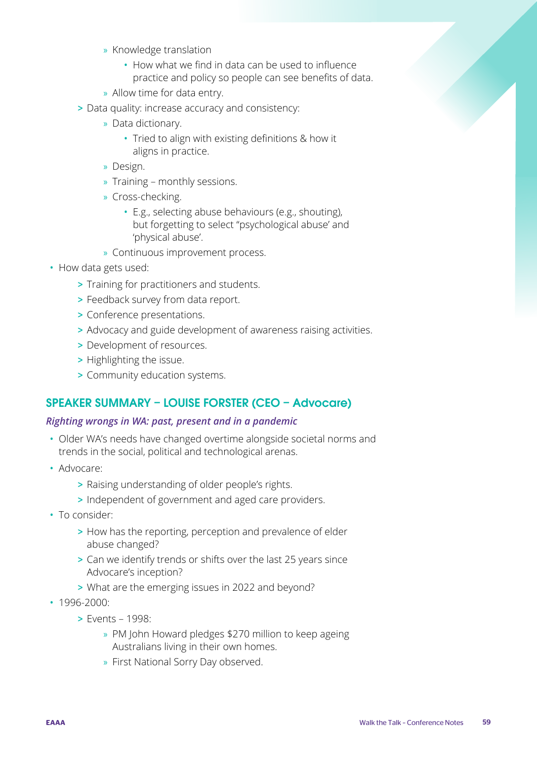- Knowledge translation
      - How what we find in data can be used to influence practice and policy so people can see benefits of data.
    - Allow time for data entry.
  - Data quality: increase accuracy and consistency:
    - Data dictionary.
      - Tried to align with existing definitions & how it aligns in practice.
    - Design.
    - Training – monthly sessions.
    - Cross-checking.
      - E.g., selecting abuse behaviours (e.g., shouting), but forgetting to select "psychological abuse' and 'physical abuse'.
    - Continuous improvement process.
- How data gets used:
  - Training for practitioners and students.
  - Feedback survey from data report.
  - Conference presentations.
  - Advocacy and guide development of awareness raising activities.
  - Development of resources.
  - Highlighting the issue.
  - Community education systems.

## SPEAKER SUMMARY – LOUISE FORSTER (CEO – Advocare)

***Righting wrongs in WA: past, present and in a pandemic***

- Older WA's needs have changed overtime alongside societal norms and trends in the social, political and technological arenas.
- Advocare:
  - Raising understanding of older people's rights.
  - Independent of government and aged care providers.
- To consider:
  - How has the reporting, perception and prevalence of elder abuse changed?
  - Can we identify trends or shifts over the last 25 years since Advocare's inception?
  - What are the emerging issues in 2022 and beyond?
- 1996-2000:
  - Events – 1998:
    - PM John Howard pledges $270 million to keep ageing Australians living in their own homes.
    - First National Sorry Day observed.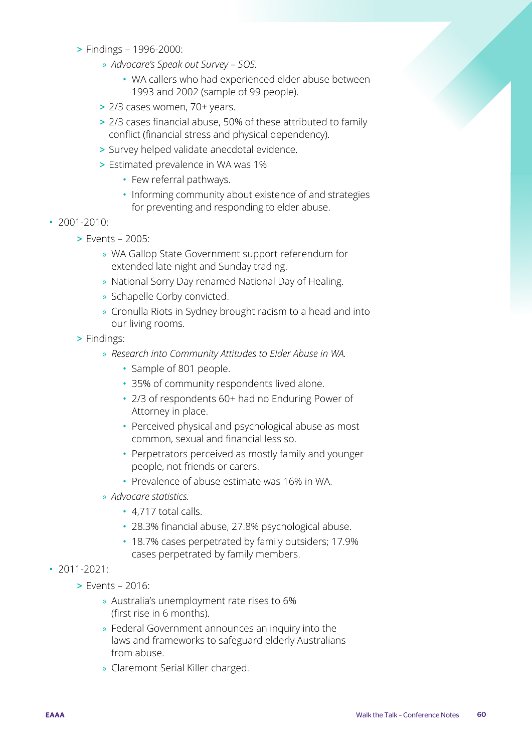- Findings – 1996-2000:
  - *Advocare's Speak out Survey – SOS.*
    - WA callers who had experienced elder abuse between 1993 and 2002 (sample of 99 people).
  - 2/3 cases women, 70+ years.
  - 2/3 cases financial abuse, 50% of these attributed to family conflict (financial stress and physical dependency).
  - Survey helped validate anecdotal evidence.
  - Estimated prevalence in WA was 1%
    - Few referral pathways.
    - Informing community about existence of and strategies for preventing and responding to elder abuse.

- 2001-2010:
  - Events – 2005:
    - WA Gallop State Government support referendum for extended late night and Sunday trading.
    - National Sorry Day renamed National Day of Healing.
    - Schapelle Corby convicted.
    - Cronulla Riots in Sydney brought racism to a head and into our living rooms.
  - Findings:
    - *Research into Community Attitudes to Elder Abuse in WA.*
      - Sample of 801 people.
      - 35% of community respondents lived alone.
      - 2/3 of respondents 60+ had no Enduring Power of Attorney in place.
      - Perceived physical and psychological abuse as most common, sexual and financial less so.
      - Perpetrators perceived as mostly family and younger people, not friends or carers.
      - Prevalence of abuse estimate was 16% in WA.
    - *Advocare statistics.*
      - 4,717 total calls.
      - 28.3% financial abuse, 27.8% psychological abuse.
      - 18.7% cases perpetrated by family outsiders; 17.9% cases perpetrated by family members.

- 2011-2021:
  - Events – 2016:
    - Australia's unemployment rate rises to 6% (first rise in 6 months).
    - Federal Government announces an inquiry into the laws and frameworks to safeguard elderly Australians from abuse.
    - Claremont Serial Killer charged.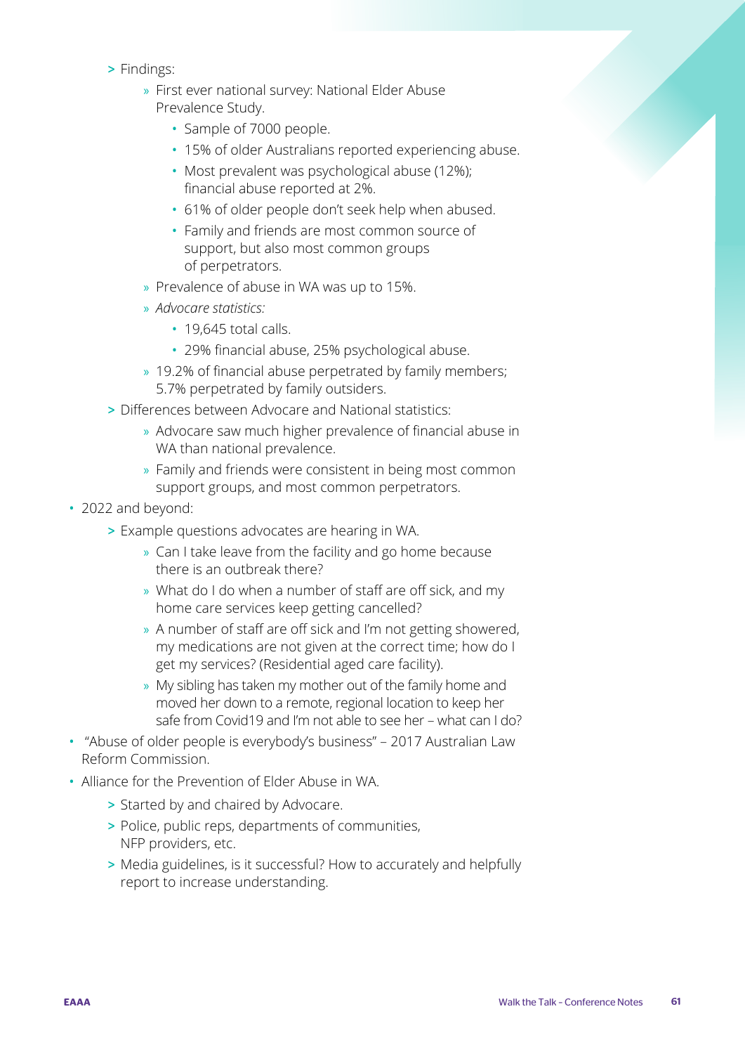- Findings:
    - First ever national survey: National Elder Abuse Prevalence Study.
      - Sample of 7000 people.
      - 15% of older Australians reported experiencing abuse.
      - Most prevalent was psychological abuse (12%); financial abuse reported at 2%.
      - 61% of older people don't seek help when abused.
      - Family and friends are most common source of support, but also most common groups of perpetrators.
    - Prevalence of abuse in WA was up to 15%.
    - *Advocare statistics:*
      - 19,645 total calls.
      - 29% financial abuse, 25% psychological abuse.
    - 19.2% of financial abuse perpetrated by family members; 5.7% perpetrated by family outsiders.
  - Differences between Advocare and National statistics:
    - Advocare saw much higher prevalence of financial abuse in WA than national prevalence.
    - Family and friends were consistent in being most common support groups, and most common perpetrators.
- 2022 and beyond:
  - Example questions advocates are hearing in WA.
    - Can I take leave from the facility and go home because there is an outbreak there?
    - What do I do when a number of staff are off sick, and my home care services keep getting cancelled?
    - A number of staff are off sick and I'm not getting showered, my medications are not given at the correct time; how do I get my services? (Residential aged care facility).
    - My sibling has taken my mother out of the family home and moved her down to a remote, regional location to keep her safe from Covid19 and I'm not able to see her – what can I do?
- "Abuse of older people is everybody's business" – 2017 Australian Law Reform Commission.
- Alliance for the Prevention of Elder Abuse in WA.
  - Started by and chaired by Advocare.
  - Police, public reps, departments of communities, NFP providers, etc.
  - Media guidelines, is it successful? How to accurately and helpfully report to increase understanding.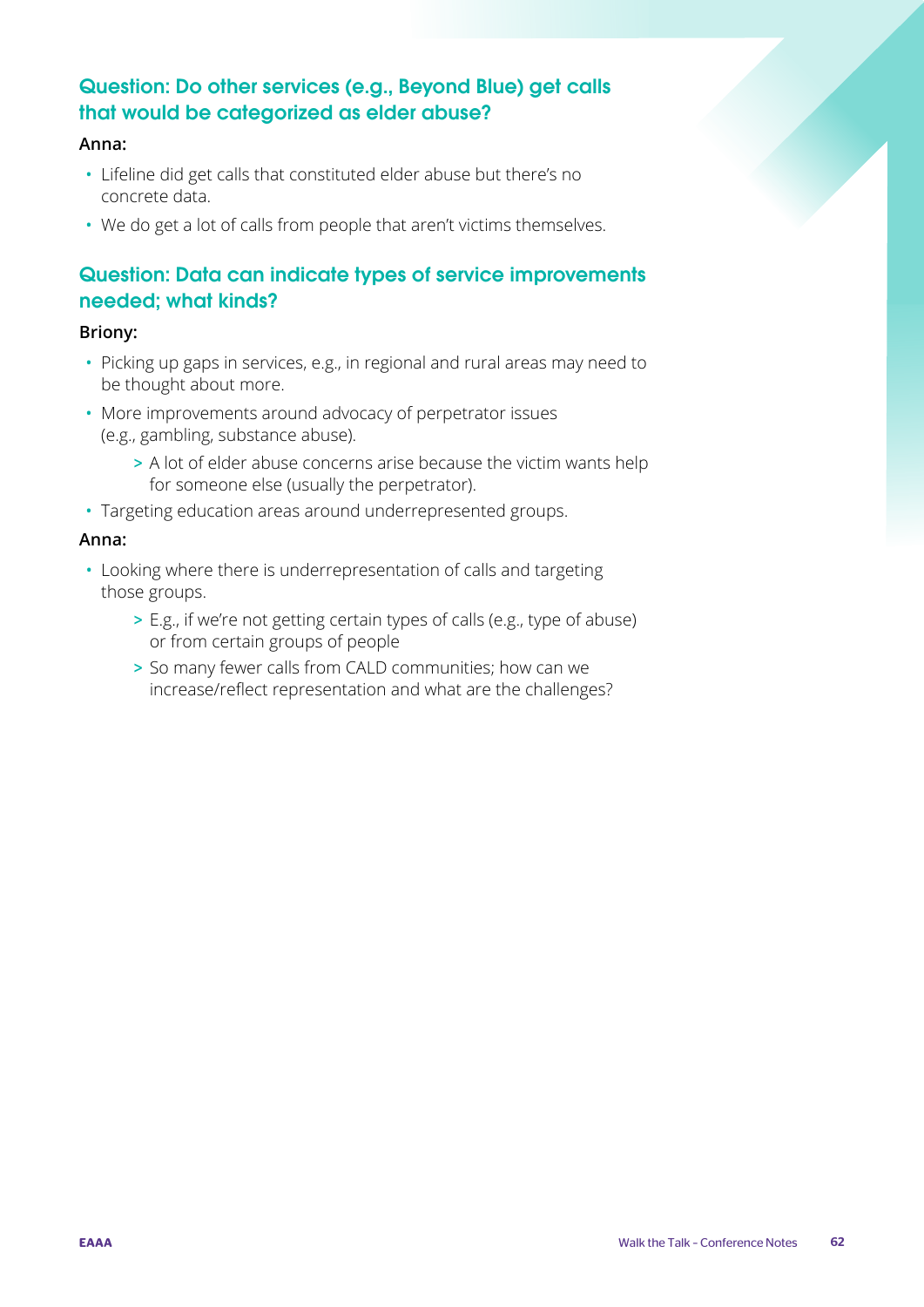### Question: Do other services (e.g., Beyond Blue) get calls that would be categorized as elder abuse?

**Anna:**

- Lifeline did get calls that constituted elder abuse but there's no concrete data.
- We do get a lot of calls from people that aren't victims themselves.

### Question: Data can indicate types of service improvements needed; what kinds?

**Briony:**

- Picking up gaps in services, e.g., in regional and rural areas may need to be thought about more.
- More improvements around advocacy of perpetrator issues (e.g., gambling, substance abuse).
  - A lot of elder abuse concerns arise because the victim wants help for someone else (usually the perpetrator).
- Targeting education areas around underrepresented groups.

**Anna:**

- Looking where there is underrepresentation of calls and targeting those groups.
  - E.g., if we're not getting certain types of calls (e.g., type of abuse) or from certain groups of people
  - So many fewer calls from CALD communities; how can we increase/reflect representation and what are the challenges?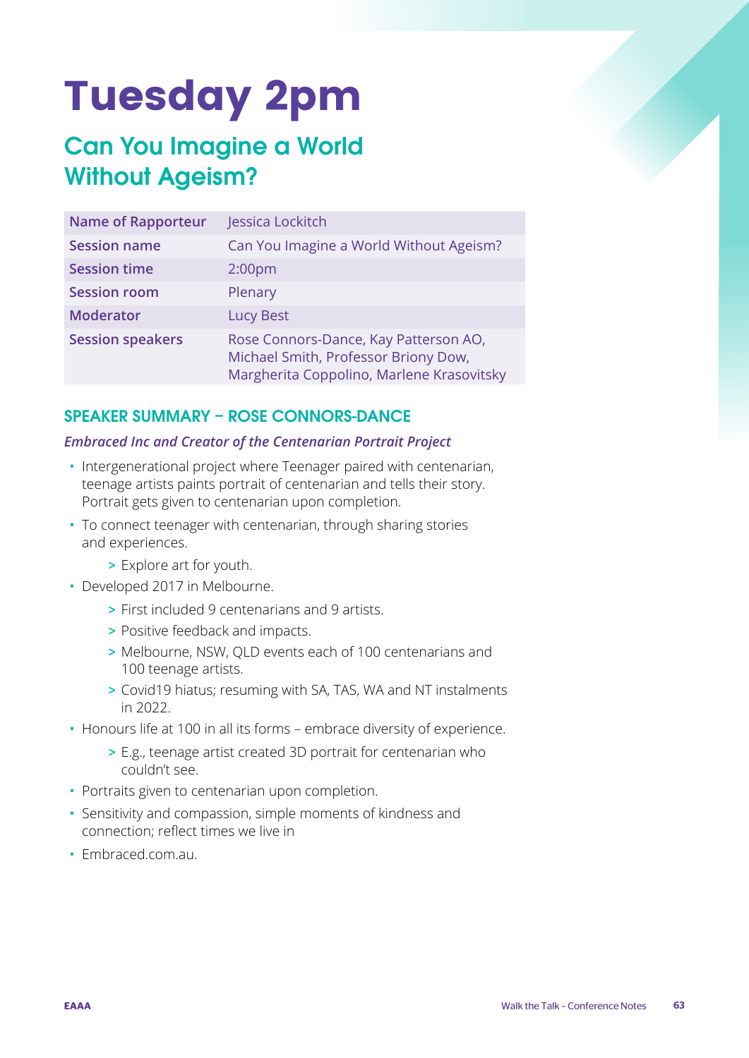# Tuesday 2pm

## Can You Imagine a World Without Ageism?

| Name of Rapporteur | Jessica Lockitch |
|---|---|
| Session name | Can You Imagine a World Without Ageism? |
| Session time | 2:00pm |
| Session room | Plenary |
| Moderator | Lucy Best |
| Session speakers | Rose Connors-Dance, Kay Patterson AO, Michael Smith, Professor Briony Dow, Margherita Coppolino, Marlene Krasovitsky |

### SPEAKER SUMMARY – ROSE CONNORS-DANCE

***Embraced Inc and Creator of the Centenarian Portrait Project***

- Intergenerational project where Teenager paired with centenarian, teenage artists paints portrait of centenarian and tells their story. Portrait gets given to centenarian upon completion.
- To connect teenager with centenarian, through sharing stories and experiences.
  - Explore art for youth.
- Developed 2017 in Melbourne.
  - First included 9 centenarians and 9 artists.
  - Positive feedback and impacts.
  - Melbourne, NSW, QLD events each of 100 centenarians and 100 teenage artists.
  - Covid19 hiatus; resuming with SA, TAS, WA and NT instalments in 2022.
- Honours life at 100 in all its forms – embrace diversity of experience.
  - E.g., teenage artist created 3D portrait for centenarian who couldn't see.
- Portraits given to centenarian upon completion.
- Sensitivity and compassion, simple moments of kindness and connection; reflect times we live in
- Embraced.com.au.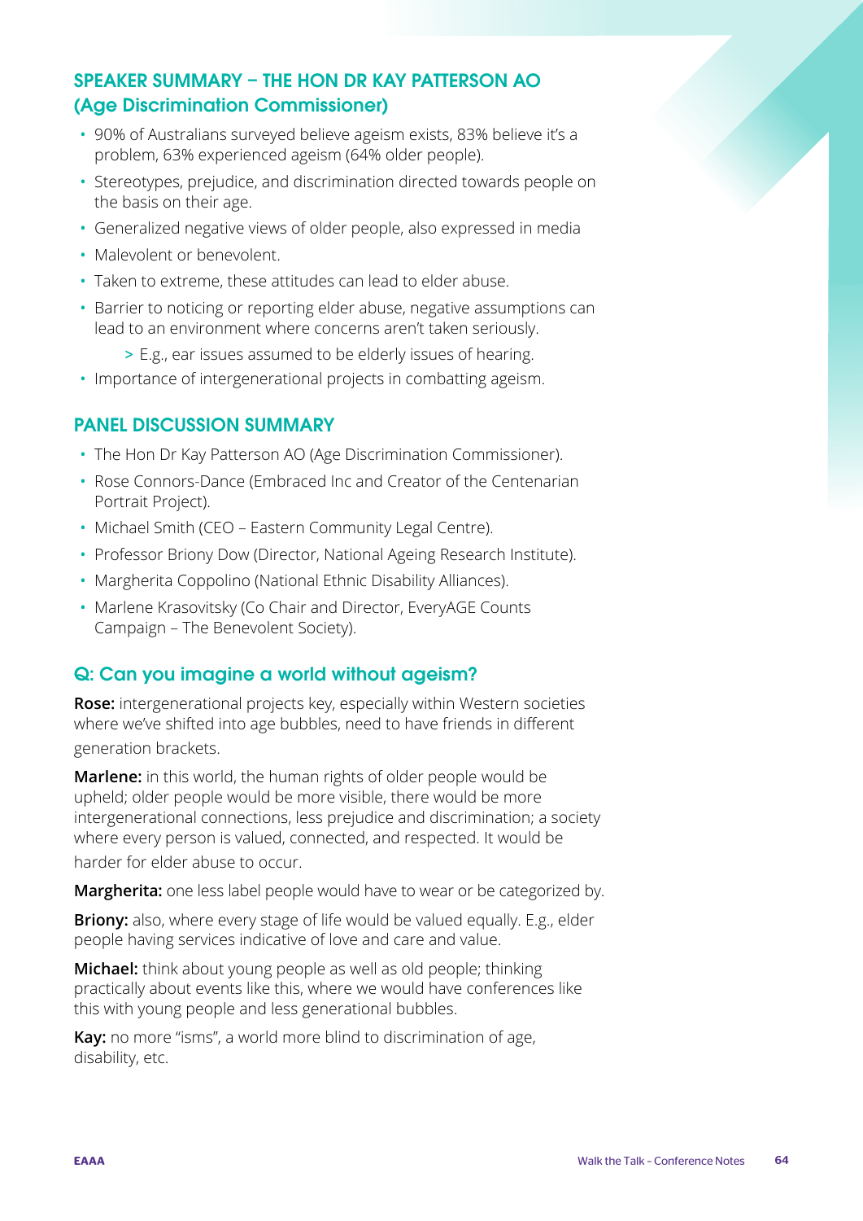## SPEAKER SUMMARY – THE HON DR KAY PATTERSON AO (Age Discrimination Commissioner)

- 90% of Australians surveyed believe ageism exists, 83% believe it's a problem, 63% experienced ageism (64% older people).
- Stereotypes, prejudice, and discrimination directed towards people on the basis on their age.
- Generalized negative views of older people, also expressed in media
- Malevolent or benevolent.
- Taken to extreme, these attitudes can lead to elder abuse.
- Barrier to noticing or reporting elder abuse, negative assumptions can lead to an environment where concerns aren't taken seriously.
  - E.g., ear issues assumed to be elderly issues of hearing.
- Importance of intergenerational projects in combatting ageism.

## PANEL DISCUSSION SUMMARY

- The Hon Dr Kay Patterson AO (Age Discrimination Commissioner).
- Rose Connors-Dance (Embraced Inc and Creator of the Centenarian Portrait Project).
- Michael Smith (CEO – Eastern Community Legal Centre).
- Professor Briony Dow (Director, National Ageing Research Institute).
- Margherita Coppolino (National Ethnic Disability Alliances).
- Marlene Krasovitsky (Co Chair and Director, EveryAGE Counts Campaign – The Benevolent Society).

## Q: Can you imagine a world without ageism?

**Rose:** intergenerational projects key, especially within Western societies where we've shifted into age bubbles, need to have friends in different generation brackets.

**Marlene:** in this world, the human rights of older people would be upheld; older people would be more visible, there would be more intergenerational connections, less prejudice and discrimination; a society where every person is valued, connected, and respected. It would be harder for elder abuse to occur.

**Margherita:** one less label people would have to wear or be categorized by.

**Briony:** also, where every stage of life would be valued equally. E.g., elder people having services indicative of love and care and value.

**Michael:** think about young people as well as old people; thinking practically about events like this, where we would have conferences like this with young people and less generational bubbles.

**Kay:** no more "isms", a world more blind to discrimination of age, disability, etc.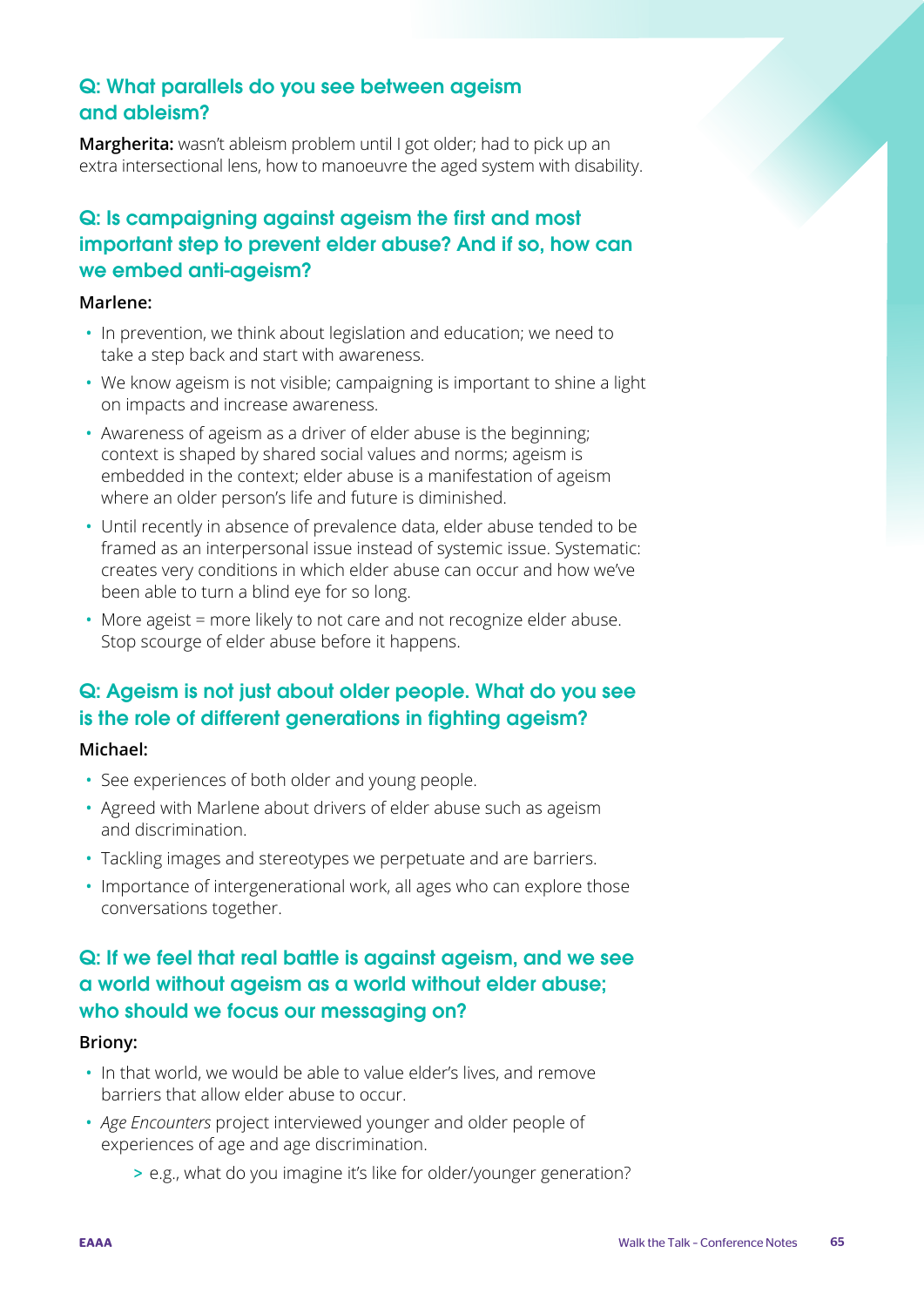### Q: What parallels do you see between ageism and ableism?

**Margherita:** wasn't ableism problem until I got older; had to pick up an extra intersectional lens, how to manoeuvre the aged system with disability.

### Q: Is campaigning against ageism the first and most important step to prevent elder abuse? And if so, how can we embed anti-ageism?

**Marlene:**

- In prevention, we think about legislation and education; we need to take a step back and start with awareness.
- We know ageism is not visible; campaigning is important to shine a light on impacts and increase awareness.
- Awareness of ageism as a driver of elder abuse is the beginning; context is shaped by shared social values and norms; ageism is embedded in the context; elder abuse is a manifestation of ageism where an older person's life and future is diminished.
- Until recently in absence of prevalence data, elder abuse tended to be framed as an interpersonal issue instead of systemic issue. Systematic: creates very conditions in which elder abuse can occur and how we've been able to turn a blind eye for so long.
- More ageist = more likely to not care and not recognize elder abuse. Stop scourge of elder abuse before it happens.

### Q: Ageism is not just about older people. What do you see is the role of different generations in fighting ageism?

**Michael:**

- See experiences of both older and young people.
- Agreed with Marlene about drivers of elder abuse such as ageism and discrimination.
- Tackling images and stereotypes we perpetuate and are barriers.
- Importance of intergenerational work, all ages who can explore those conversations together.

### Q: If we feel that real battle is against ageism, and we see a world without ageism as a world without elder abuse; who should we focus our messaging on?

**Briony:**

- In that world, we would be able to value elder's lives, and remove barriers that allow elder abuse to occur.
- *Age Encounters* project interviewed younger and older people of experiences of age and age discrimination.
  - > e.g., what do you imagine it's like for older/younger generation?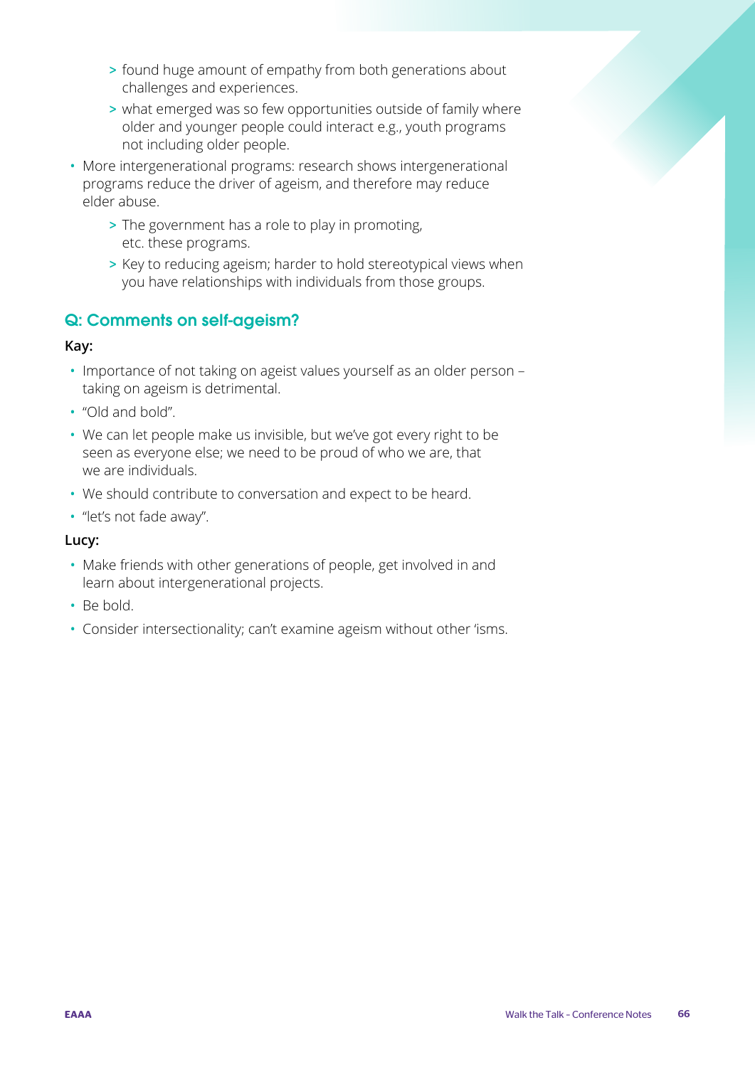- found huge amount of empathy from both generations about challenges and experiences.
  - what emerged was so few opportunities outside of family where older and younger people could interact e.g., youth programs not including older people.
- More intergenerational programs: research shows intergenerational programs reduce the driver of ageism, and therefore may reduce elder abuse.
  - The government has a role to play in promoting, etc. these programs.
  - Key to reducing ageism; harder to hold stereotypical views when you have relationships with individuals from those groups.

## Q: Comments on self-ageism?

**Kay:**

- Importance of not taking on ageist values yourself as an older person – taking on ageism is detrimental.
- "Old and bold".
- We can let people make us invisible, but we've got every right to be seen as everyone else; we need to be proud of who we are, that we are individuals.
- We should contribute to conversation and expect to be heard.
- "let's not fade away".

**Lucy:**

- Make friends with other generations of people, get involved in and learn about intergenerational projects.
- Be bold.
- Consider intersectionality; can't examine ageism without other 'isms.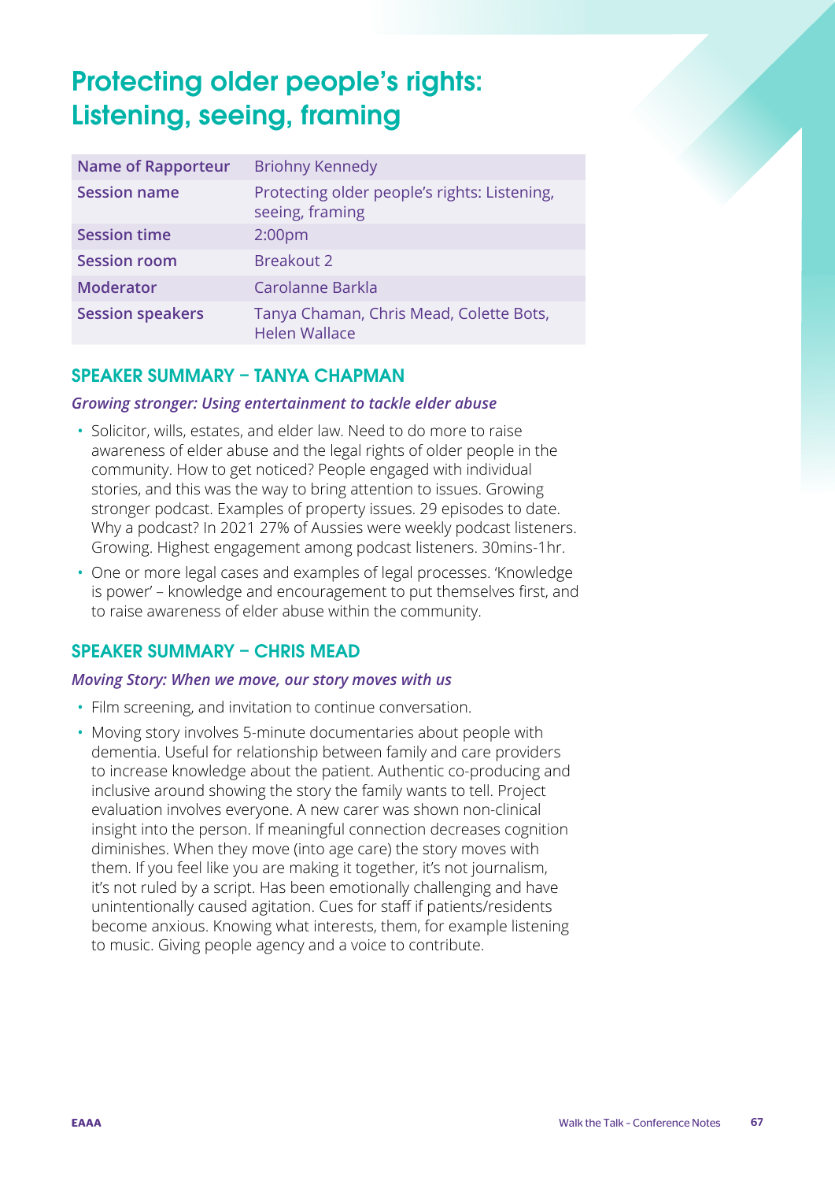# Protecting older people's rights: Listening, seeing, framing

| Name of Rapporteur | Briohny Kennedy |
|---|---|
| Session name | Protecting older people's rights: Listening, seeing, framing |
| Session time | 2:00pm |
| Session room | Breakout 2 |
| Moderator | Carolanne Barkla |
| Session speakers | Tanya Chaman, Chris Mead, Colette Bots, Helen Wallace |

## SPEAKER SUMMARY – TANYA CHAPMAN

***Growing stronger: Using entertainment to tackle elder abuse***

- Solicitor, wills, estates, and elder law. Need to do more to raise awareness of elder abuse and the legal rights of older people in the community. How to get noticed? People engaged with individual stories, and this was the way to bring attention to issues. Growing stronger podcast. Examples of property issues. 29 episodes to date. Why a podcast? In 2021 27% of Aussies were weekly podcast listeners. Growing. Highest engagement among podcast listeners. 30mins-1hr.
- One or more legal cases and examples of legal processes. 'Knowledge is power' – knowledge and encouragement to put themselves first, and to raise awareness of elder abuse within the community.

## SPEAKER SUMMARY – CHRIS MEAD

***Moving Story: When we move, our story moves with us***

- Film screening, and invitation to continue conversation.
- Moving story involves 5-minute documentaries about people with dementia. Useful for relationship between family and care providers to increase knowledge about the patient. Authentic co-producing and inclusive around showing the story the family wants to tell. Project evaluation involves everyone. A new carer was shown non-clinical insight into the person. If meaningful connection decreases cognition diminishes. When they move (into age care) the story moves with them. If you feel like you are making it together, it's not journalism, it's not ruled by a script. Has been emotionally challenging and have unintentionally caused agitation. Cues for staff if patients/residents become anxious. Knowing what interests, them, for example listening to music. Giving people agency and a voice to contribute.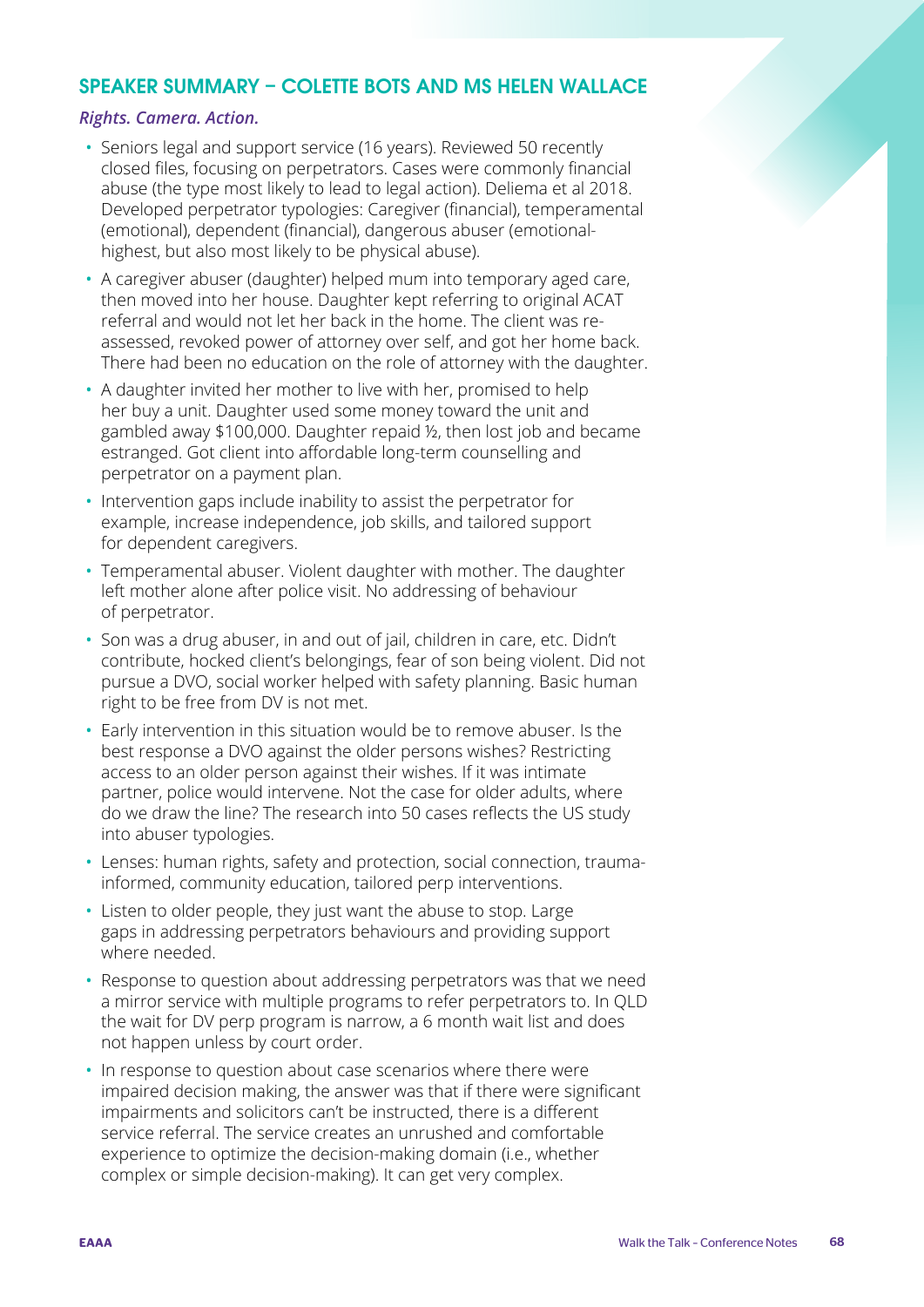## SPEAKER SUMMARY – COLETTE BOTS AND MS HELEN WALLACE

***Rights. Camera. Action.***

- Seniors legal and support service (16 years). Reviewed 50 recently closed files, focusing on perpetrators. Cases were commonly financial abuse (the type most likely to lead to legal action). Deliema et al 2018. Developed perpetrator typologies: Caregiver (financial), temperamental (emotional), dependent (financial), dangerous abuser (emotional-highest, but also most likely to be physical abuse).
- A caregiver abuser (daughter) helped mum into temporary aged care, then moved into her house. Daughter kept referring to original ACAT referral and would not let her back in the home. The client was re-assessed, revoked power of attorney over self, and got her home back. There had been no education on the role of attorney with the daughter.
- A daughter invited her mother to live with her, promised to help her buy a unit. Daughter used some money toward the unit and gambled away $100,000. Daughter repaid ½, then lost job and became estranged. Got client into affordable long-term counselling and perpetrator on a payment plan.
- Intervention gaps include inability to assist the perpetrator for example, increase independence, job skills, and tailored support for dependent caregivers.
- Temperamental abuser. Violent daughter with mother. The daughter left mother alone after police visit. No addressing of behaviour of perpetrator.
- Son was a drug abuser, in and out of jail, children in care, etc. Didn't contribute, hocked client's belongings, fear of son being violent. Did not pursue a DVO, social worker helped with safety planning. Basic human right to be free from DV is not met.
- Early intervention in this situation would be to remove abuser. Is the best response a DVO against the older persons wishes? Restricting access to an older person against their wishes. If it was intimate partner, police would intervene. Not the case for older adults, where do we draw the line? The research into 50 cases reflects the US study into abuser typologies.
- Lenses: human rights, safety and protection, social connection, trauma-informed, community education, tailored perp interventions.
- Listen to older people, they just want the abuse to stop. Large gaps in addressing perpetrators behaviours and providing support where needed.
- Response to question about addressing perpetrators was that we need a mirror service with multiple programs to refer perpetrators to. In QLD the wait for DV perp program is narrow, a 6 month wait list and does not happen unless by court order.
- In response to question about case scenarios where there were impaired decision making, the answer was that if there were significant impairments and solicitors can't be instructed, there is a different service referral. The service creates an unrushed and comfortable experience to optimize the decision-making domain (i.e., whether complex or simple decision-making). It can get very complex.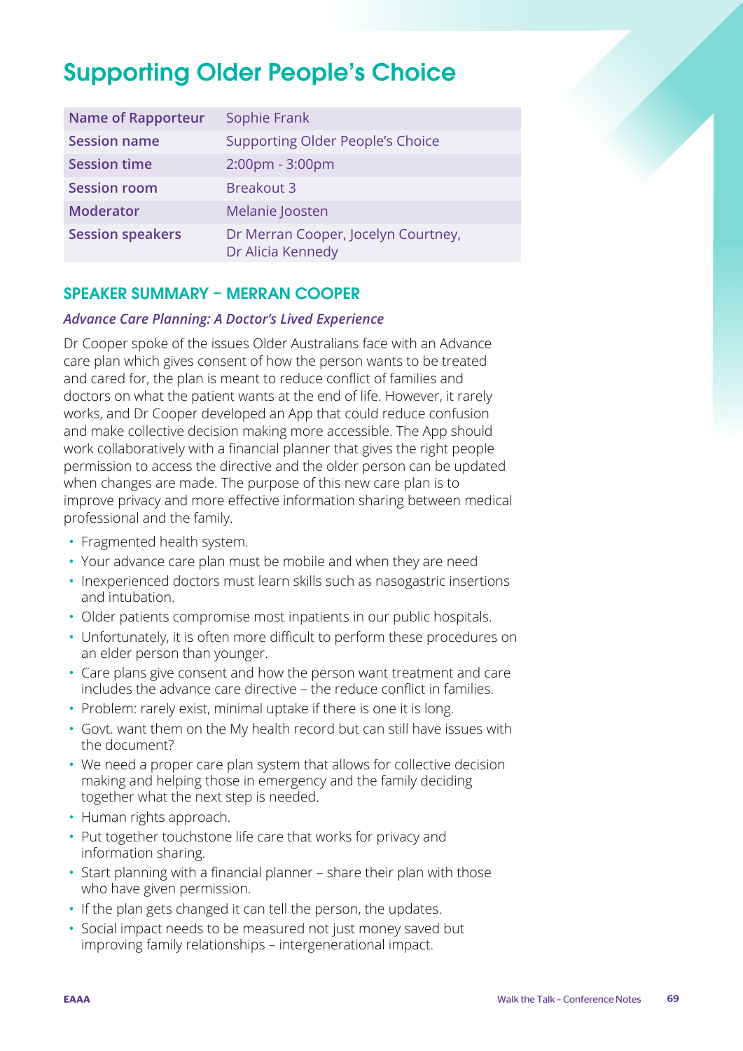# Supporting Older People's Choice

| Name of Rapporteur | Sophie Frank |
|---|---|
| Session name | Supporting Older People's Choice |
| Session time | 2:00pm - 3:00pm |
| Session room | Breakout 3 |
| Moderator | Melanie Joosten |
| Session speakers | Dr Merran Cooper, Jocelyn Courtney, Dr Alicia Kennedy |

## SPEAKER SUMMARY – MERRAN COOPER

### *Advance Care Planning: A Doctor's Lived Experience*

Dr Cooper spoke of the issues Older Australians face with an Advance care plan which gives consent of how the person wants to be treated and cared for, the plan is meant to reduce conflict of families and doctors on what the patient wants at the end of life. However, it rarely works, and Dr Cooper developed an App that could reduce confusion and make collective decision making more accessible. The App should work collaboratively with a financial planner that gives the right people permission to access the directive and the older person can be updated when changes are made. The purpose of this new care plan is to improve privacy and more effective information sharing between medical professional and the family.

- Fragmented health system.
- Your advance care plan must be mobile and when they are need
- Inexperienced doctors must learn skills such as nasogastric insertions and intubation.
- Older patients compromise most inpatients in our public hospitals.
- Unfortunately, it is often more difficult to perform these procedures on an elder person than younger.
- Care plans give consent and how the person want treatment and care includes the advance care directive – the reduce conflict in families.
- Problem: rarely exist, minimal uptake if there is one it is long.
- Govt. want them on the My health record but can still have issues with the document?
- We need a proper care plan system that allows for collective decision making and helping those in emergency and the family deciding together what the next step is needed.
- Human rights approach.
- Put together touchstone life care that works for privacy and information sharing.
- Start planning with a financial planner – share their plan with those who have given permission.
- If the plan gets changed it can tell the person, the updates.
- Social impact needs to be measured not just money saved but improving family relationships – intergenerational impact.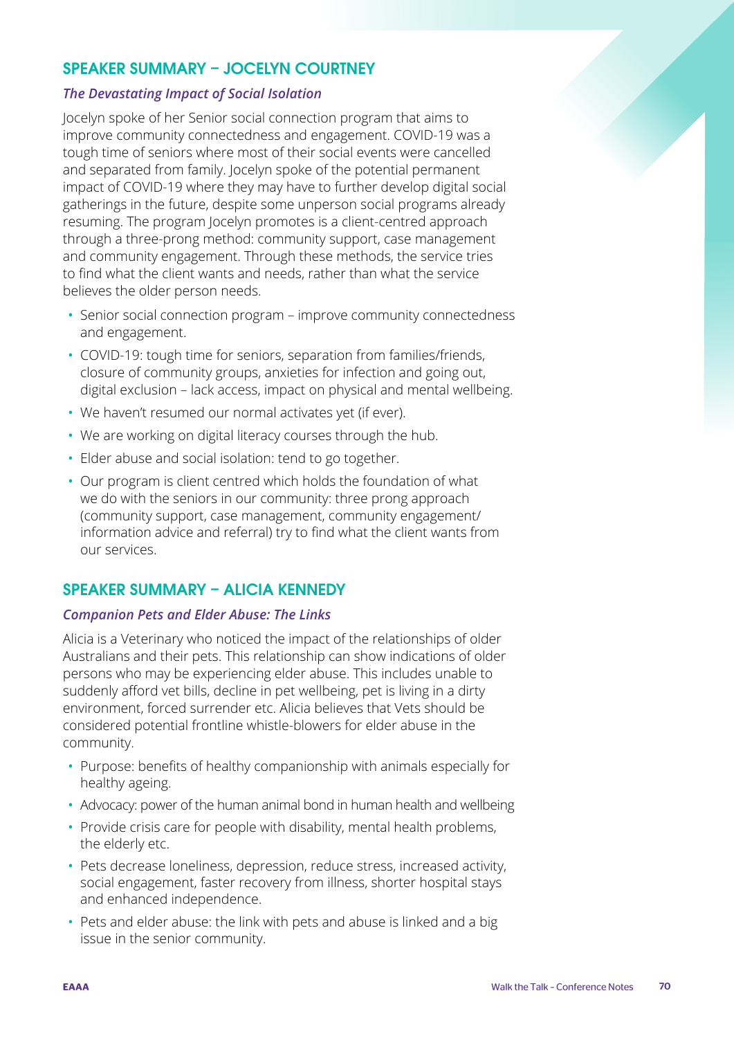## SPEAKER SUMMARY – JOCELYN COURTNEY

### *The Devastating Impact of Social Isolation*

Jocelyn spoke of her Senior social connection program that aims to improve community connectedness and engagement. COVID-19 was a tough time of seniors where most of their social events were cancelled and separated from family. Jocelyn spoke of the potential permanent impact of COVID-19 where they may have to further develop digital social gatherings in the future, despite some unperson social programs already resuming. The program Jocelyn promotes is a client-centred approach through a three-prong method: community support, case management and community engagement. Through these methods, the service tries to find what the client wants and needs, rather than what the service believes the older person needs.

- Senior social connection program – improve community connectedness and engagement.
- COVID-19: tough time for seniors, separation from families/friends, closure of community groups, anxieties for infection and going out, digital exclusion – lack access, impact on physical and mental wellbeing.
- We haven't resumed our normal activates yet (if ever).
- We are working on digital literacy courses through the hub.
- Elder abuse and social isolation: tend to go together.
- Our program is client centred which holds the foundation of what we do with the seniors in our community: three prong approach (community support, case management, community engagement/ information advice and referral) try to find what the client wants from our services.

## SPEAKER SUMMARY – ALICIA KENNEDY

### *Companion Pets and Elder Abuse: The Links*

Alicia is a Veterinary who noticed the impact of the relationships of older Australians and their pets. This relationship can show indications of older persons who may be experiencing elder abuse. This includes unable to suddenly afford vet bills, decline in pet wellbeing, pet is living in a dirty environment, forced surrender etc. Alicia believes that Vets should be considered potential frontline whistle-blowers for elder abuse in the community.

- Purpose: benefits of healthy companionship with animals especially for healthy ageing.
- Advocacy: power of the human animal bond in human health and wellbeing
- Provide crisis care for people with disability, mental health problems, the elderly etc.
- Pets decrease loneliness, depression, reduce stress, increased activity, social engagement, faster recovery from illness, shorter hospital stays and enhanced independence.
- Pets and elder abuse: the link with pets and abuse is linked and a big issue in the senior community.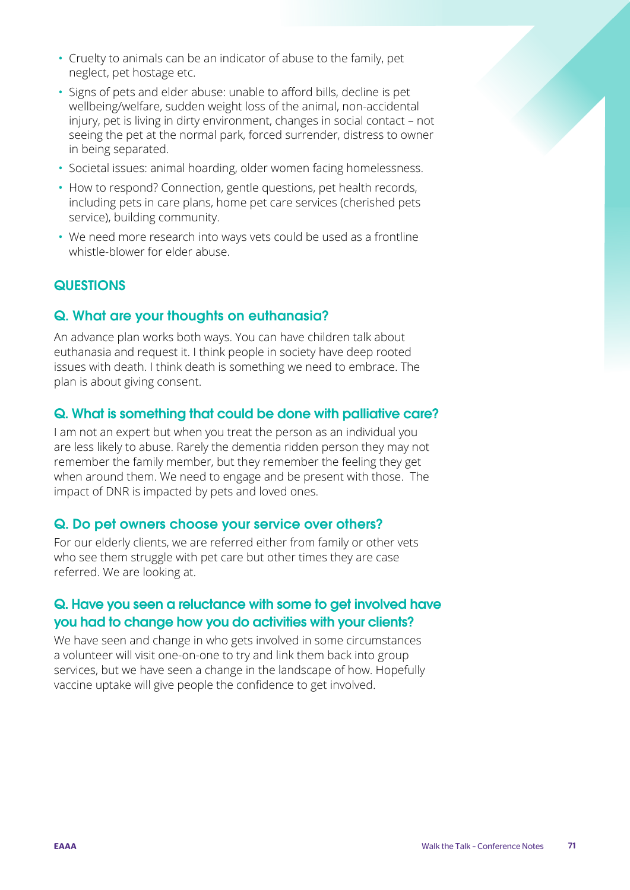- Cruelty to animals can be an indicator of abuse to the family, pet neglect, pet hostage etc.
- Signs of pets and elder abuse: unable to afford bills, decline is pet wellbeing/welfare, sudden weight loss of the animal, non-accidental injury, pet is living in dirty environment, changes in social contact – not seeing the pet at the normal park, forced surrender, distress to owner in being separated.
- Societal issues: animal hoarding, older women facing homelessness.
- How to respond? Connection, gentle questions, pet health records, including pets in care plans, home pet care services (cherished pets service), building community.
- We need more research into ways vets could be used as a frontline whistle-blower for elder abuse.

## QUESTIONS

### Q. What are your thoughts on euthanasia?

An advance plan works both ways. You can have children talk about euthanasia and request it. I think people in society have deep rooted issues with death. I think death is something we need to embrace. The plan is about giving consent.

### Q. What is something that could be done with palliative care?

I am not an expert but when you treat the person as an individual you are less likely to abuse. Rarely the dementia ridden person they may not remember the family member, but they remember the feeling they get when around them. We need to engage and be present with those. The impact of DNR is impacted by pets and loved ones.

### Q. Do pet owners choose your service over others?

For our elderly clients, we are referred either from family or other vets who see them struggle with pet care but other times they are case referred. We are looking at.

### Q. Have you seen a reluctance with some to get involved have you had to change how you do activities with your clients?

We have seen and change in who gets involved in some circumstances a volunteer will visit one-on-one to try and link them back into group services, but we have seen a change in the landscape of how. Hopefully vaccine uptake will give people the confidence to get involved.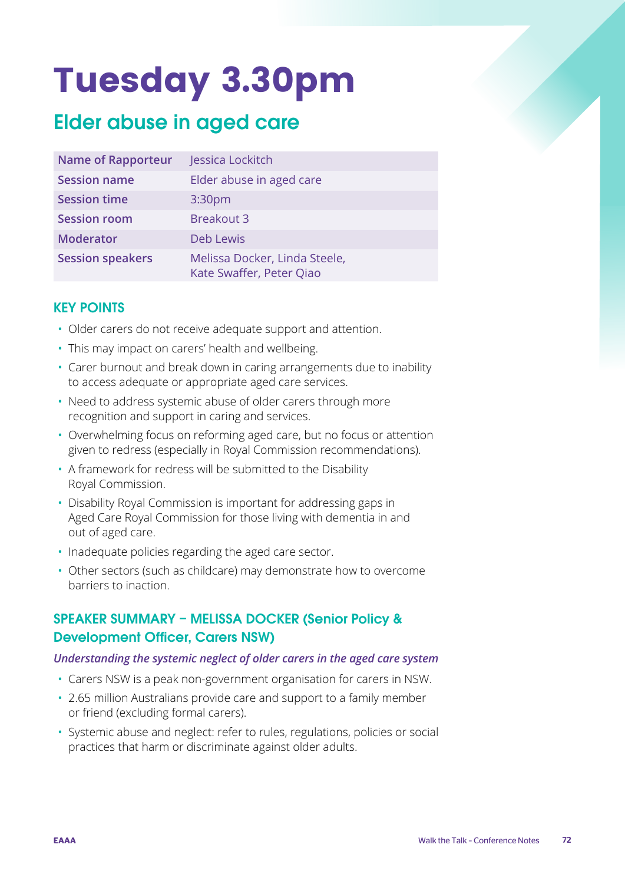# Tuesday 3.30pm

## Elder abuse in aged care

| Name of Rapporteur | Jessica Lockitch |
|---|---|
| Session name | Elder abuse in aged care |
| Session time | 3:30pm |
| Session room | Breakout 3 |
| Moderator | Deb Lewis |
| Session speakers | Melissa Docker, Linda Steele, Kate Swaffer, Peter Qiao |

### KEY POINTS

- Older carers do not receive adequate support and attention.
- This may impact on carers' health and wellbeing.
- Carer burnout and break down in caring arrangements due to inability to access adequate or appropriate aged care services.
- Need to address systemic abuse of older carers through more recognition and support in caring and services.
- Overwhelming focus on reforming aged care, but no focus or attention given to redress (especially in Royal Commission recommendations).
- A framework for redress will be submitted to the Disability Royal Commission.
- Disability Royal Commission is important for addressing gaps in Aged Care Royal Commission for those living with dementia in and out of aged care.
- Inadequate policies regarding the aged care sector.
- Other sectors (such as childcare) may demonstrate how to overcome barriers to inaction.

### SPEAKER SUMMARY – MELISSA DOCKER (Senior Policy & Development Officer, Carers NSW)

*Understanding the systemic neglect of older carers in the aged care system*

- Carers NSW is a peak non-government organisation for carers in NSW.
- 2.65 million Australians provide care and support to a family member or friend (excluding formal carers).
- Systemic abuse and neglect: refer to rules, regulations, policies or social practices that harm or discriminate against older adults.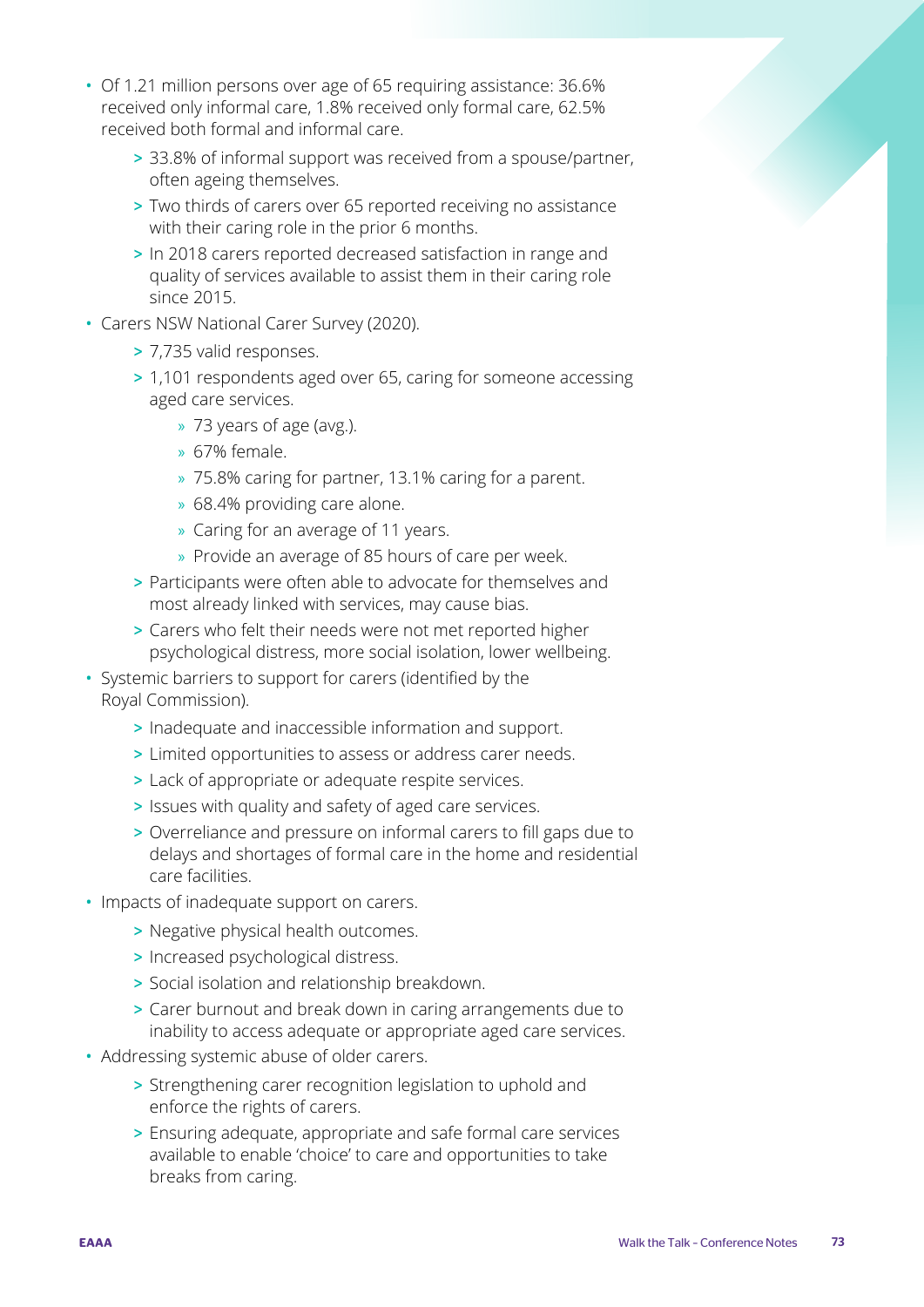- Of 1.21 million persons over age of 65 requiring assistance: 36.6% received only informal care, 1.8% received only formal care, 62.5% received both formal and informal care.
    - 33.8% of informal support was received from a spouse/partner, often ageing themselves.
    - Two thirds of carers over 65 reported receiving no assistance with their caring role in the prior 6 months.
    - In 2018 carers reported decreased satisfaction in range and quality of services available to assist them in their caring role since 2015.
- Carers NSW National Carer Survey (2020).
    - 7,735 valid responses.
    - 1,101 respondents aged over 65, caring for someone accessing aged care services.
        - 73 years of age (avg.).
        - 67% female.
        - 75.8% caring for partner, 13.1% caring for a parent.
        - 68.4% providing care alone.
        - Caring for an average of 11 years.
        - Provide an average of 85 hours of care per week.
    - Participants were often able to advocate for themselves and most already linked with services, may cause bias.
    - Carers who felt their needs were not met reported higher psychological distress, more social isolation, lower wellbeing.
- Systemic barriers to support for carers (identified by the Royal Commission).
    - Inadequate and inaccessible information and support.
    - Limited opportunities to assess or address carer needs.
    - Lack of appropriate or adequate respite services.
    - Issues with quality and safety of aged care services.
    - Overreliance and pressure on informal carers to fill gaps due to delays and shortages of formal care in the home and residential care facilities.
- Impacts of inadequate support on carers.
    - Negative physical health outcomes.
    - Increased psychological distress.
    - Social isolation and relationship breakdown.
    - Carer burnout and break down in caring arrangements due to inability to access adequate or appropriate aged care services.
- Addressing systemic abuse of older carers.
    - Strengthening carer recognition legislation to uphold and enforce the rights of carers.
    - Ensuring adequate, appropriate and safe formal care services available to enable 'choice' to care and opportunities to take breaks from caring.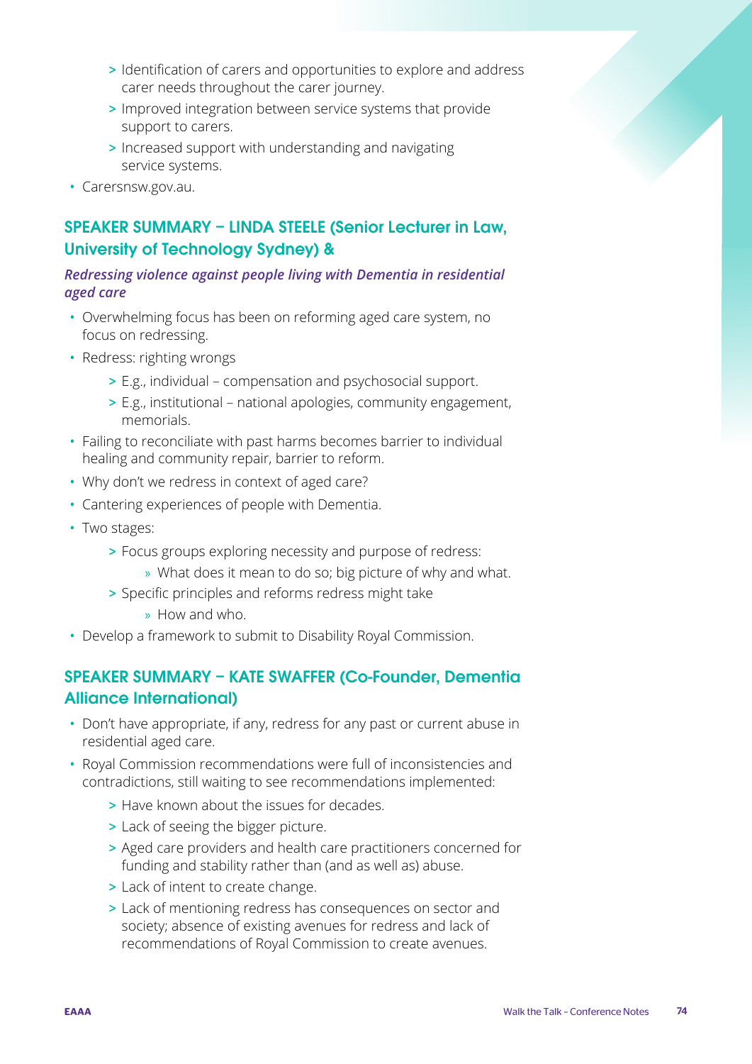- Identification of carers and opportunities to explore and address carer needs throughout the carer journey.
    - Improved integration between service systems that provide support to carers.
    - Increased support with understanding and navigating service systems.
- Carersnsw.gov.au.

## SPEAKER SUMMARY – LINDA STEELE (Senior Lecturer in Law, University of Technology Sydney) &

***Redressing violence against people living with Dementia in residential aged care***

- Overwhelming focus has been on reforming aged care system, no focus on redressing.
- Redress: righting wrongs
    - E.g., individual – compensation and psychosocial support.
    - E.g., institutional – national apologies, community engagement, memorials.
- Failing to reconciliate with past harms becomes barrier to individual healing and community repair, barrier to reform.
- Why don't we redress in context of aged care?
- Cantering experiences of people with Dementia.
- Two stages:
    - Focus groups exploring necessity and purpose of redress:
        - What does it mean to do so; big picture of why and what.
    - Specific principles and reforms redress might take
        - How and who.
- Develop a framework to submit to Disability Royal Commission.

## SPEAKER SUMMARY – KATE SWAFFER (Co-Founder, Dementia Alliance International)

- Don't have appropriate, if any, redress for any past or current abuse in residential aged care.
- Royal Commission recommendations were full of inconsistencies and contradictions, still waiting to see recommendations implemented:
    - Have known about the issues for decades.
    - Lack of seeing the bigger picture.
    - Aged care providers and health care practitioners concerned for funding and stability rather than (and as well as) abuse.
    - Lack of intent to create change.
    - Lack of mentioning redress has consequences on sector and society; absence of existing avenues for redress and lack of recommendations of Royal Commission to create avenues.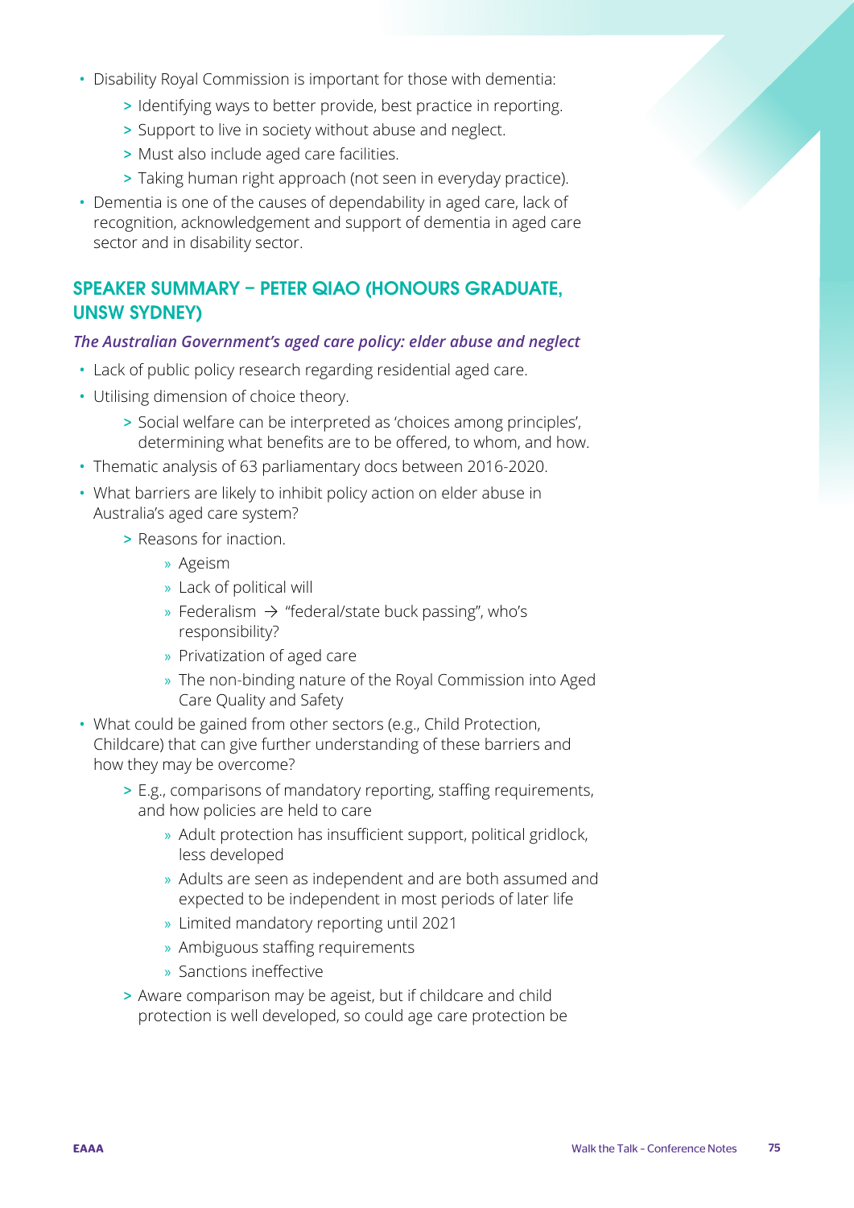- Disability Royal Commission is important for those with dementia:
  - Identifying ways to better provide, best practice in reporting.
  - Support to live in society without abuse and neglect.
  - Must also include aged care facilities.
  - Taking human right approach (not seen in everyday practice).
- Dementia is one of the causes of dependability in aged care, lack of recognition, acknowledgement and support of dementia in aged care sector and in disability sector.

## SPEAKER SUMMARY – PETER QIAO (HONOURS GRADUATE, UNSW SYDNEY)

***The Australian Government's aged care policy: elder abuse and neglect***

- Lack of public policy research regarding residential aged care.
- Utilising dimension of choice theory.
  - Social welfare can be interpreted as 'choices among principles', determining what benefits are to be offered, to whom, and how.
- Thematic analysis of 63 parliamentary docs between 2016-2020.
- What barriers are likely to inhibit policy action on elder abuse in Australia's aged care system?
  - Reasons for inaction.
    - Ageism
    - Lack of political will
    - Federalism → "federal/state buck passing", who's responsibility?
    - Privatization of aged care
    - The non-binding nature of the Royal Commission into Aged Care Quality and Safety
- What could be gained from other sectors (e.g., Child Protection, Childcare) that can give further understanding of these barriers and how they may be overcome?
  - E.g., comparisons of mandatory reporting, staffing requirements, and how policies are held to care
    - Adult protection has insufficient support, political gridlock, less developed
    - Adults are seen as independent and are both assumed and expected to be independent in most periods of later life
    - Limited mandatory reporting until 2021
    - Ambiguous staffing requirements
    - Sanctions ineffective
  - Aware comparison may be ageist, but if childcare and child protection is well developed, so could age care protection be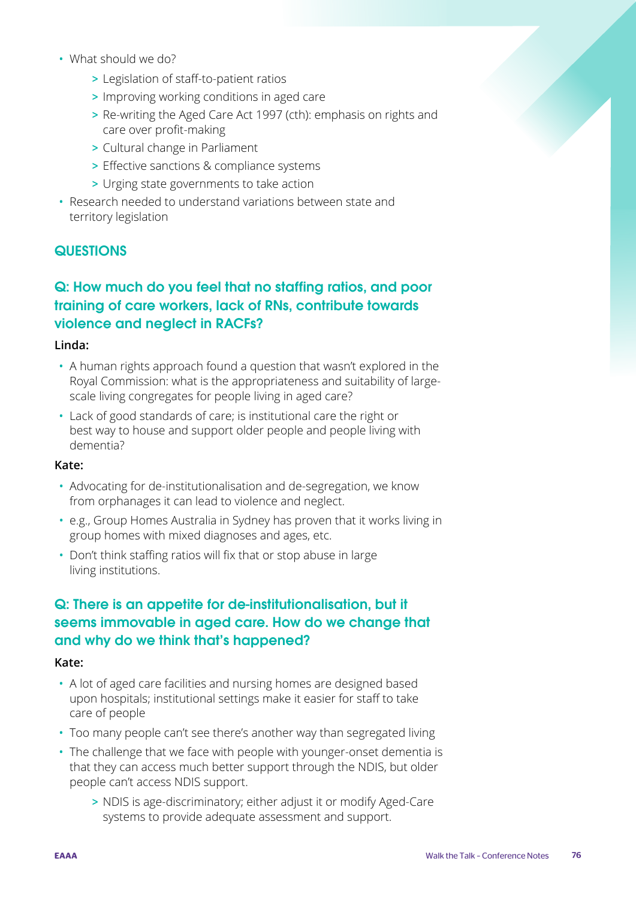- What should we do?
  - Legislation of staff-to-patient ratios
  - Improving working conditions in aged care
  - Re-writing the Aged Care Act 1997 (cth): emphasis on rights and care over profit-making
  - Cultural change in Parliament
  - Effective sanctions & compliance systems
  - Urging state governments to take action
- Research needed to understand variations between state and territory legislation

## QUESTIONS

### Q: How much do you feel that no staffing ratios, and poor training of care workers, lack of RNs, contribute towards violence and neglect in RACFs?

**Linda:**

- A human rights approach found a question that wasn't explored in the Royal Commission: what is the appropriateness and suitability of large-scale living congregates for people living in aged care?
- Lack of good standards of care; is institutional care the right or best way to house and support older people and people living with dementia?

**Kate:**

- Advocating for de-institutionalisation and de-segregation, we know from orphanages it can lead to violence and neglect.
- e.g., Group Homes Australia in Sydney has proven that it works living in group homes with mixed diagnoses and ages, etc.
- Don't think staffing ratios will fix that or stop abuse in large living institutions.

### Q: There is an appetite for de-institutionalisation, but it seems immovable in aged care. How do we change that and why do we think that's happened?

**Kate:**

- A lot of aged care facilities and nursing homes are designed based upon hospitals; institutional settings make it easier for staff to take care of people
- Too many people can't see there's another way than segregated living
- The challenge that we face with people with younger-onset dementia is that they can access much better support through the NDIS, but older people can't access NDIS support.
  - NDIS is age-discriminatory; either adjust it or modify Aged-Care systems to provide adequate assessment and support.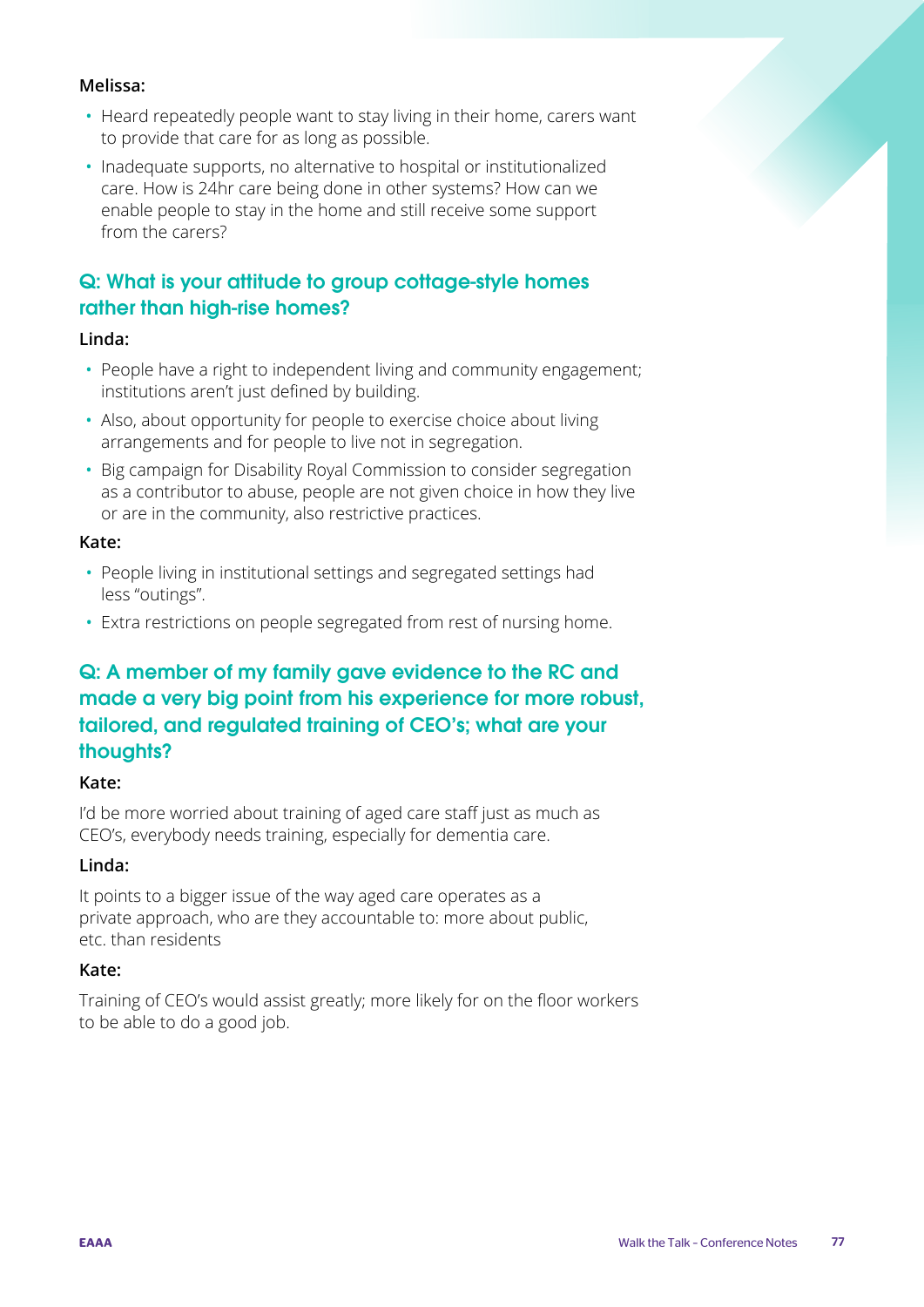**Melissa:**

- Heard repeatedly people want to stay living in their home, carers want to provide that care for as long as possible.
- Inadequate supports, no alternative to hospital or institutionalized care. How is 24hr care being done in other systems? How can we enable people to stay in the home and still receive some support from the carers?

## Q: What is your attitude to group cottage-style homes rather than high-rise homes?

**Linda:**

- People have a right to independent living and community engagement; institutions aren't just defined by building.
- Also, about opportunity for people to exercise choice about living arrangements and for people to live not in segregation.
- Big campaign for Disability Royal Commission to consider segregation as a contributor to abuse, people are not given choice in how they live or are in the community, also restrictive practices.

**Kate:**

- People living in institutional settings and segregated settings had less "outings".
- Extra restrictions on people segregated from rest of nursing home.

## Q: A member of my family gave evidence to the RC and made a very big point from his experience for more robust, tailored, and regulated training of CEO's; what are your thoughts?

**Kate:**

I'd be more worried about training of aged care staff just as much as CEO's, everybody needs training, especially for dementia care.

**Linda:**

It points to a bigger issue of the way aged care operates as a private approach, who are they accountable to: more about public, etc. than residents

**Kate:**

Training of CEO's would assist greatly; more likely for on the floor workers to be able to do a good job.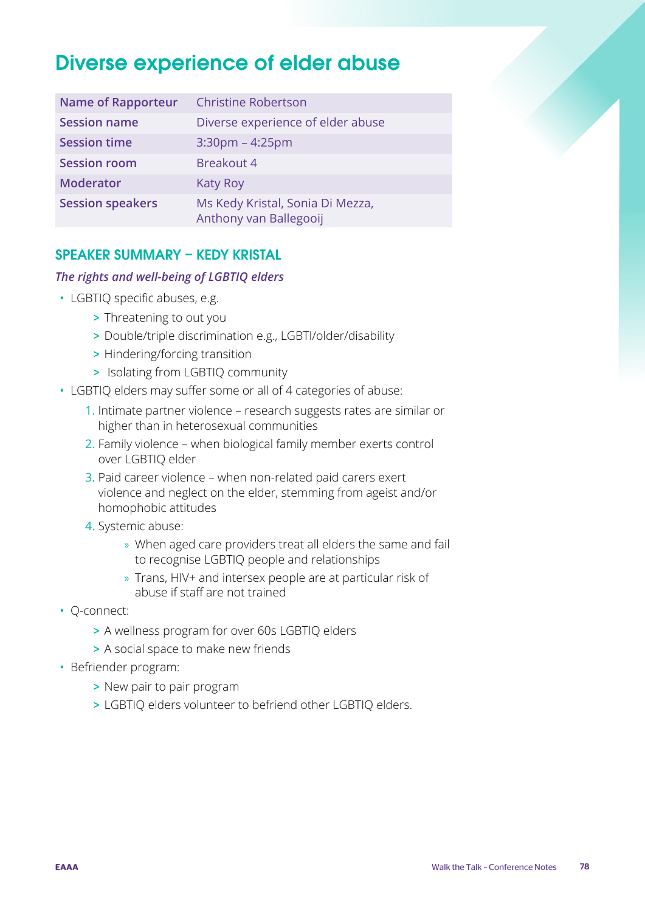# Diverse experience of elder abuse

| Name of Rapporteur | Christine Robertson |
|---|---|
| Session name | Diverse experience of elder abuse |
| Session time | 3:30pm – 4:25pm |
| Session room | Breakout 4 |
| Moderator | Katy Roy |
| Session speakers | Ms Kedy Kristal, Sonia Di Mezza, Anthony van Ballegooij |

## SPEAKER SUMMARY – KEDY KRISTAL

### *The rights and well-being of LGBTIQ elders*

- LGBTIQ specific abuses, e.g.
  - Threatening to out you
  - Double/triple discrimination e.g., LGBTI/older/disability
  - Hindering/forcing transition
  - Isolating from LGBTIQ community
- LGBTIQ elders may suffer some or all of 4 categories of abuse:
  1. Intimate partner violence – research suggests rates are similar or higher than in heterosexual communities
  2. Family violence – when biological family member exerts control over LGBTIQ elder
  3. Paid career violence – when non-related paid carers exert violence and neglect on the elder, stemming from ageist and/or homophobic attitudes
  4. Systemic abuse:
     - When aged care providers treat all elders the same and fail to recognise LGBTIQ people and relationships
     - Trans, HIV+ and intersex people are at particular risk of abuse if staff are not trained
- Q-connect:
  - A wellness program for over 60s LGBTIQ elders
  - A social space to make new friends
- Befriender program:
  - New pair to pair program
  - LGBTIQ elders volunteer to befriend other LGBTIQ elders.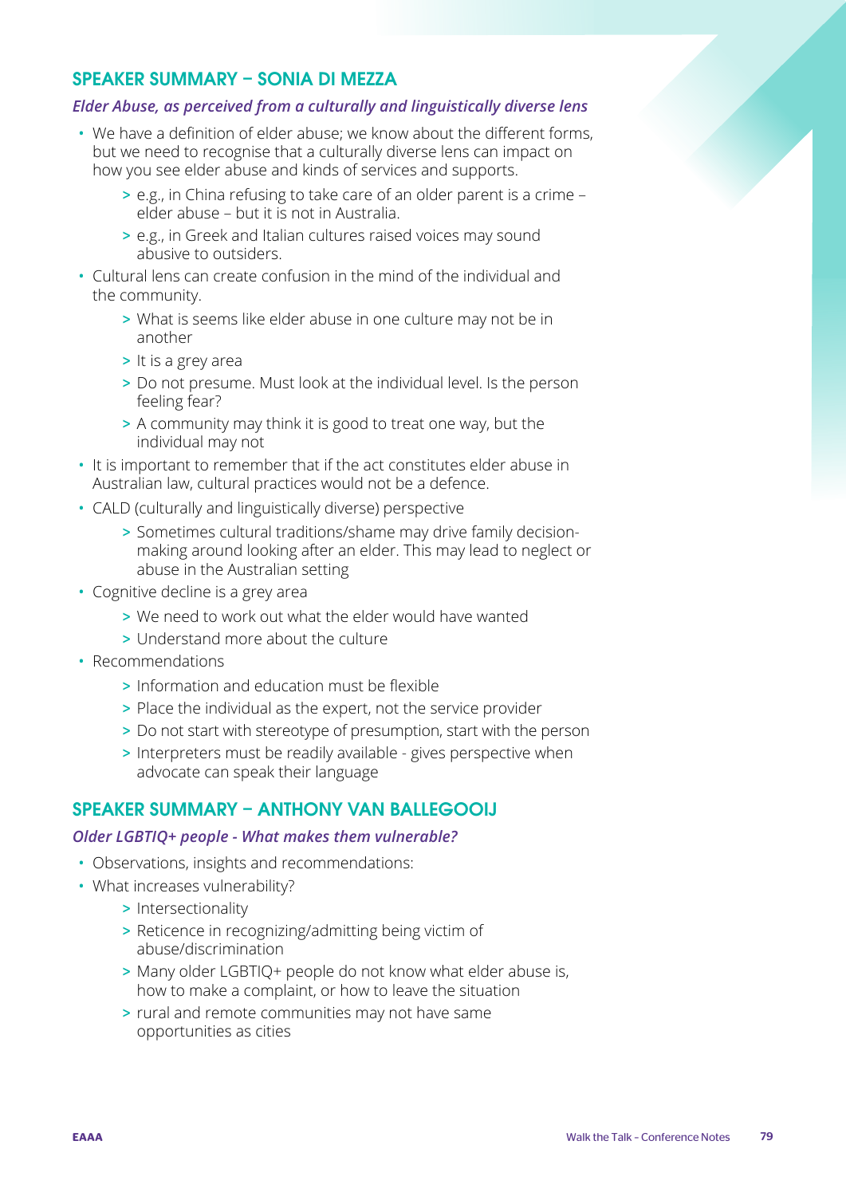## SPEAKER SUMMARY – SONIA DI MEZZA

### *Elder Abuse, as perceived from a culturally and linguistically diverse lens*

- We have a definition of elder abuse; we know about the different forms, but we need to recognise that a culturally diverse lens can impact on how you see elder abuse and kinds of services and supports.
  - e.g., in China refusing to take care of an older parent is a crime – elder abuse – but it is not in Australia.
  - e.g., in Greek and Italian cultures raised voices may sound abusive to outsiders.
- Cultural lens can create confusion in the mind of the individual and the community.
  - What is seems like elder abuse in one culture may not be in another
  - It is a grey area
  - Do not presume. Must look at the individual level. Is the person feeling fear?
  - A community may think it is good to treat one way, but the individual may not
- It is important to remember that if the act constitutes elder abuse in Australian law, cultural practices would not be a defence.
- CALD (culturally and linguistically diverse) perspective
  - Sometimes cultural traditions/shame may drive family decision-making around looking after an elder. This may lead to neglect or abuse in the Australian setting
- Cognitive decline is a grey area
  - We need to work out what the elder would have wanted
  - Understand more about the culture
- Recommendations
  - Information and education must be flexible
  - Place the individual as the expert, not the service provider
  - Do not start with stereotype of presumption, start with the person
  - Interpreters must be readily available - gives perspective when advocate can speak their language

## SPEAKER SUMMARY – ANTHONY VAN BALLEGOOIJ

### *Older LGBTIQ+ people - What makes them vulnerable?*

- Observations, insights and recommendations:
- What increases vulnerability?
  - Intersectionality
  - Reticence in recognizing/admitting being victim of abuse/discrimination
  - Many older LGBTIQ+ people do not know what elder abuse is, how to make a complaint, or how to leave the situation
  - rural and remote communities may not have same opportunities as cities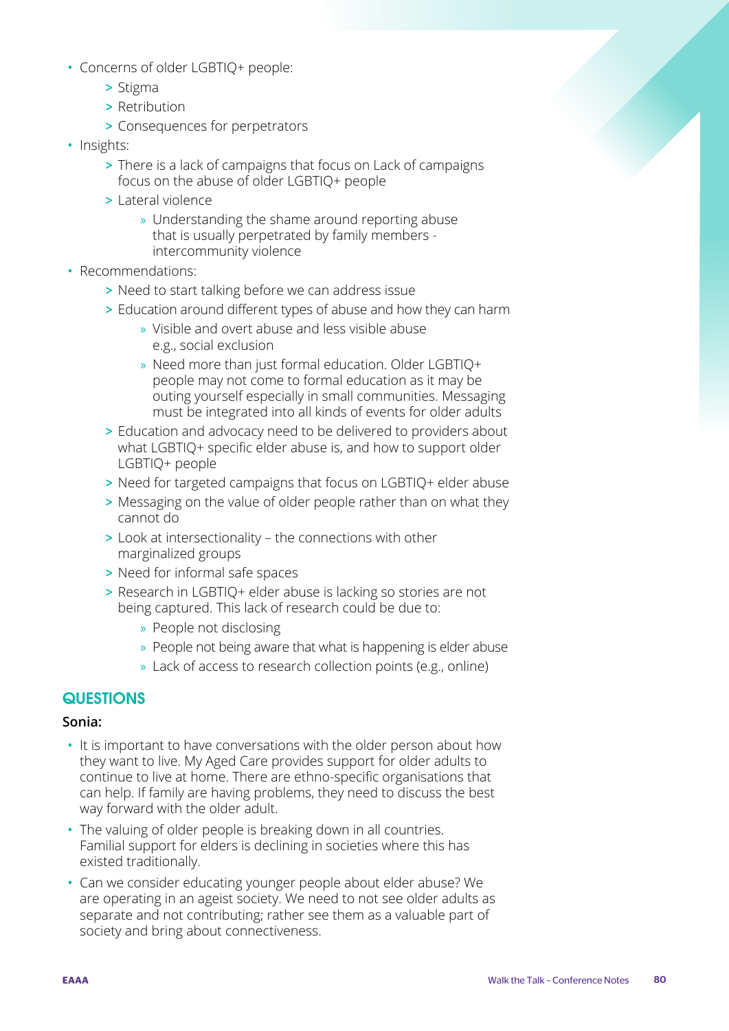- Concerns of older LGBTIQ+ people:
    - Stigma
    - Retribution
    - Consequences for perpetrators
- Insights:
    - There is a lack of campaigns that focus on Lack of campaigns focus on the abuse of older LGBTIQ+ people
    - Lateral violence
        - Understanding the shame around reporting abuse that is usually perpetrated by family members - intercommunity violence
- Recommendations:
    - Need to start talking before we can address issue
    - Education around different types of abuse and how they can harm
        - Visible and overt abuse and less visible abuse e.g., social exclusion
        - Need more than just formal education. Older LGBTIQ+ people may not come to formal education as it may be outing yourself especially in small communities. Messaging must be integrated into all kinds of events for older adults
    - Education and advocacy need to be delivered to providers about what LGBTIQ+ specific elder abuse is, and how to support older LGBTIQ+ people
    - Need for targeted campaigns that focus on LGBTIQ+ elder abuse
    - Messaging on the value of older people rather than on what they cannot do
    - Look at intersectionality – the connections with other marginalized groups
    - Need for informal safe spaces
    - Research in LGBTIQ+ elder abuse is lacking so stories are not being captured. This lack of research could be due to:
        - People not disclosing
        - People not being aware that what is happening is elder abuse
        - Lack of access to research collection points (e.g., online)

## QUESTIONS

**Sonia:**

- It is important to have conversations with the older person about how they want to live. My Aged Care provides support for older adults to continue to live at home. There are ethno-specific organisations that can help. If family are having problems, they need to discuss the best way forward with the older adult.
- The valuing of older people is breaking down in all countries. Familial support for elders is declining in societies where this has existed traditionally.
- Can we consider educating younger people about elder abuse? We are operating in an ageist society. We need to not see older adults as separate and not contributing; rather see them as a valuable part of society and bring about connectiveness.